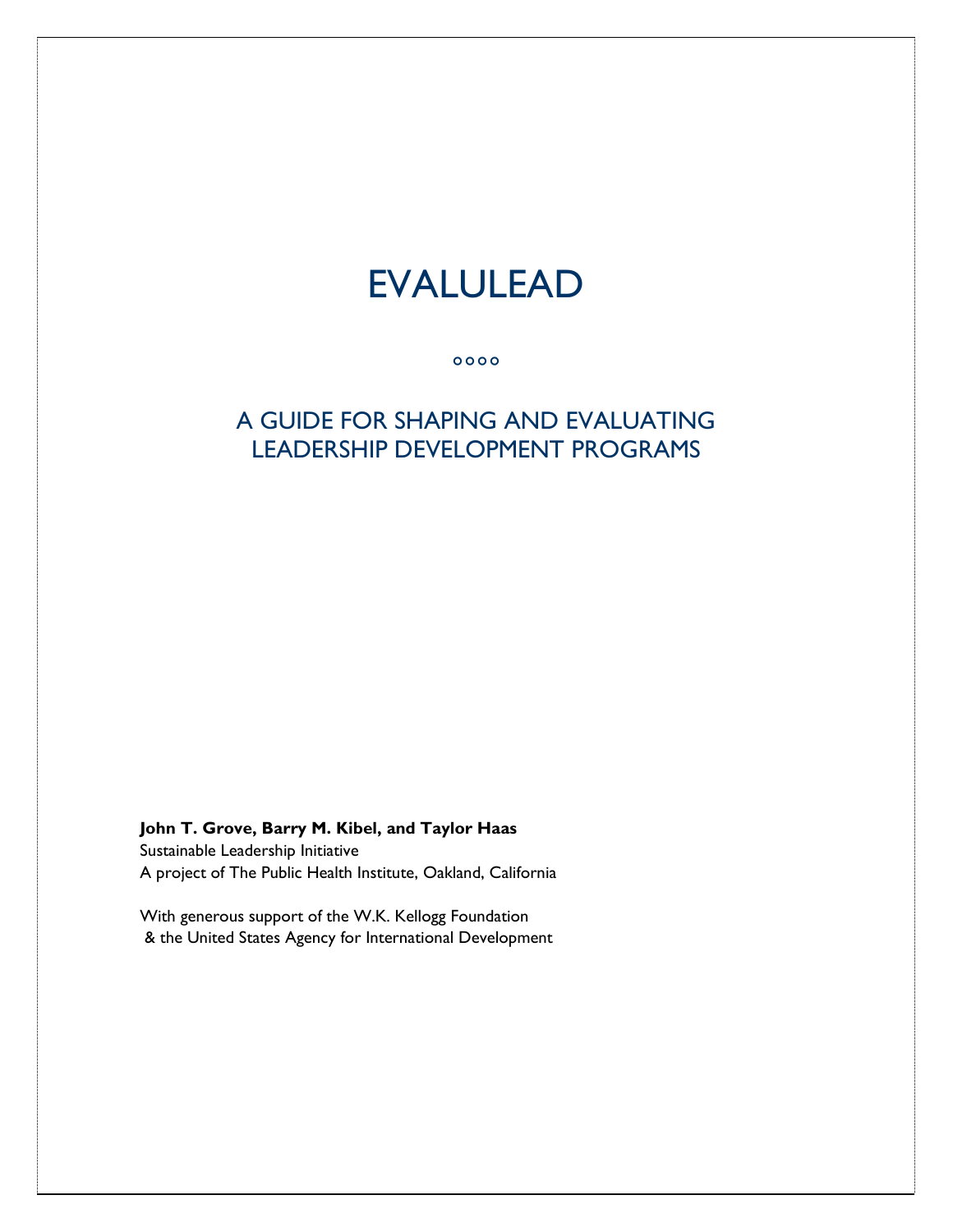# EVALULEAD

oooo

## A GUIDE FOR SHAPING AND EVALUATING LEADERSHIP DEVELOPMENT PROGRAMS

**John T. Grove, Barry M. Kibel, and Taylor Haas**
Sustainable Leadership Initiative
A project of The Public Health Institute, Oakland, California

With generous support of the W.K. Kellogg Foundation
& the United States Agency for International Development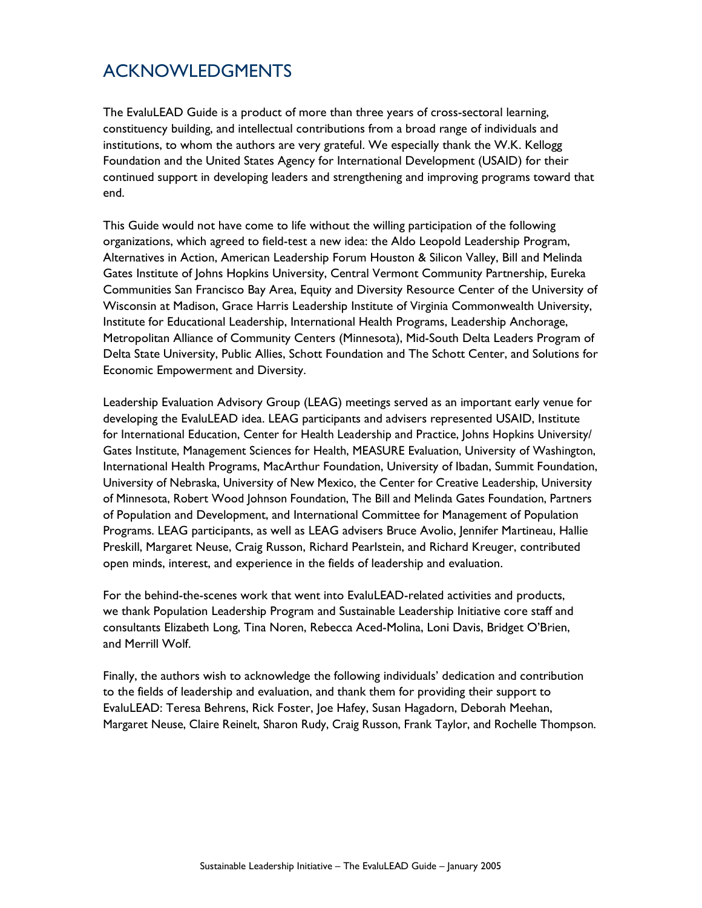# ACKNOWLEDGMENTS

The EvaluLEAD Guide is a product of more than three years of cross-sectoral learning, constituency building, and intellectual contributions from a broad range of individuals and institutions, to whom the authors are very grateful. We especially thank the W.K. Kellogg Foundation and the United States Agency for International Development (USAID) for their continued support in developing leaders and strengthening and improving programs toward that end.

This Guide would not have come to life without the willing participation of the following organizations, which agreed to field-test a new idea: the Aldo Leopold Leadership Program, Alternatives in Action, American Leadership Forum Houston & Silicon Valley, Bill and Melinda Gates Institute of Johns Hopkins University, Central Vermont Community Partnership, Eureka Communities San Francisco Bay Area, Equity and Diversity Resource Center of the University of Wisconsin at Madison, Grace Harris Leadership Institute of Virginia Commonwealth University, Institute for Educational Leadership, International Health Programs, Leadership Anchorage, Metropolitan Alliance of Community Centers (Minnesota), Mid-South Delta Leaders Program of Delta State University, Public Allies, Schott Foundation and The Schott Center, and Solutions for Economic Empowerment and Diversity.

Leadership Evaluation Advisory Group (LEAG) meetings served as an important early venue for developing the EvaluLEAD idea. LEAG participants and advisers represented USAID, Institute for International Education, Center for Health Leadership and Practice, Johns Hopkins University/ Gates Institute, Management Sciences for Health, MEASURE Evaluation, University of Washington, International Health Programs, MacArthur Foundation, University of Ibadan, Summit Foundation, University of Nebraska, University of New Mexico, the Center for Creative Leadership, University of Minnesota, Robert Wood Johnson Foundation, The Bill and Melinda Gates Foundation, Partners of Population and Development, and International Committee for Management of Population Programs. LEAG participants, as well as LEAG advisers Bruce Avolio, Jennifer Martineau, Hallie Preskill, Margaret Neuse, Craig Russon, Richard Pearlstein, and Richard Kreuger, contributed open minds, interest, and experience in the fields of leadership and evaluation.

For the behind-the-scenes work that went into EvaluLEAD-related activities and products, we thank Population Leadership Program and Sustainable Leadership Initiative core staff and consultants Elizabeth Long, Tina Noren, Rebecca Aced-Molina, Loni Davis, Bridget O'Brien, and Merrill Wolf.

Finally, the authors wish to acknowledge the following individuals' dedication and contribution to the fields of leadership and evaluation, and thank them for providing their support to EvaluLEAD: Teresa Behrens, Rick Foster, Joe Hafey, Susan Hagadorn, Deborah Meehan, Margaret Neuse, Claire Reinelt, Sharon Rudy, Craig Russon, Frank Taylor, and Rochelle Thompson.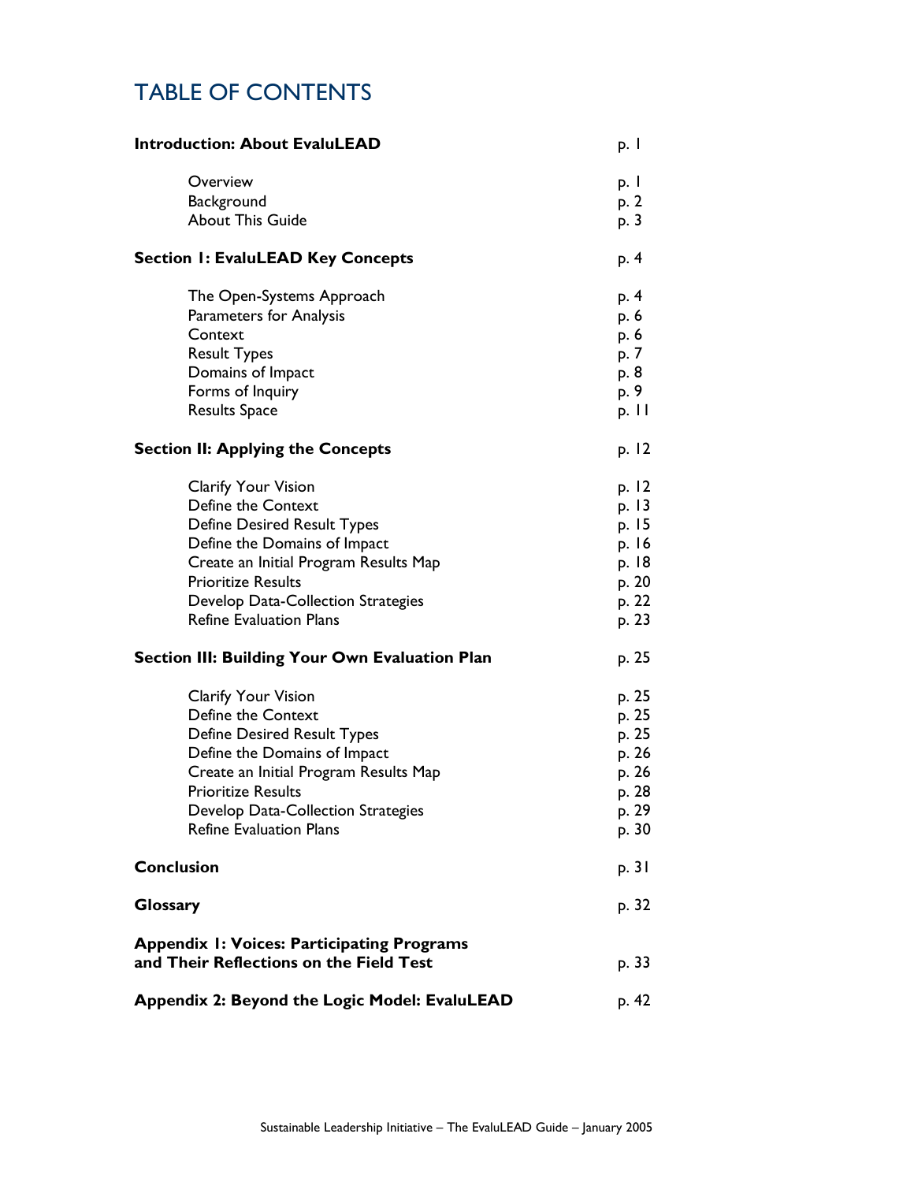# TABLE OF CONTENTS

| | |
|---|---|
| **Introduction: About EvaluLEAD** | p. 1 |
| Overview | p. 1 |
| Background | p. 2 |
| About This Guide | p. 3 |
| **Section 1: EvaluLEAD Key Concepts** | p. 4 |
| The Open-Systems Approach | p. 4 |
| Parameters for Analysis | p. 6 |
| Context | p. 6 |
| Result Types | p. 7 |
| Domains of Impact | p. 8 |
| Forms of Inquiry | p. 9 |
| Results Space | p. 11 |
| **Section II: Applying the Concepts** | p. 12 |
| Clarify Your Vision | p. 12 |
| Define the Context | p. 13 |
| Define Desired Result Types | p. 15 |
| Define the Domains of Impact | p. 16 |
| Create an Initial Program Results Map | p. 18 |
| Prioritize Results | p. 20 |
| Develop Data-Collection Strategies | p. 22 |
| Refine Evaluation Plans | p. 23 |
| **Section III: Building Your Own Evaluation Plan** | p. 25 |
| Clarify Your Vision | p. 25 |
| Define the Context | p. 25 |
| Define Desired Result Types | p. 25 |
| Define the Domains of Impact | p. 26 |
| Create an Initial Program Results Map | p. 26 |
| Prioritize Results | p. 28 |
| Develop Data-Collection Strategies | p. 29 |
| Refine Evaluation Plans | p. 30 |
| **Conclusion** | p. 31 |
| **Glossary** | p. 32 |
| **Appendix 1: Voices: Participating Programs and Their Reflections on the Field Test** | p. 33 |
| **Appendix 2: Beyond the Logic Model: EvaluLEAD** | p. 42 |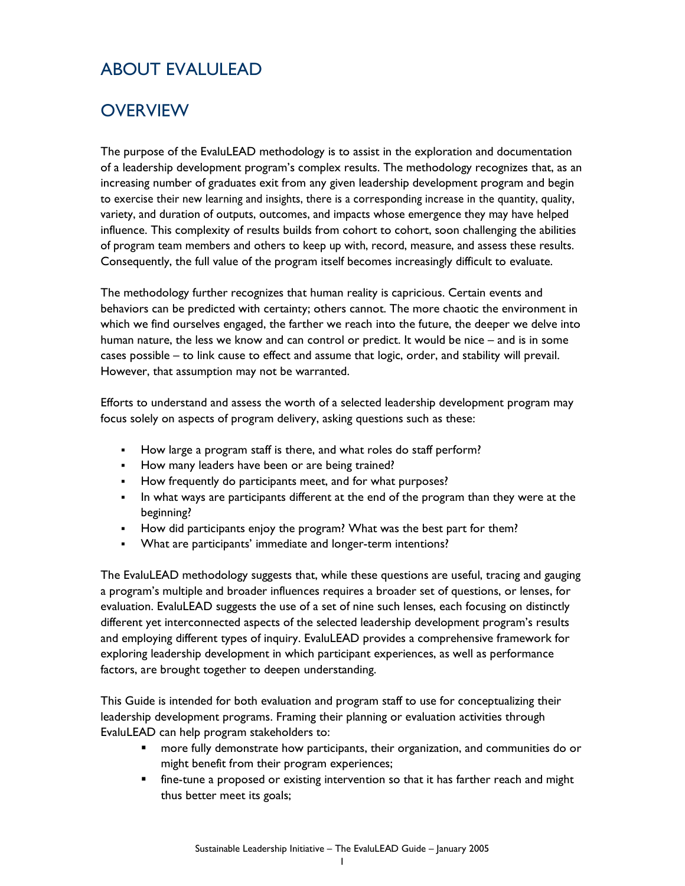# ABOUT EVALULEAD

## OVERVIEW

The purpose of the EvaluLEAD methodology is to assist in the exploration and documentation of a leadership development program's complex results. The methodology recognizes that, as an increasing number of graduates exit from any given leadership development program and begin to exercise their new learning and insights, there is a corresponding increase in the quantity, quality, variety, and duration of outputs, outcomes, and impacts whose emergence they may have helped influence. This complexity of results builds from cohort to cohort, soon challenging the abilities of program team members and others to keep up with, record, measure, and assess these results. Consequently, the full value of the program itself becomes increasingly difficult to evaluate.

The methodology further recognizes that human reality is capricious. Certain events and behaviors can be predicted with certainty; others cannot. The more chaotic the environment in which we find ourselves engaged, the farther we reach into the future, the deeper we delve into human nature, the less we know and can control or predict. It would be nice – and is in some cases possible – to link cause to effect and assume that logic, order, and stability will prevail. However, that assumption may not be warranted.

Efforts to understand and assess the worth of a selected leadership development program may focus solely on aspects of program delivery, asking questions such as these:

- How large a program staff is there, and what roles do staff perform?
- How many leaders have been or are being trained?
- How frequently do participants meet, and for what purposes?
- In what ways are participants different at the end of the program than they were at the beginning?
- How did participants enjoy the program? What was the best part for them?
- What are participants' immediate and longer-term intentions?

The EvaluLEAD methodology suggests that, while these questions are useful, tracing and gauging a program's multiple and broader influences requires a broader set of questions, or lenses, for evaluation. EvaluLEAD suggests the use of a set of nine such lenses, each focusing on distinctly different yet interconnected aspects of the selected leadership development program's results and employing different types of inquiry. EvaluLEAD provides a comprehensive framework for exploring leadership development in which participant experiences, as well as performance factors, are brought together to deepen understanding.

This Guide is intended for both evaluation and program staff to use for conceptualizing their leadership development programs. Framing their planning or evaluation activities through EvaluLEAD can help program stakeholders to:

- more fully demonstrate how participants, their organization, and communities do or might benefit from their program experiences;
- fine-tune a proposed or existing intervention so that it has farther reach and might thus better meet its goals;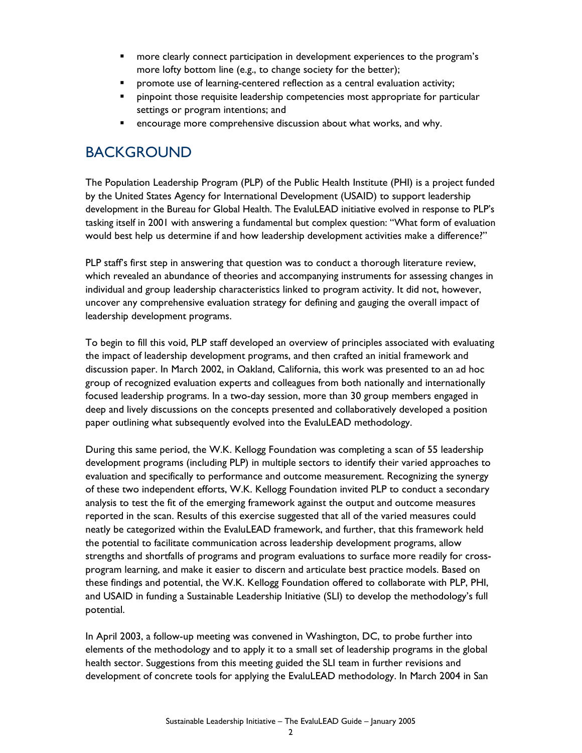- more clearly connect participation in development experiences to the program's more lofty bottom line (e.g., to change society for the better);
- promote use of learning-centered reflection as a central evaluation activity;
- pinpoint those requisite leadership competencies most appropriate for particular settings or program intentions; and
- encourage more comprehensive discussion about what works, and why.

## BACKGROUND

The Population Leadership Program (PLP) of the Public Health Institute (PHI) is a project funded by the United States Agency for International Development (USAID) to support leadership development in the Bureau for Global Health. The EvaluLEAD initiative evolved in response to PLP's tasking itself in 2001 with answering a fundamental but complex question: "What form of evaluation would best help us determine if and how leadership development activities make a difference?"

PLP staff's first step in answering that question was to conduct a thorough literature review, which revealed an abundance of theories and accompanying instruments for assessing changes in individual and group leadership characteristics linked to program activity. It did not, however, uncover any comprehensive evaluation strategy for defining and gauging the overall impact of leadership development programs.

To begin to fill this void, PLP staff developed an overview of principles associated with evaluating the impact of leadership development programs, and then crafted an initial framework and discussion paper. In March 2002, in Oakland, California, this work was presented to an ad hoc group of recognized evaluation experts and colleagues from both nationally and internationally focused leadership programs. In a two-day session, more than 30 group members engaged in deep and lively discussions on the concepts presented and collaboratively developed a position paper outlining what subsequently evolved into the EvaluLEAD methodology.

During this same period, the W.K. Kellogg Foundation was completing a scan of 55 leadership development programs (including PLP) in multiple sectors to identify their varied approaches to evaluation and specifically to performance and outcome measurement. Recognizing the synergy of these two independent efforts, W.K. Kellogg Foundation invited PLP to conduct a secondary analysis to test the fit of the emerging framework against the output and outcome measures reported in the scan. Results of this exercise suggested that all of the varied measures could neatly be categorized within the EvaluLEAD framework, and further, that this framework held the potential to facilitate communication across leadership development programs, allow strengths and shortfalls of programs and program evaluations to surface more readily for cross-program learning, and make it easier to discern and articulate best practice models. Based on these findings and potential, the W.K. Kellogg Foundation offered to collaborate with PLP, PHI, and USAID in funding a Sustainable Leadership Initiative (SLI) to develop the methodology's full potential.

In April 2003, a follow-up meeting was convened in Washington, DC, to probe further into elements of the methodology and to apply it to a small set of leadership programs in the global health sector. Suggestions from this meeting guided the SLI team in further revisions and development of concrete tools for applying the EvaluLEAD methodology. In March 2004 in San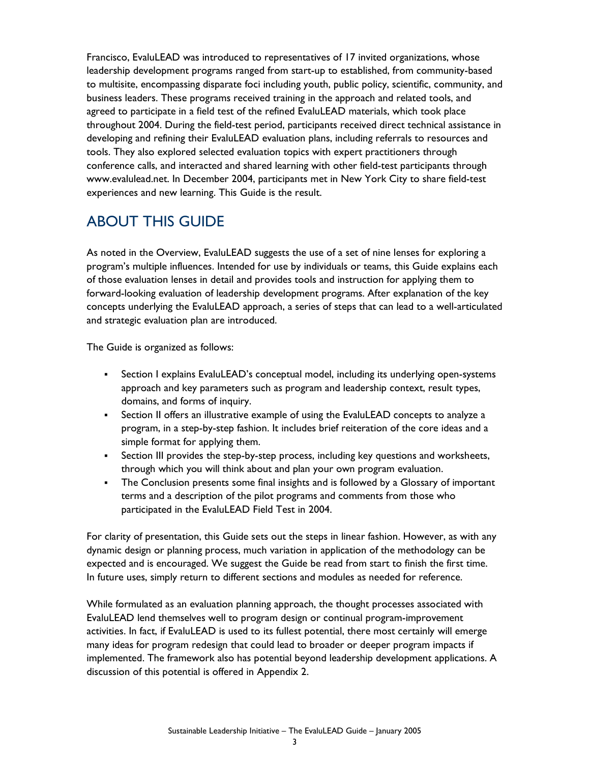Francisco, EvaluLEAD was introduced to representatives of 17 invited organizations, whose leadership development programs ranged from start-up to established, from community-based to multisite, encompassing disparate foci including youth, public policy, scientific, community, and business leaders. These programs received training in the approach and related tools, and agreed to participate in a field test of the refined EvaluLEAD materials, which took place throughout 2004. During the field-test period, participants received direct technical assistance in developing and refining their EvaluLEAD evaluation plans, including referrals to resources and tools. They also explored selected evaluation topics with expert practitioners through conference calls, and interacted and shared learning with other field-test participants through www.evalulead.net. In December 2004, participants met in New York City to share field-test experiences and new learning. This Guide is the result.

## ABOUT THIS GUIDE

As noted in the Overview, EvaluLEAD suggests the use of a set of nine lenses for exploring a program's multiple influences. Intended for use by individuals or teams, this Guide explains each of those evaluation lenses in detail and provides tools and instruction for applying them to forward-looking evaluation of leadership development programs. After explanation of the key concepts underlying the EvaluLEAD approach, a series of steps that can lead to a well-articulated and strategic evaluation plan are introduced.

The Guide is organized as follows:

- Section I explains EvaluLEAD's conceptual model, including its underlying open-systems approach and key parameters such as program and leadership context, result types, domains, and forms of inquiry.
- Section II offers an illustrative example of using the EvaluLEAD concepts to analyze a program, in a step-by-step fashion. It includes brief reiteration of the core ideas and a simple format for applying them.
- Section III provides the step-by-step process, including key questions and worksheets, through which you will think about and plan your own program evaluation.
- The Conclusion presents some final insights and is followed by a Glossary of important terms and a description of the pilot programs and comments from those who participated in the EvaluLEAD Field Test in 2004.

For clarity of presentation, this Guide sets out the steps in linear fashion. However, as with any dynamic design or planning process, much variation in application of the methodology can be expected and is encouraged. We suggest the Guide be read from start to finish the first time. In future uses, simply return to different sections and modules as needed for reference.

While formulated as an evaluation planning approach, the thought processes associated with EvaluLEAD lend themselves well to program design or continual program-improvement activities. In fact, if EvaluLEAD is used to its fullest potential, there most certainly will emerge many ideas for program redesign that could lead to broader or deeper program impacts if implemented. The framework also has potential beyond leadership development applications. A discussion of this potential is offered in Appendix 2.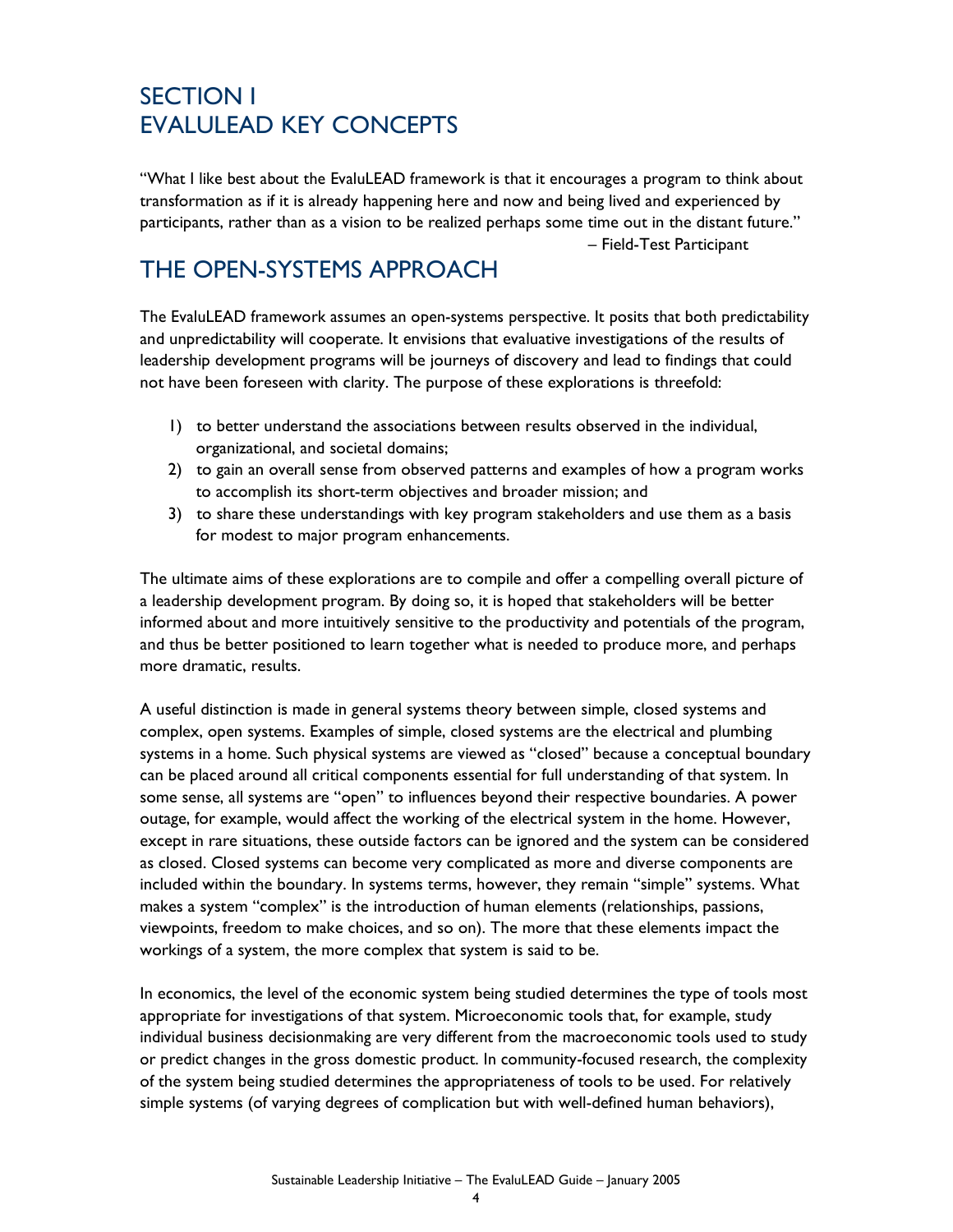# SECTION I
# EVALULEAD KEY CONCEPTS

"What I like best about the EvaluLEAD framework is that it encourages a program to think about transformation as if it is already happening here and now and being lived and experienced by participants, rather than as a vision to be realized perhaps some time out in the distant future."

– Field-Test Participant

## THE OPEN-SYSTEMS APPROACH

The EvaluLEAD framework assumes an open-systems perspective. It posits that both predictability and unpredictability will cooperate. It envisions that evaluative investigations of the results of leadership development programs will be journeys of discovery and lead to findings that could not have been foreseen with clarity. The purpose of these explorations is threefold:

1) to better understand the associations between results observed in the individual, organizational, and societal domains;
2) to gain an overall sense from observed patterns and examples of how a program works to accomplish its short-term objectives and broader mission; and
3) to share these understandings with key program stakeholders and use them as a basis for modest to major program enhancements.

The ultimate aims of these explorations are to compile and offer a compelling overall picture of a leadership development program. By doing so, it is hoped that stakeholders will be better informed about and more intuitively sensitive to the productivity and potentials of the program, and thus be better positioned to learn together what is needed to produce more, and perhaps more dramatic, results.

A useful distinction is made in general systems theory between simple, closed systems and complex, open systems. Examples of simple, closed systems are the electrical and plumbing systems in a home. Such physical systems are viewed as "closed" because a conceptual boundary can be placed around all critical components essential for full understanding of that system. In some sense, all systems are "open" to influences beyond their respective boundaries. A power outage, for example, would affect the working of the electrical system in the home. However, except in rare situations, these outside factors can be ignored and the system can be considered as closed. Closed systems can become very complicated as more and diverse components are included within the boundary. In systems terms, however, they remain "simple" systems. What makes a system "complex" is the introduction of human elements (relationships, passions, viewpoints, freedom to make choices, and so on). The more that these elements impact the workings of a system, the more complex that system is said to be.

In economics, the level of the economic system being studied determines the type of tools most appropriate for investigations of that system. Microeconomic tools that, for example, study individual business decisionmaking are very different from the macroeconomic tools used to study or predict changes in the gross domestic product. In community-focused research, the complexity of the system being studied determines the appropriateness of tools to be used. For relatively simple systems (of varying degrees of complication but with well-defined human behaviors),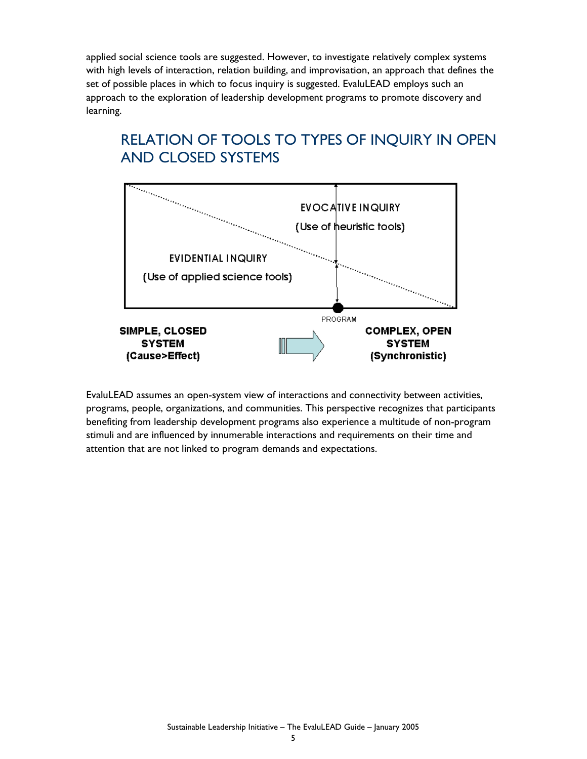applied social science tools are suggested. However, to investigate relatively complex systems with high levels of interaction, relation building, and improvisation, an approach that defines the set of possible places in which to focus inquiry is suggested. EvaluLEAD employs such an approach to the exploration of leadership development programs to promote discovery and learning.

## RELATION OF TOOLS TO TYPES OF INQUIRY IN OPEN AND CLOSED SYSTEMS

EVOCATIVE INQUIRY

(Use of heuristic tools)

EVIDENTIAL INQUIRY

(Use of applied science tools)

PROGRAM

**SIMPLE, CLOSED SYSTEM (Cause>Effect)**

**COMPLEX, OPEN SYSTEM (Synchronistic)**

EvaluLEAD assumes an open-system view of interactions and connectivity between activities, programs, people, organizations, and communities. This perspective recognizes that participants benefiting from leadership development programs also experience a multitude of non-program stimuli and are influenced by innumerable interactions and requirements on their time and attention that are not linked to program demands and expectations.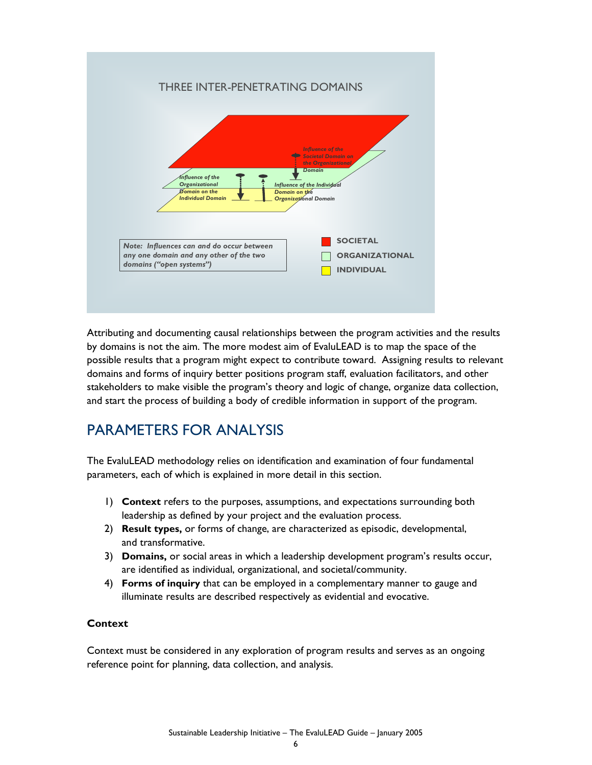THREE INTER-PENETRATING DOMAINS

*Influence of the Societal Domain on the Organizational Domain*

*Influence of the Organizational Domain on the Individual Domain*

*Influence of the Individual Domain on the Organizational Domain*

***Note: Influences can and do occur between any one domain and any other of the two domains ("open systems")***

**SOCIETAL**

**ORGANIZATIONAL**

**INDIVIDUAL**

Attributing and documenting causal relationships between the program activities and the results by domains is not the aim. The more modest aim of EvaluLEAD is to map the space of the possible results that a program might expect to contribute toward. Assigning results to relevant domains and forms of inquiry better positions program staff, evaluation facilitators, and other stakeholders to make visible the program's theory and logic of change, organize data collection, and start the process of building a body of credible information in support of the program.

## PARAMETERS FOR ANALYSIS

The EvaluLEAD methodology relies on identification and examination of four fundamental parameters, each of which is explained in more detail in this section.

1) **Context** refers to the purposes, assumptions, and expectations surrounding both leadership as defined by your project and the evaluation process.
2) **Result types,** or forms of change, are characterized as episodic, developmental, and transformative.
3) **Domains,** or social areas in which a leadership development program's results occur, are identified as individual, organizational, and societal/community.
4) **Forms of inquiry** that can be employed in a complementary manner to gauge and illuminate results are described respectively as evidential and evocative.

**Context**

Context must be considered in any exploration of program results and serves as an ongoing reference point for planning, data collection, and analysis.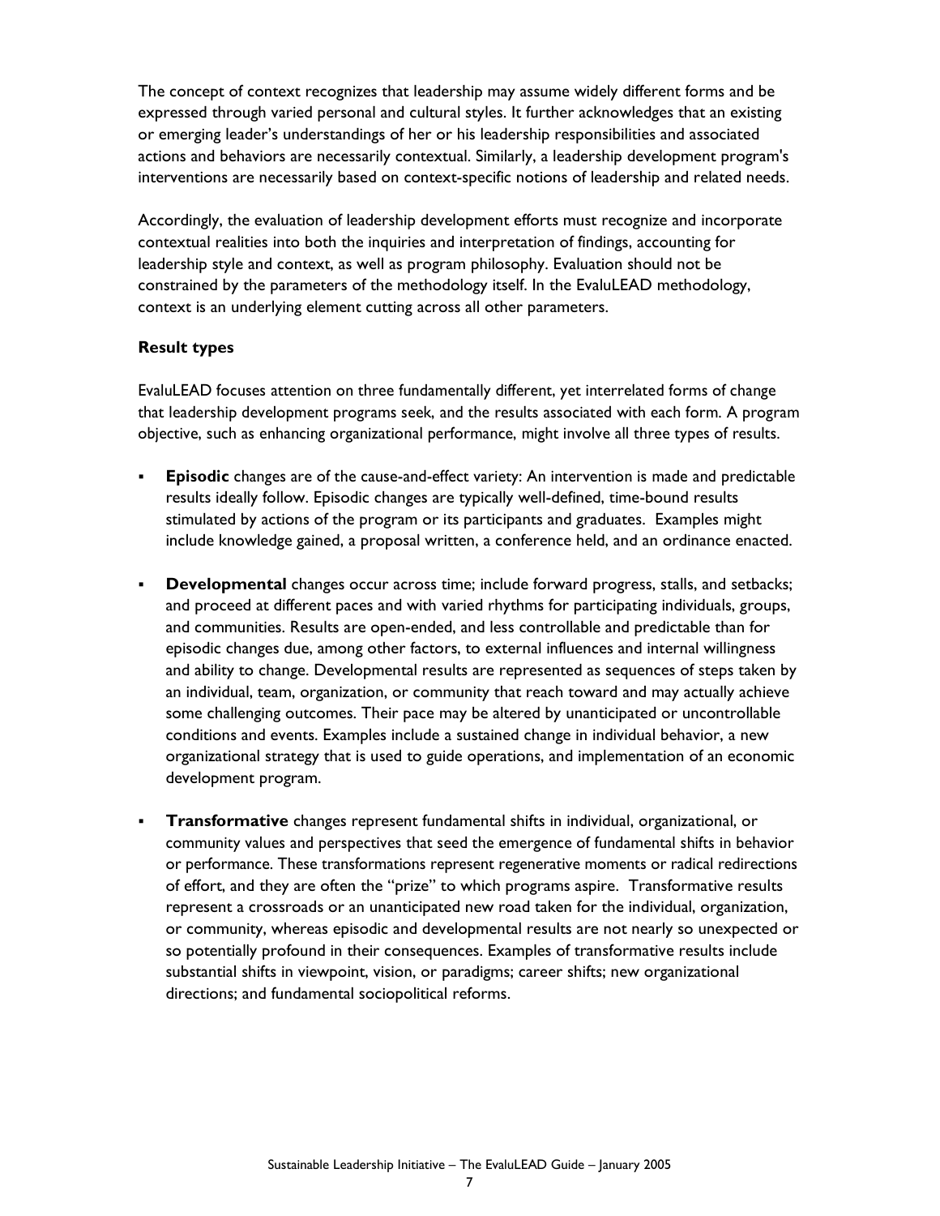The concept of context recognizes that leadership may assume widely different forms and be expressed through varied personal and cultural styles. It further acknowledges that an existing or emerging leader's understandings of her or his leadership responsibilities and associated actions and behaviors are necessarily contextual. Similarly, a leadership development program's interventions are necessarily based on context-specific notions of leadership and related needs.

Accordingly, the evaluation of leadership development efforts must recognize and incorporate contextual realities into both the inquiries and interpretation of findings, accounting for leadership style and context, as well as program philosophy. Evaluation should not be constrained by the parameters of the methodology itself. In the EvaluLEAD methodology, context is an underlying element cutting across all other parameters.

### Result types

EvaluLEAD focuses attention on three fundamentally different, yet interrelated forms of change that leadership development programs seek, and the results associated with each form. A program objective, such as enhancing organizational performance, might involve all three types of results.

- **Episodic** changes are of the cause-and-effect variety: An intervention is made and predictable results ideally follow. Episodic changes are typically well-defined, time-bound results stimulated by actions of the program or its participants and graduates. Examples might include knowledge gained, a proposal written, a conference held, and an ordinance enacted.

- **Developmental** changes occur across time; include forward progress, stalls, and setbacks; and proceed at different paces and with varied rhythms for participating individuals, groups, and communities. Results are open-ended, and less controllable and predictable than for episodic changes due, among other factors, to external influences and internal willingness and ability to change. Developmental results are represented as sequences of steps taken by an individual, team, organization, or community that reach toward and may actually achieve some challenging outcomes. Their pace may be altered by unanticipated or uncontrollable conditions and events. Examples include a sustained change in individual behavior, a new organizational strategy that is used to guide operations, and implementation of an economic development program.

- **Transformative** changes represent fundamental shifts in individual, organizational, or community values and perspectives that seed the emergence of fundamental shifts in behavior or performance. These transformations represent regenerative moments or radical redirections of effort, and they are often the "prize" to which programs aspire. Transformative results represent a crossroads or an unanticipated new road taken for the individual, organization, or community, whereas episodic and developmental results are not nearly so unexpected or so potentially profound in their consequences. Examples of transformative results include substantial shifts in viewpoint, vision, or paradigms; career shifts; new organizational directions; and fundamental sociopolitical reforms.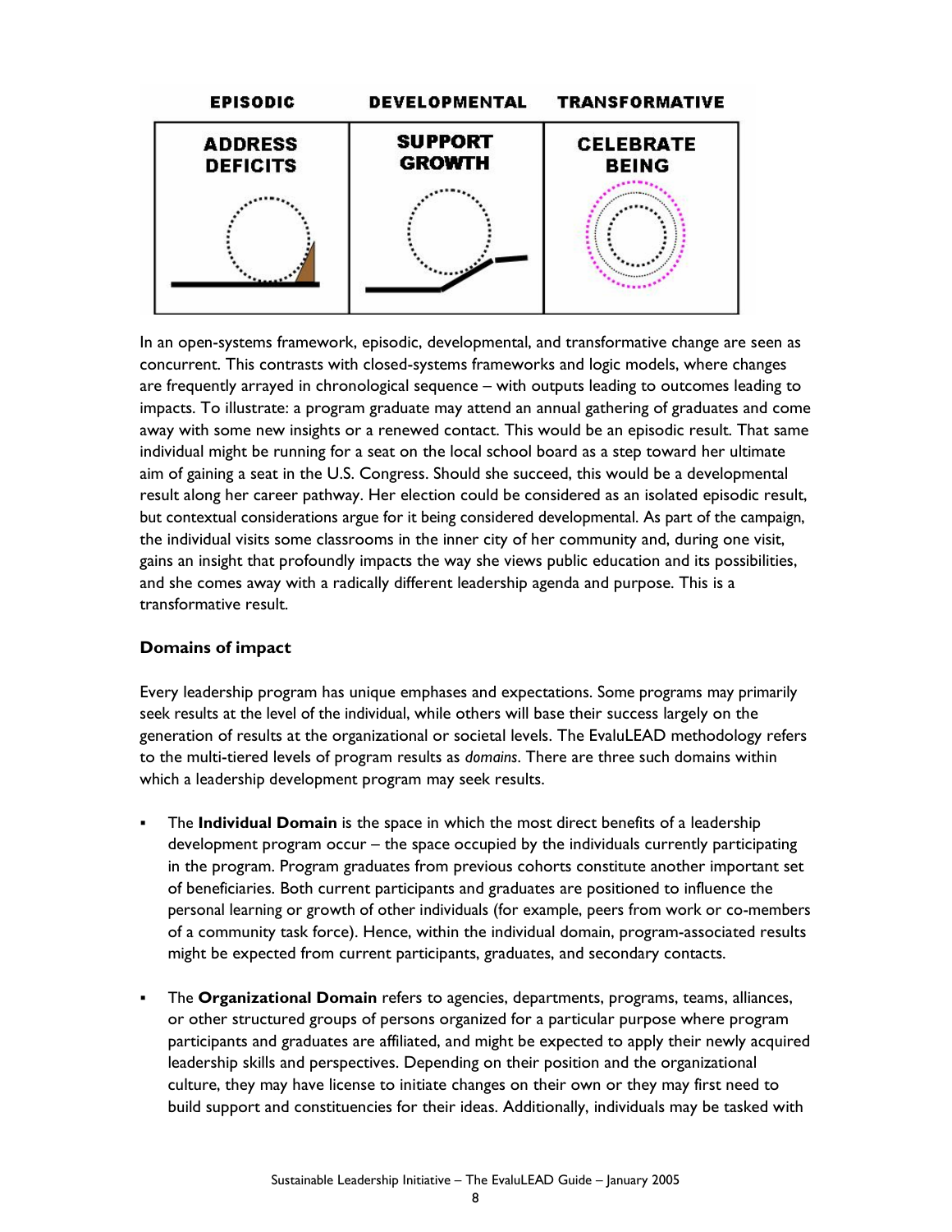| EPISODIC | DEVELOPMENTAL | TRANSFORMATIVE |
| --- | --- | --- |
| ADDRESS DEFICITS | SUPPORT GROWTH | CELEBRATE BEING |

In an open-systems framework, episodic, developmental, and transformative change are seen as concurrent. This contrasts with closed-systems frameworks and logic models, where changes are frequently arrayed in chronological sequence – with outputs leading to outcomes leading to impacts. To illustrate: a program graduate may attend an annual gathering of graduates and come away with some new insights or a renewed contact. This would be an episodic result. That same individual might be running for a seat on the local school board as a step toward her ultimate aim of gaining a seat in the U.S. Congress. Should she succeed, this would be a developmental result along her career pathway. Her election could be considered as an isolated episodic result, but contextual considerations argue for it being considered developmental. As part of the campaign, the individual visits some classrooms in the inner city of her community and, during one visit, gains an insight that profoundly impacts the way she views public education and its possibilities, and she comes away with a radically different leadership agenda and purpose. This is a transformative result.

### Domains of impact

Every leadership program has unique emphases and expectations. Some programs may primarily seek results at the level of the individual, while others will base their success largely on the generation of results at the organizational or societal levels. The EvaluLEAD methodology refers to the multi-tiered levels of program results as *domains*. There are three such domains within which a leadership development program may seek results.

- The **Individual Domain** is the space in which the most direct benefits of a leadership development program occur – the space occupied by the individuals currently participating in the program. Program graduates from previous cohorts constitute another important set of beneficiaries. Both current participants and graduates are positioned to influence the personal learning or growth of other individuals (for example, peers from work or co-members of a community task force). Hence, within the individual domain, program-associated results might be expected from current participants, graduates, and secondary contacts.

- The **Organizational Domain** refers to agencies, departments, programs, teams, alliances, or other structured groups of persons organized for a particular purpose where program participants and graduates are affiliated, and might be expected to apply their newly acquired leadership skills and perspectives. Depending on their position and the organizational culture, they may have license to initiate changes on their own or they may first need to build support and constituencies for their ideas. Additionally, individuals may be tasked with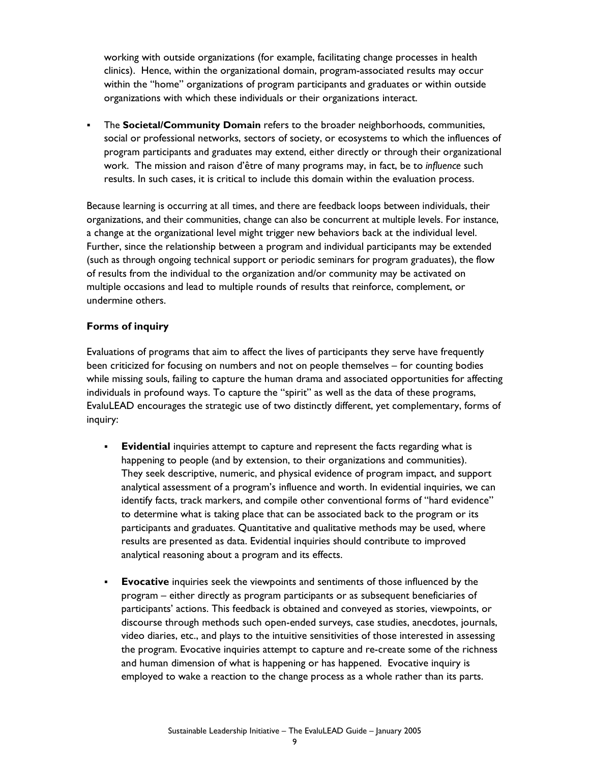working with outside organizations (for example, facilitating change processes in health clinics). Hence, within the organizational domain, program-associated results may occur within the "home" organizations of program participants and graduates or within outside organizations with which these individuals or their organizations interact.

- The **Societal/Community Domain** refers to the broader neighborhoods, communities, social or professional networks, sectors of society, or ecosystems to which the influences of program participants and graduates may extend, either directly or through their organizational work. The mission and raison d'être of many programs may, in fact, be to *influence* such results. In such cases, it is critical to include this domain within the evaluation process.

Because learning is occurring at all times, and there are feedback loops between individuals, their organizations, and their communities, change can also be concurrent at multiple levels. For instance, a change at the organizational level might trigger new behaviors back at the individual level. Further, since the relationship between a program and individual participants may be extended (such as through ongoing technical support or periodic seminars for program graduates), the flow of results from the individual to the organization and/or community may be activated on multiple occasions and lead to multiple rounds of results that reinforce, complement, or undermine others.

### Forms of inquiry

Evaluations of programs that aim to affect the lives of participants they serve have frequently been criticized for focusing on numbers and not on people themselves – for counting bodies while missing souls, failing to capture the human drama and associated opportunities for affecting individuals in profound ways. To capture the "spirit" as well as the data of these programs, EvaluLEAD encourages the strategic use of two distinctly different, yet complementary, forms of inquiry:

- **Evidential** inquiries attempt to capture and represent the facts regarding what is happening to people (and by extension, to their organizations and communities). They seek descriptive, numeric, and physical evidence of program impact, and support analytical assessment of a program's influence and worth. In evidential inquiries, we can identify facts, track markers, and compile other conventional forms of "hard evidence" to determine what is taking place that can be associated back to the program or its participants and graduates. Quantitative and qualitative methods may be used, where results are presented as data. Evidential inquiries should contribute to improved analytical reasoning about a program and its effects.

- **Evocative** inquiries seek the viewpoints and sentiments of those influenced by the program – either directly as program participants or as subsequent beneficiaries of participants' actions. This feedback is obtained and conveyed as stories, viewpoints, or discourse through methods such open-ended surveys, case studies, anecdotes, journals, video diaries, etc., and plays to the intuitive sensitivities of those interested in assessing the program. Evocative inquiries attempt to capture and re-create some of the richness and human dimension of what is happening or has happened. Evocative inquiry is employed to wake a reaction to the change process as a whole rather than its parts.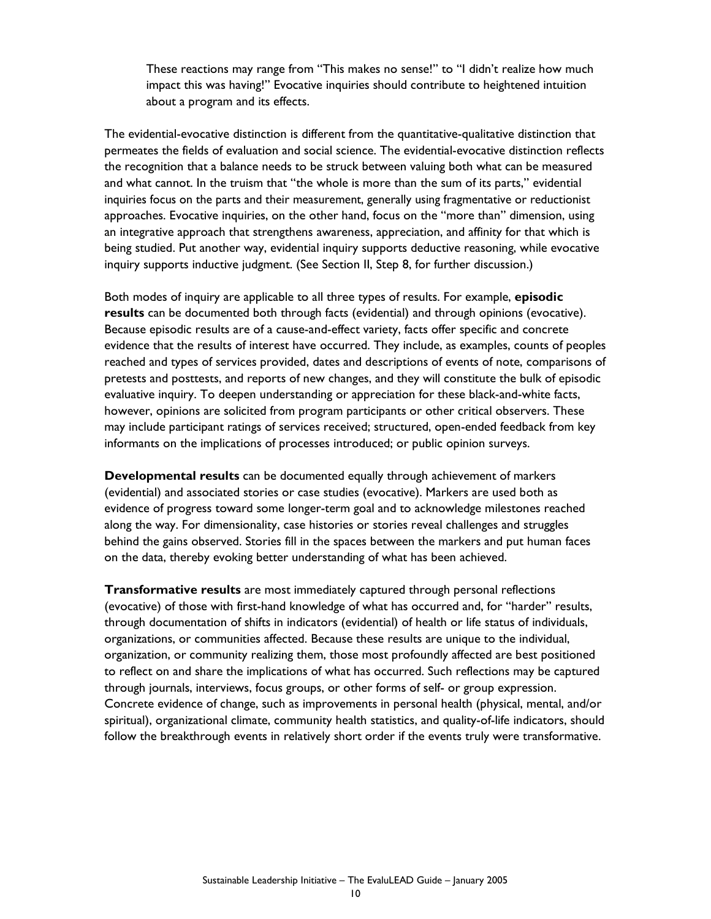> These reactions may range from "This makes no sense!" to "I didn't realize how much impact this was having!" Evocative inquiries should contribute to heightened intuition about a program and its effects.

The evidential-evocative distinction is different from the quantitative-qualitative distinction that permeates the fields of evaluation and social science. The evidential-evocative distinction reflects the recognition that a balance needs to be struck between valuing both what can be measured and what cannot. In the truism that "the whole is more than the sum of its parts," evidential inquiries focus on the parts and their measurement, generally using fragmentative or reductionist approaches. Evocative inquiries, on the other hand, focus on the "more than" dimension, using an integrative approach that strengthens awareness, appreciation, and affinity for that which is being studied. Put another way, evidential inquiry supports deductive reasoning, while evocative inquiry supports inductive judgment. (See Section II, Step 8, for further discussion.)

Both modes of inquiry are applicable to all three types of results. For example, **episodic results** can be documented both through facts (evidential) and through opinions (evocative). Because episodic results are of a cause-and-effect variety, facts offer specific and concrete evidence that the results of interest have occurred. They include, as examples, counts of peoples reached and types of services provided, dates and descriptions of events of note, comparisons of pretests and posttests, and reports of new changes, and they will constitute the bulk of episodic evaluative inquiry. To deepen understanding or appreciation for these black-and-white facts, however, opinions are solicited from program participants or other critical observers. These may include participant ratings of services received; structured, open-ended feedback from key informants on the implications of processes introduced; or public opinion surveys.

**Developmental results** can be documented equally through achievement of markers (evidential) and associated stories or case studies (evocative). Markers are used both as evidence of progress toward some longer-term goal and to acknowledge milestones reached along the way. For dimensionality, case histories or stories reveal challenges and struggles behind the gains observed. Stories fill in the spaces between the markers and put human faces on the data, thereby evoking better understanding of what has been achieved.

**Transformative results** are most immediately captured through personal reflections (evocative) of those with first-hand knowledge of what has occurred and, for "harder" results, through documentation of shifts in indicators (evidential) of health or life status of individuals, organizations, or communities affected. Because these results are unique to the individual, organization, or community realizing them, those most profoundly affected are best positioned to reflect on and share the implications of what has occurred. Such reflections may be captured through journals, interviews, focus groups, or other forms of self- or group expression. Concrete evidence of change, such as improvements in personal health (physical, mental, and/or spiritual), organizational climate, community health statistics, and quality-of-life indicators, should follow the breakthrough events in relatively short order if the events truly were transformative.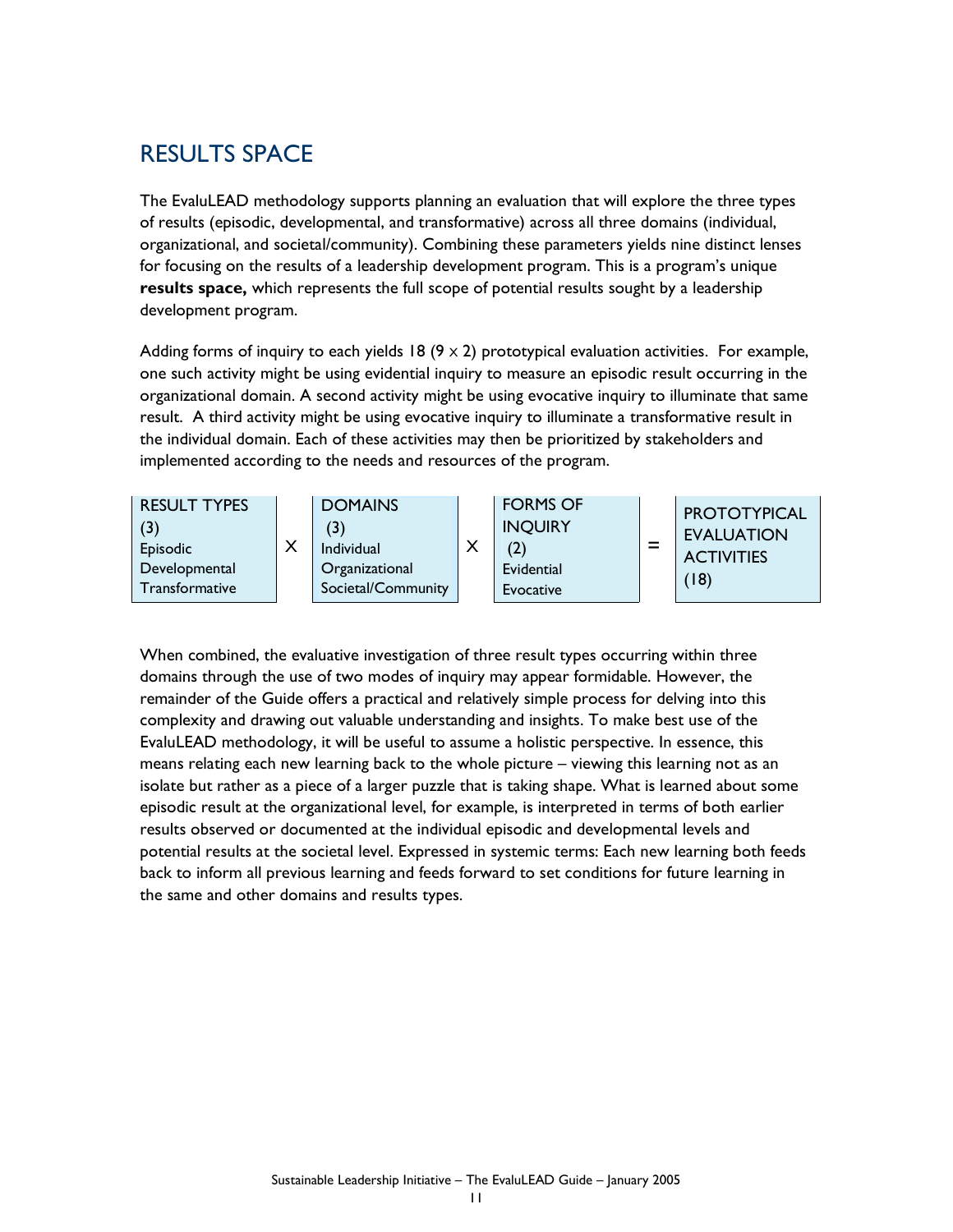## RESULTS SPACE

The EvaluLEAD methodology supports planning an evaluation that will explore the three types of results (episodic, developmental, and transformative) across all three domains (individual, organizational, and societal/community). Combining these parameters yields nine distinct lenses for focusing on the results of a leadership development program. This is a program's unique **results space,** which represents the full scope of potential results sought by a leadership development program.

Adding forms of inquiry to each yields 18 (9 x 2) prototypical evaluation activities. For example, one such activity might be using evidential inquiry to measure an episodic result occurring in the organizational domain. A second activity might be using evocative inquiry to illuminate that same result. A third activity might be using evocative inquiry to illuminate a transformative result in the individual domain. Each of these activities may then be prioritized by stakeholders and implemented according to the needs and resources of the program.

| RESULT TYPES (3) | | DOMAINS (3) | | FORMS OF INQUIRY (2) | | PROTOTYPICAL EVALUATION ACTIVITIES (18) |
|---|---|---|---|---|---|---|
| Episodic<br>Developmental<br>Transformative | X | Individual<br>Organizational<br>Societal/Community | X | Evidential<br>Evocative | = | |

When combined, the evaluative investigation of three result types occurring within three domains through the use of two modes of inquiry may appear formidable. However, the remainder of the Guide offers a practical and relatively simple process for delving into this complexity and drawing out valuable understanding and insights. To make best use of the EvaluLEAD methodology, it will be useful to assume a holistic perspective. In essence, this means relating each new learning back to the whole picture – viewing this learning not as an isolate but rather as a piece of a larger puzzle that is taking shape. What is learned about some episodic result at the organizational level, for example, is interpreted in terms of both earlier results observed or documented at the individual episodic and developmental levels and potential results at the societal level. Expressed in systemic terms: Each new learning both feeds back to inform all previous learning and feeds forward to set conditions for future learning in the same and other domains and results types.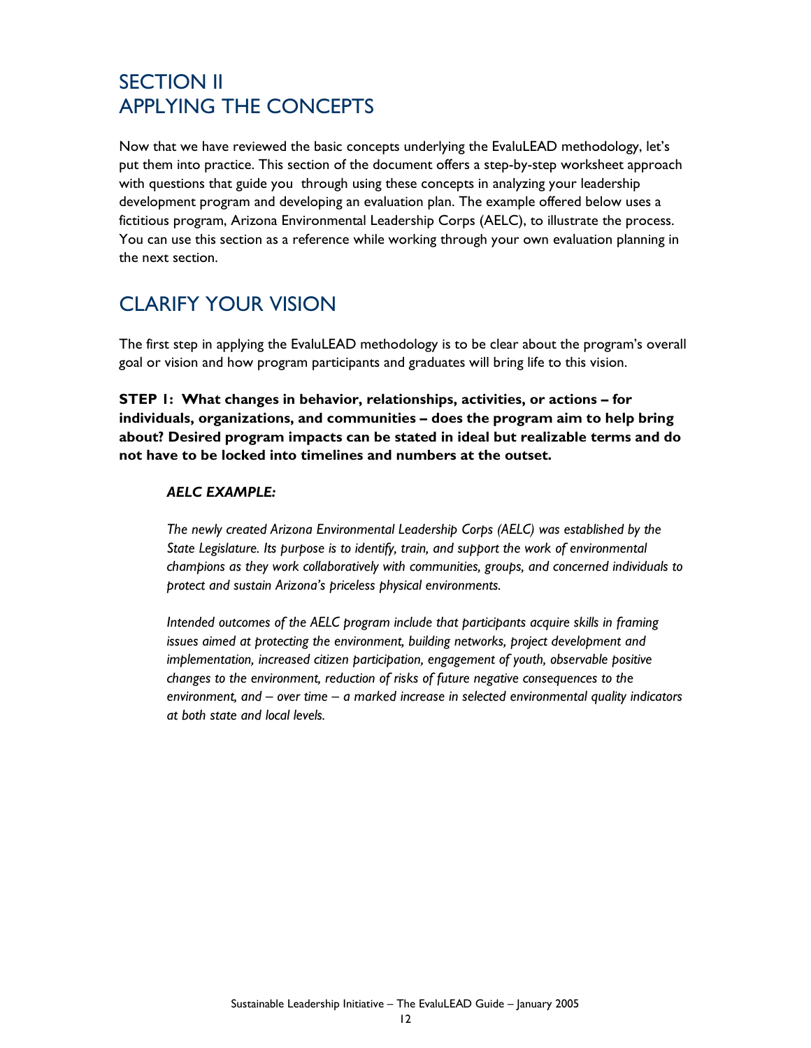# SECTION II
# APPLYING THE CONCEPTS

Now that we have reviewed the basic concepts underlying the EvaluLEAD methodology, let's put them into practice. This section of the document offers a step-by-step worksheet approach with questions that guide you through using these concepts in analyzing your leadership development program and developing an evaluation plan. The example offered below uses a fictitious program, Arizona Environmental Leadership Corps (AELC), to illustrate the process. You can use this section as a reference while working through your own evaluation planning in the next section.

## CLARIFY YOUR VISION

The first step in applying the EvaluLEAD methodology is to be clear about the program's overall goal or vision and how program participants and graduates will bring life to this vision.

**STEP 1: What changes in behavior, relationships, activities, or actions – for individuals, organizations, and communities – does the program aim to help bring about? Desired program impacts can be stated in ideal but realizable terms and do not have to be locked into timelines and numbers at the outset.**

> ***AELC EXAMPLE:***
>
> *The newly created Arizona Environmental Leadership Corps (AELC) was established by the State Legislature. Its purpose is to identify, train, and support the work of environmental champions as they work collaboratively with communities, groups, and concerned individuals to protect and sustain Arizona's priceless physical environments.*
>
> *Intended outcomes of the AELC program include that participants acquire skills in framing issues aimed at protecting the environment, building networks, project development and implementation, increased citizen participation, engagement of youth, observable positive changes to the environment, reduction of risks of future negative consequences to the environment, and – over time – a marked increase in selected environmental quality indicators at both state and local levels.*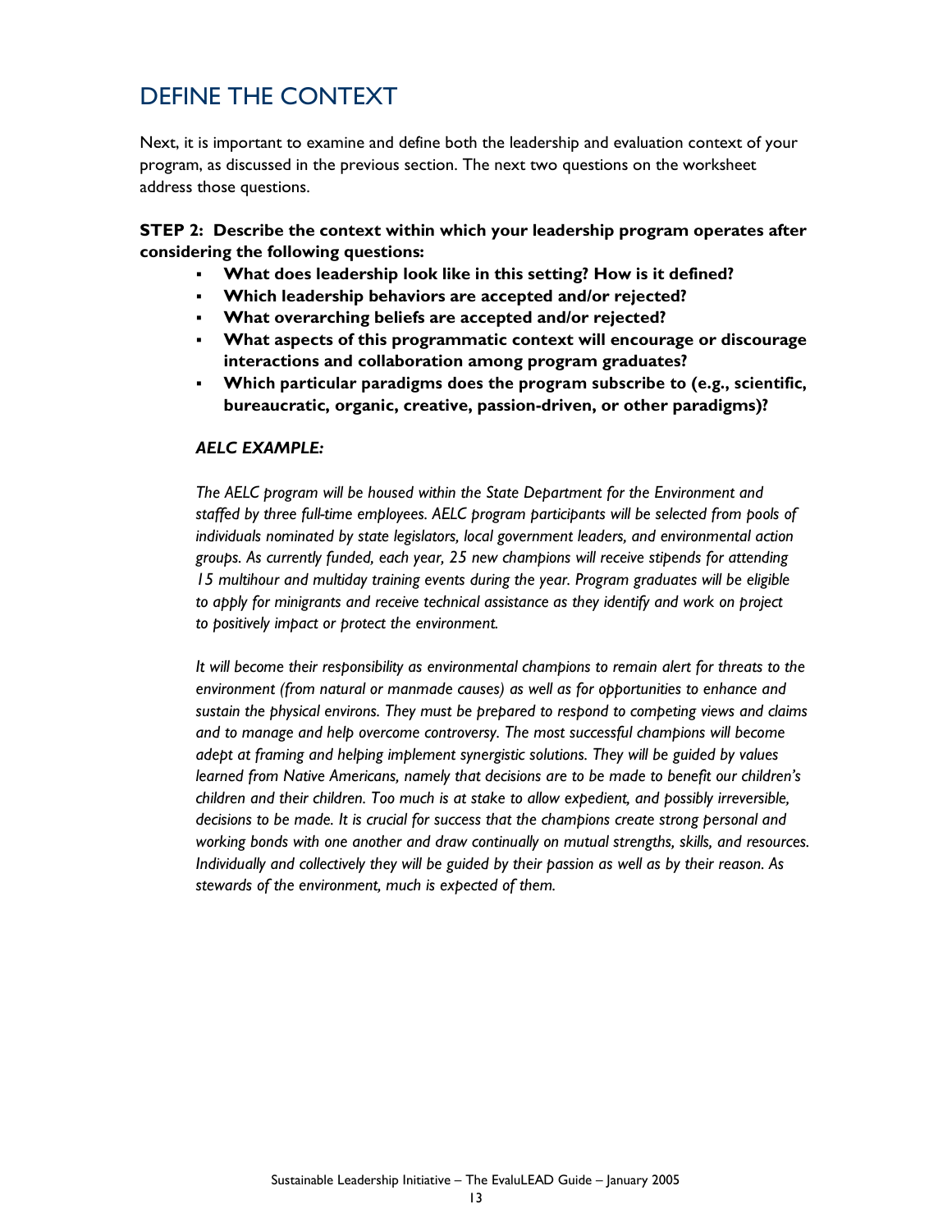## DEFINE THE CONTEXT

Next, it is important to examine and define both the leadership and evaluation context of your program, as discussed in the previous section. The next two questions on the worksheet address those questions.

**STEP 2: Describe the context within which your leadership program operates after considering the following questions:**

- **What does leadership look like in this setting? How is it defined?**
- **Which leadership behaviors are accepted and/or rejected?**
- **What overarching beliefs are accepted and/or rejected?**
- **What aspects of this programmatic context will encourage or discourage interactions and collaboration among program graduates?**
- **Which particular paradigms does the program subscribe to (e.g., scientific, bureaucratic, organic, creative, passion-driven, or other paradigms)?**

***AELC EXAMPLE:***

*The AELC program will be housed within the State Department for the Environment and staffed by three full-time employees. AELC program participants will be selected from pools of individuals nominated by state legislators, local government leaders, and environmental action groups. As currently funded, each year, 25 new champions will receive stipends for attending 15 multihour and multiday training events during the year. Program graduates will be eligible to apply for minigrants and receive technical assistance as they identify and work on project to positively impact or protect the environment.*

*It will become their responsibility as environmental champions to remain alert for threats to the environment (from natural or manmade causes) as well as for opportunities to enhance and sustain the physical environs. They must be prepared to respond to competing views and claims and to manage and help overcome controversy. The most successful champions will become adept at framing and helping implement synergistic solutions. They will be guided by values learned from Native Americans, namely that decisions are to be made to benefit our children's children and their children. Too much is at stake to allow expedient, and possibly irreversible, decisions to be made. It is crucial for success that the champions create strong personal and working bonds with one another and draw continually on mutual strengths, skills, and resources. Individually and collectively they will be guided by their passion as well as by their reason. As stewards of the environment, much is expected of them.*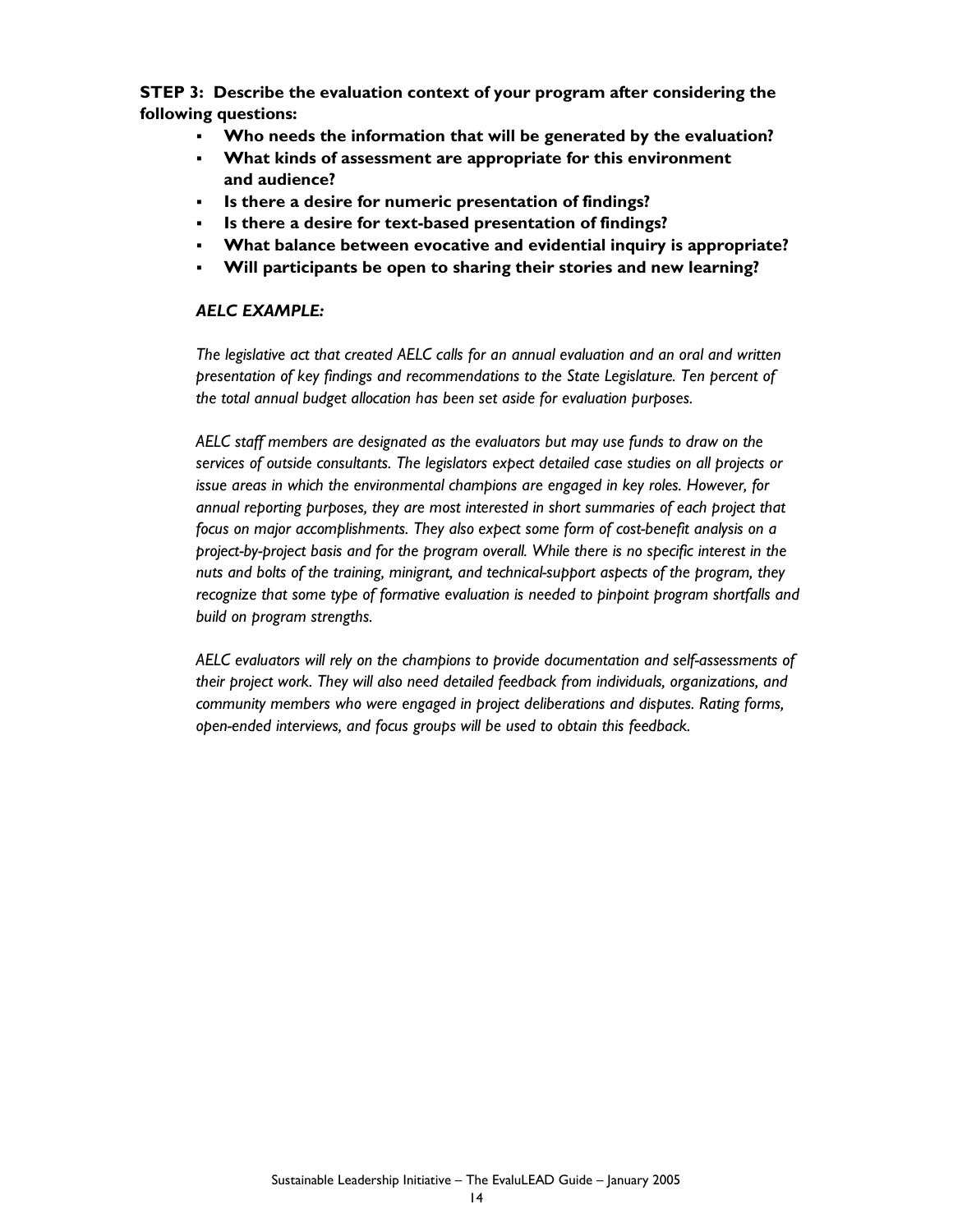**STEP 3: Describe the evaluation context of your program after considering the following questions:**

- **Who needs the information that will be generated by the evaluation?**
- **What kinds of assessment are appropriate for this environment and audience?**
- **Is there a desire for numeric presentation of findings?**
- **Is there a desire for text-based presentation of findings?**
- **What balance between evocative and evidential inquiry is appropriate?**
- **Will participants be open to sharing their stories and new learning?**

***AELC EXAMPLE:***

*The legislative act that created AELC calls for an annual evaluation and an oral and written presentation of key findings and recommendations to the State Legislature. Ten percent of the total annual budget allocation has been set aside for evaluation purposes.*

*AELC staff members are designated as the evaluators but may use funds to draw on the services of outside consultants. The legislators expect detailed case studies on all projects or issue areas in which the environmental champions are engaged in key roles. However, for annual reporting purposes, they are most interested in short summaries of each project that focus on major accomplishments. They also expect some form of cost-benefit analysis on a project-by-project basis and for the program overall. While there is no specific interest in the nuts and bolts of the training, minigrant, and technical-support aspects of the program, they recognize that some type of formative evaluation is needed to pinpoint program shortfalls and build on program strengths.*

*AELC evaluators will rely on the champions to provide documentation and self-assessments of their project work. They will also need detailed feedback from individuals, organizations, and community members who were engaged in project deliberations and disputes. Rating forms, open-ended interviews, and focus groups will be used to obtain this feedback.*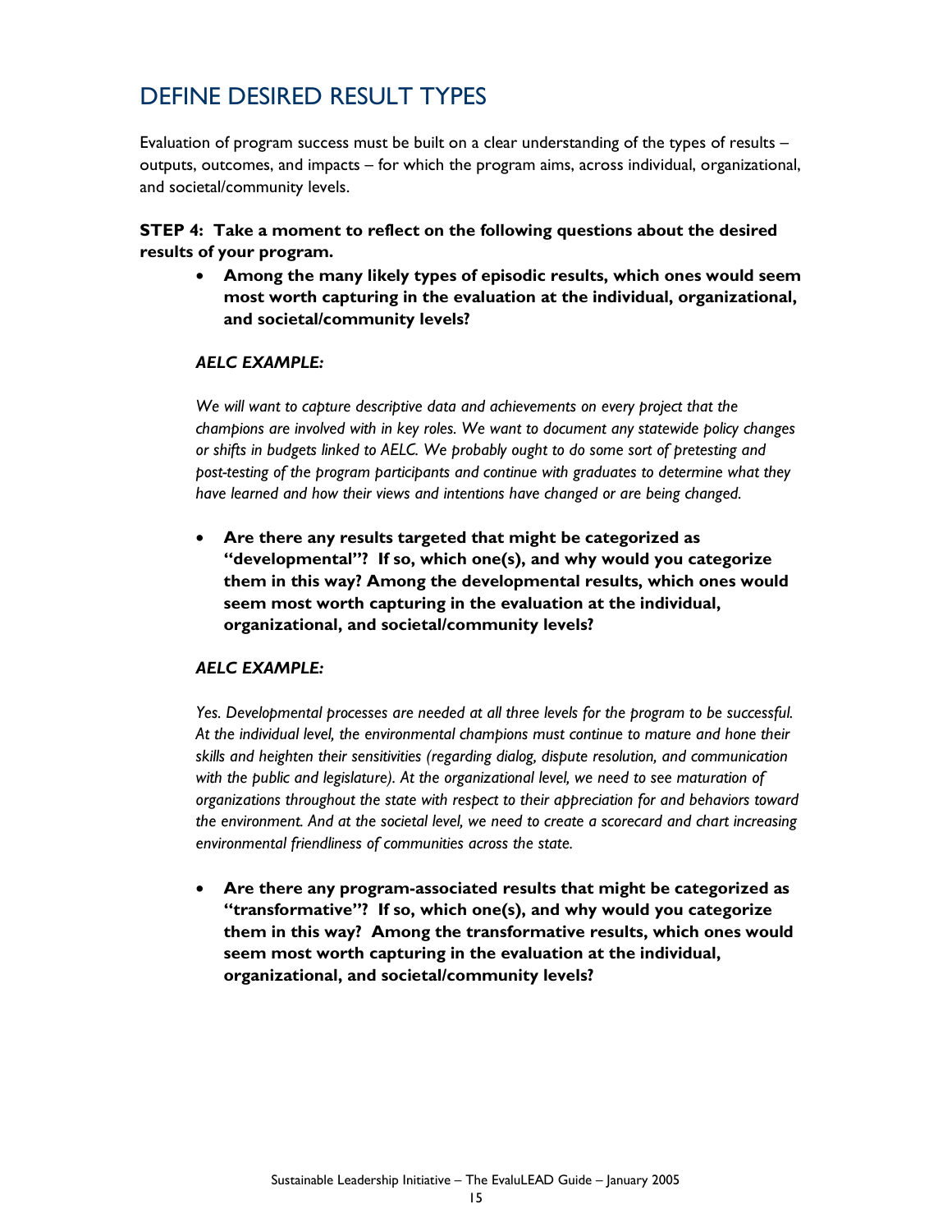## DEFINE DESIRED RESULT TYPES

Evaluation of program success must be built on a clear understanding of the types of results – outputs, outcomes, and impacts – for which the program aims, across individual, organizational, and societal/community levels.

**STEP 4: Take a moment to reflect on the following questions about the desired results of your program.**

- **Among the many likely types of episodic results, which ones would seem most worth capturing in the evaluation at the individual, organizational, and societal/community levels?**

  ***AELC EXAMPLE:***

  *We will want to capture descriptive data and achievements on every project that the champions are involved with in key roles. We want to document any statewide policy changes or shifts in budgets linked to AELC. We probably ought to do some sort of pretesting and post-testing of the program participants and continue with graduates to determine what they have learned and how their views and intentions have changed or are being changed.*

- **Are there any results targeted that might be categorized as "developmental"? If so, which one(s), and why would you categorize them in this way? Among the developmental results, which ones would seem most worth capturing in the evaluation at the individual, organizational, and societal/community levels?**

  ***AELC EXAMPLE:***

  *Yes. Developmental processes are needed at all three levels for the program to be successful. At the individual level, the environmental champions must continue to mature and hone their skills and heighten their sensitivities (regarding dialog, dispute resolution, and communication with the public and legislature). At the organizational level, we need to see maturation of organizations throughout the state with respect to their appreciation for and behaviors toward the environment. And at the societal level, we need to create a scorecard and chart increasing environmental friendliness of communities across the state.*

- **Are there any program-associated results that might be categorized as "transformative"? If so, which one(s), and why would you categorize them in this way? Among the transformative results, which ones would seem most worth capturing in the evaluation at the individual, organizational, and societal/community levels?**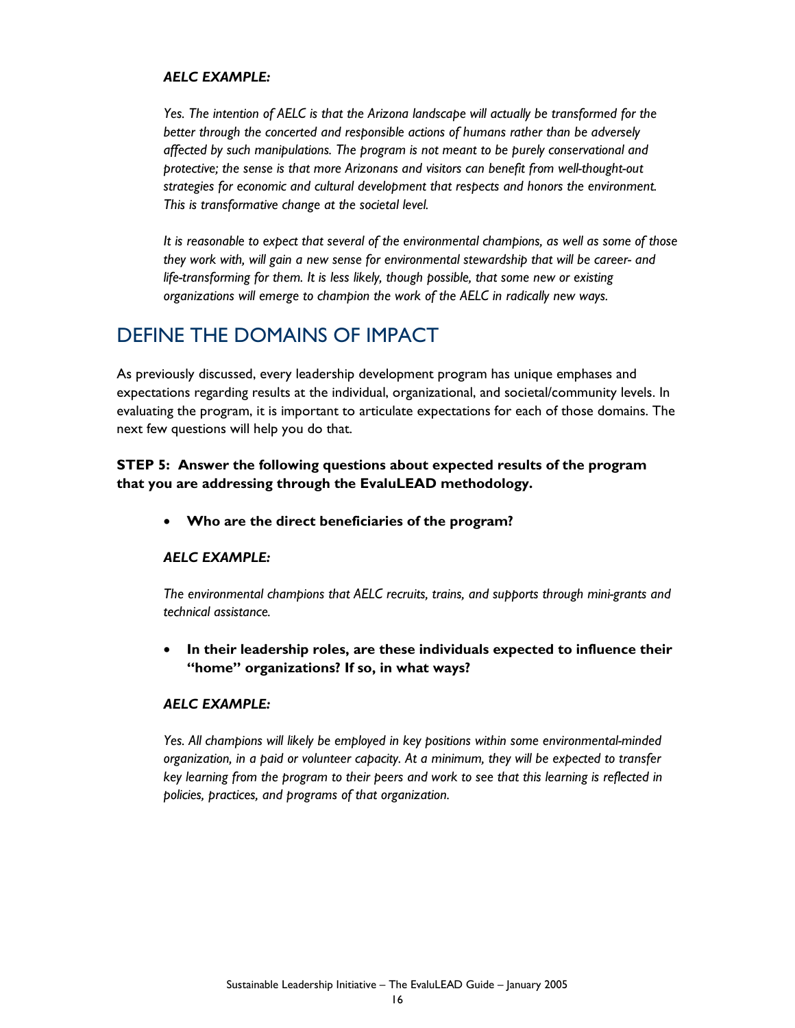***AELC EXAMPLE:***

*Yes. The intention of AELC is that the Arizona landscape will actually be transformed for the better through the concerted and responsible actions of humans rather than be adversely affected by such manipulations. The program is not meant to be purely conservational and protective; the sense is that more Arizonans and visitors can benefit from well-thought-out strategies for economic and cultural development that respects and honors the environment. This is transformative change at the societal level.*

*It is reasonable to expect that several of the environmental champions, as well as some of those they work with, will gain a new sense for environmental stewardship that will be career- and life-transforming for them. It is less likely, though possible, that some new or existing organizations will emerge to champion the work of the AELC in radically new ways.*

## DEFINE THE DOMAINS OF IMPACT

As previously discussed, every leadership development program has unique emphases and expectations regarding results at the individual, organizational, and societal/community levels. In evaluating the program, it is important to articulate expectations for each of those domains. The next few questions will help you do that.

**STEP 5: Answer the following questions about expected results of the program that you are addressing through the EvaluLEAD methodology.**

- **Who are the direct beneficiaries of the program?**

***AELC EXAMPLE:***

*The environmental champions that AELC recruits, trains, and supports through mini-grants and technical assistance.*

- **In their leadership roles, are these individuals expected to influence their "home" organizations? If so, in what ways?**

***AELC EXAMPLE:***

*Yes. All champions will likely be employed in key positions within some environmental-minded organization, in a paid or volunteer capacity. At a minimum, they will be expected to transfer key learning from the program to their peers and work to see that this learning is reflected in policies, practices, and programs of that organization.*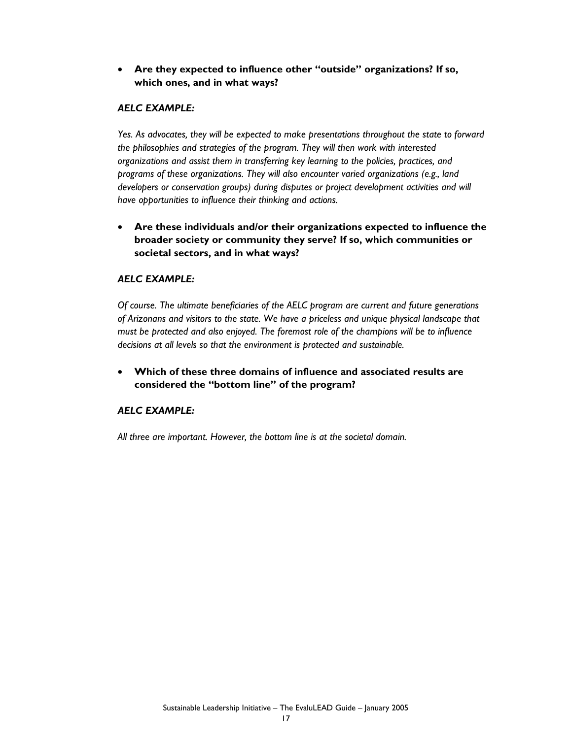- **Are they expected to influence other "outside" organizations? If so, which ones, and in what ways?**

***AELC EXAMPLE:***

*Yes. As advocates, they will be expected to make presentations throughout the state to forward the philosophies and strategies of the program. They will then work with interested organizations and assist them in transferring key learning to the policies, practices, and programs of these organizations. They will also encounter varied organizations (e.g., land developers or conservation groups) during disputes or project development activities and will have opportunities to influence their thinking and actions.*

- **Are these individuals and/or their organizations expected to influence the broader society or community they serve? If so, which communities or societal sectors, and in what ways?**

***AELC EXAMPLE:***

*Of course. The ultimate beneficiaries of the AELC program are current and future generations of Arizonans and visitors to the state. We have a priceless and unique physical landscape that must be protected and also enjoyed. The foremost role of the champions will be to influence decisions at all levels so that the environment is protected and sustainable.*

- **Which of these three domains of influence and associated results are considered the "bottom line" of the program?**

***AELC EXAMPLE:***

*All three are important. However, the bottom line is at the societal domain.*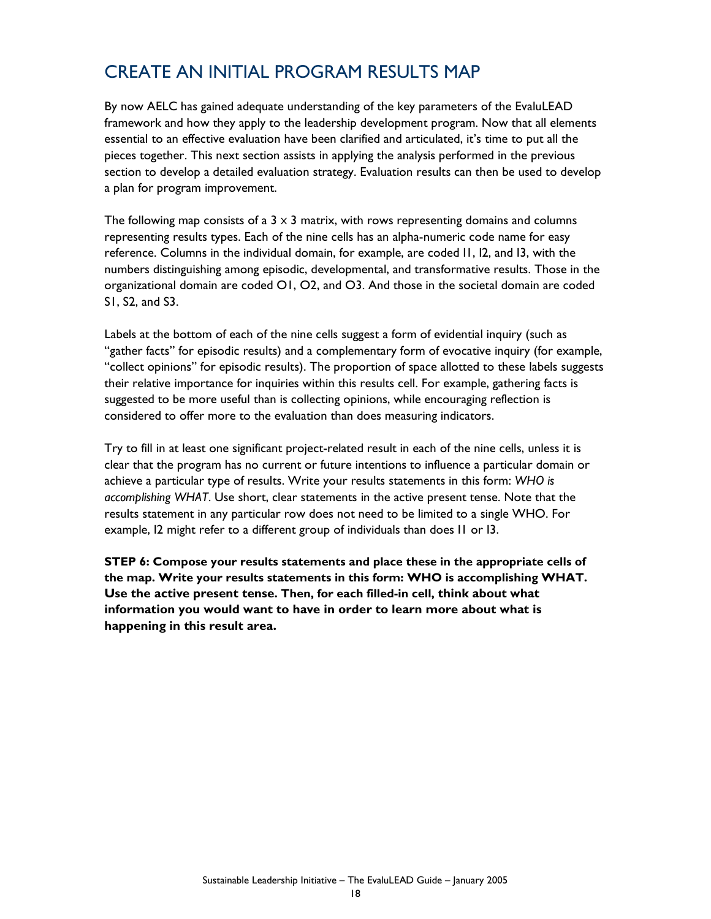## CREATE AN INITIAL PROGRAM RESULTS MAP

By now AELC has gained adequate understanding of the key parameters of the EvaluLEAD framework and how they apply to the leadership development program. Now that all elements essential to an effective evaluation have been clarified and articulated, it's time to put all the pieces together. This next section assists in applying the analysis performed in the previous section to develop a detailed evaluation strategy. Evaluation results can then be used to develop a plan for program improvement.

The following map consists of a 3 x 3 matrix, with rows representing domains and columns representing results types. Each of the nine cells has an alpha-numeric code name for easy reference. Columns in the individual domain, for example, are coded I1, I2, and I3, with the numbers distinguishing among episodic, developmental, and transformative results. Those in the organizational domain are coded O1, O2, and O3. And those in the societal domain are coded S1, S2, and S3.

Labels at the bottom of each of the nine cells suggest a form of evidential inquiry (such as "gather facts" for episodic results) and a complementary form of evocative inquiry (for example, "collect opinions" for episodic results). The proportion of space allotted to these labels suggests their relative importance for inquiries within this results cell. For example, gathering facts is suggested to be more useful than is collecting opinions, while encouraging reflection is considered to offer more to the evaluation than does measuring indicators.

Try to fill in at least one significant project-related result in each of the nine cells, unless it is clear that the program has no current or future intentions to influence a particular domain or achieve a particular type of results. Write your results statements in this form: *WHO is accomplishing WHAT*. Use short, clear statements in the active present tense. Note that the results statement in any particular row does not need to be limited to a single WHO. For example, I2 might refer to a different group of individuals than does I1 or I3.

**STEP 6: Compose your results statements and place these in the appropriate cells of the map. Write your results statements in this form: WHO is accomplishing WHAT. Use the active present tense. Then, for each filled-in cell, think about what information you would want to have in order to learn more about what is happening in this result area.**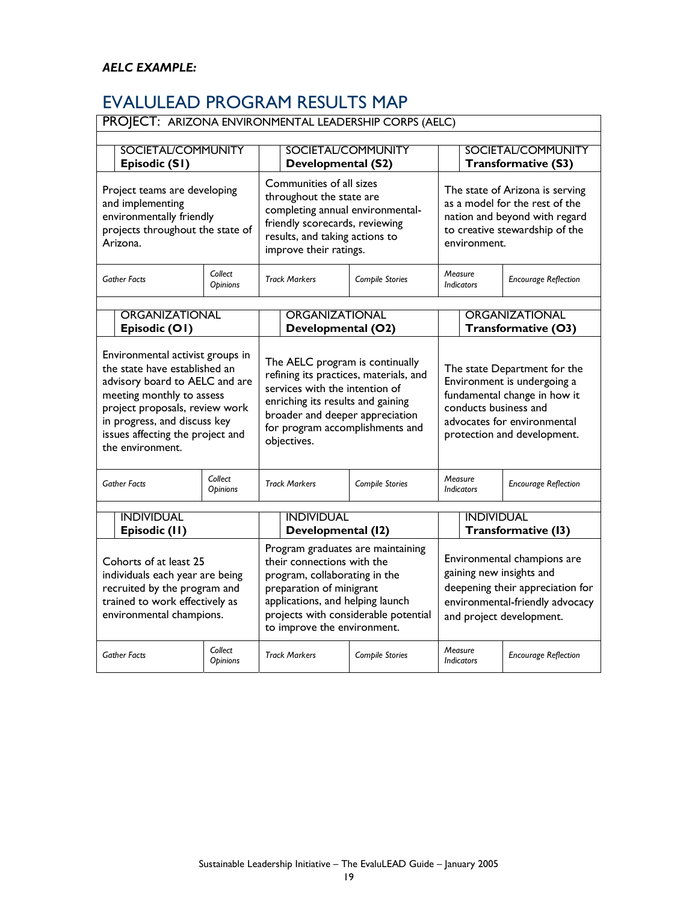***AELC EXAMPLE:***

# EVALULEAD PROGRAM RESULTS MAP

| PROJECT: ARIZONA ENVIRONMENTAL LEADERSHIP CORPS (AELC) | | | | | |
|---|---|---|---|---|---|
| SOCIETAL/COMMUNITY **Episodic (S1)** | | SOCIETAL/COMMUNITY **Developmental (S2)** | | SOCIETAL/COMMUNITY **Transformative (S3)** | |
| Project teams are developing and implementing environmentally friendly projects throughout the state of Arizona. | | Communities of all sizes throughout the state are completing annual environmental-friendly scorecards, reviewing results, and taking actions to improve their ratings. | | The state of Arizona is serving as a model for the rest of the nation and beyond with regard to creative stewardship of the environment. | |
| *Gather Facts* | *Collect Opinions* | *Track Markers* | *Compile Stories* | *Measure Indicators* | *Encourage Reflection* |
| ORGANIZATIONAL **Episodic (O1)** | | ORGANIZATIONAL **Developmental (O2)** | | ORGANIZATIONAL **Transformative (O3)** | |
| Environmental activist groups in the state have established an advisory board to AELC and are meeting monthly to assess project proposals, review work in progress, and discuss key issues affecting the project and the environment. | | The AELC program is continually refining its practices, materials, and services with the intention of enriching its results and gaining broader and deeper appreciation for program accomplishments and objectives. | | The state Department for the Environment is undergoing a fundamental change in how it conducts business and advocates for environmental protection and development. | |
| *Gather Facts* | *Collect Opinions* | *Track Markers* | *Compile Stories* | *Measure Indicators* | *Encourage Reflection* |
| INDIVIDUAL **Episodic (I1)** | | INDIVIDUAL **Developmental (I2)** | | INDIVIDUAL **Transformative (I3)** | |
| Cohorts of at least 25 individuals each year are being recruited by the program and trained to work effectively as environmental champions. | | Program graduates are maintaining their connections with the program, collaborating in the preparation of minigrant applications, and helping launch projects with considerable potential to improve the environment. | | Environmental champions are gaining new insights and deepening their appreciation for environmental-friendly advocacy and project development. | |
| *Gather Facts* | *Collect Opinions* | *Track Markers* | *Compile Stories* | *Measure Indicators* | *Encourage Reflection* |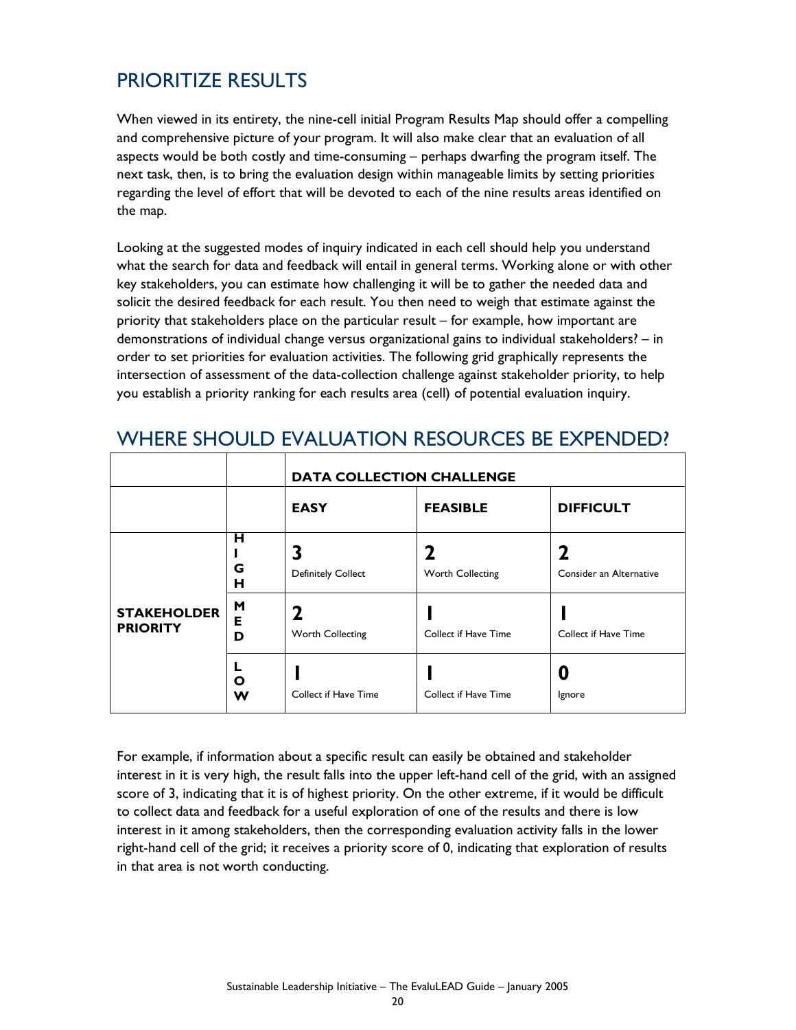## PRIORITIZE RESULTS

When viewed in its entirety, the nine-cell initial Program Results Map should offer a compelling and comprehensive picture of your program. It will also make clear that an evaluation of all aspects would be both costly and time-consuming – perhaps dwarfing the program itself. The next task, then, is to bring the evaluation design within manageable limits by setting priorities regarding the level of effort that will be devoted to each of the nine results areas identified on the map.

Looking at the suggested modes of inquiry indicated in each cell should help you understand what the search for data and feedback will entail in general terms. Working alone or with other key stakeholders, you can estimate how challenging it will be to gather the needed data and solicit the desired feedback for each result. You then need to weigh that estimate against the priority that stakeholders place on the particular result – for example, how important are demonstrations of individual change versus organizational gains to individual stakeholders? – in order to set priorities for evaluation activities. The following grid graphically represents the intersection of assessment of the data-collection challenge against stakeholder priority, to help you establish a priority ranking for each results area (cell) of potential evaluation inquiry.

## WHERE SHOULD EVALUATION RESOURCES BE EXPENDED?

| | | **DATA COLLECTION CHALLENGE** | | |
|---|---|---|---|---|
| | | **EASY** | **FEASIBLE** | **DIFFICULT** |
| **STAKEHOLDER PRIORITY** | **HIGH** | **3** Definitely Collect | **2** Worth Collecting | **2** Consider an Alternative |
| | **MED** | **2** Worth Collecting | **1** Collect if Have Time | **1** Collect if Have Time |
| | **LOW** | **1** Collect if Have Time | **1** Collect if Have Time | **0** Ignore |

For example, if information about a specific result can easily be obtained and stakeholder interest in it is very high, the result falls into the upper left-hand cell of the grid, with an assigned score of 3, indicating that it is of highest priority. On the other extreme, if it would be difficult to collect data and feedback for a useful exploration of one of the results and there is low interest in it among stakeholders, then the corresponding evaluation activity falls in the lower right-hand cell of the grid; it receives a priority score of 0, indicating that exploration of results in that area is not worth conducting.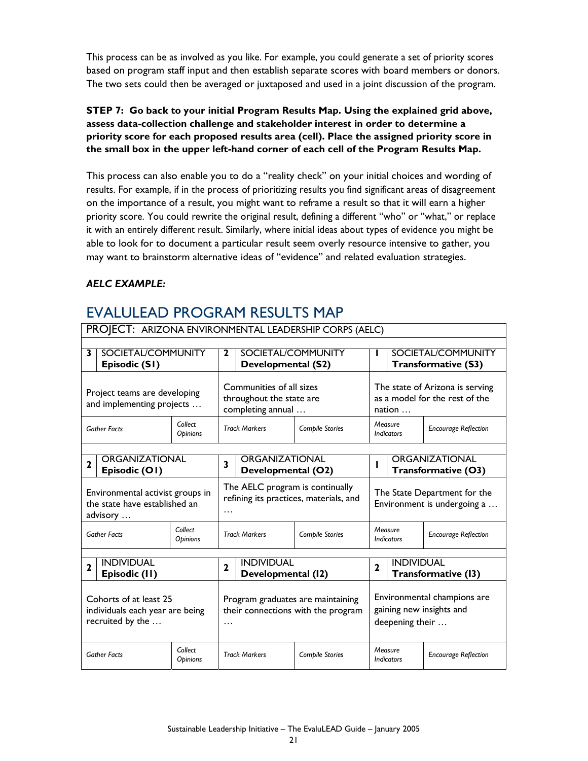This process can be as involved as you like. For example, you could generate a set of priority scores based on program staff input and then establish separate scores with board members or donors. The two sets could then be averaged or juxtaposed and used in a joint discussion of the program.

**STEP 7: Go back to your initial Program Results Map. Using the explained grid above, assess data-collection challenge and stakeholder interest in order to determine a priority score for each proposed results area (cell). Place the assigned priority score in the small box in the upper left-hand corner of each cell of the Program Results Map.**

This process can also enable you to do a "reality check" on your initial choices and wording of results. For example, if in the process of prioritizing results you find significant areas of disagreement on the importance of a result, you might want to reframe a result so that it will earn a higher priority score. You could rewrite the original result, defining a different "who" or "what," or replace it with an entirely different result. Similarly, where initial ideas about types of evidence you might be able to look for to document a particular result seem overly resource intensive to gather, you may want to brainstorm alternative ideas of "evidence" and related evaluation strategies.

***AELC EXAMPLE:***

## EVALULEAD PROGRAM RESULTS MAP

PROJECT: ARIZONA ENVIRONMENTAL LEADERSHIP CORPS (AELC)

| | | | | | | | | |
|---|---|---|---|---|---|---|---|---|
| 3 | SOCIETAL/COMMUNITY **Episodic (S1)** | | 2 | SOCIETAL/COMMUNITY **Developmental (S2)** | | 1 | SOCIETAL/COMMUNITY **Transformative (S3)** | |
| Project teams are developing and implementing projects … | | | Communities of all sizes throughout the state are completing annual … | | | The state of Arizona is serving as a model for the rest of the nation … | | |
| *Gather Facts* | | *Collect Opinions* | *Track Markers* | | *Compile Stories* | *Measure Indicators* | | *Encourage Reflection* |
| 2 | ORGANIZATIONAL **Episodic (O1)** | | 3 | ORGANIZATIONAL **Developmental (O2)** | | 1 | ORGANIZATIONAL **Transformative (O3)** | |
| Environmental activist groups in the state have established an advisory … | | | The AELC program is continually refining its practices, materials, and … | | | The State Department for the Environment is undergoing a … | | |
| *Gather Facts* | | *Collect Opinions* | *Track Markers* | | *Compile Stories* | *Measure Indicators* | | *Encourage Reflection* |
| 2 | INDIVIDUAL **Episodic (I1)** | | 2 | INDIVIDUAL **Developmental (I2)** | | 2 | INDIVIDUAL **Transformative (I3)** | |
| Cohorts of at least 25 individuals each year are being recruited by the … | | | Program graduates are maintaining their connections with the program … | | | Environmental champions are gaining new insights and deepening their … | | |
| *Gather Facts* | | *Collect Opinions* | *Track Markers* | | *Compile Stories* | *Measure Indicators* | | *Encourage Reflection* |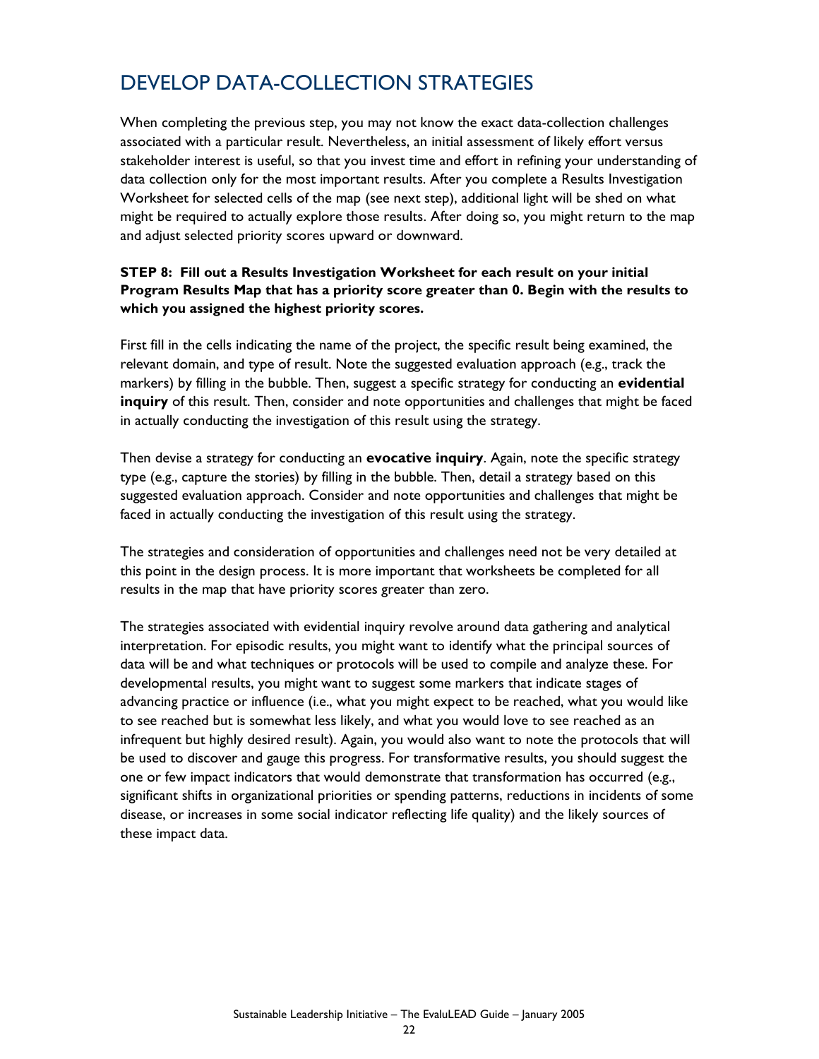## DEVELOP DATA-COLLECTION STRATEGIES

When completing the previous step, you may not know the exact data-collection challenges associated with a particular result. Nevertheless, an initial assessment of likely effort versus stakeholder interest is useful, so that you invest time and effort in refining your understanding of data collection only for the most important results. After you complete a Results Investigation Worksheet for selected cells of the map (see next step), additional light will be shed on what might be required to actually explore those results. After doing so, you might return to the map and adjust selected priority scores upward or downward.

**STEP 8: Fill out a Results Investigation Worksheet for each result on your initial Program Results Map that has a priority score greater than 0. Begin with the results to which you assigned the highest priority scores.**

First fill in the cells indicating the name of the project, the specific result being examined, the relevant domain, and type of result. Note the suggested evaluation approach (e.g., track the markers) by filling in the bubble. Then, suggest a specific strategy for conducting an **evidential inquiry** of this result. Then, consider and note opportunities and challenges that might be faced in actually conducting the investigation of this result using the strategy.

Then devise a strategy for conducting an **evocative inquiry**. Again, note the specific strategy type (e.g., capture the stories) by filling in the bubble. Then, detail a strategy based on this suggested evaluation approach. Consider and note opportunities and challenges that might be faced in actually conducting the investigation of this result using the strategy.

The strategies and consideration of opportunities and challenges need not be very detailed at this point in the design process. It is more important that worksheets be completed for all results in the map that have priority scores greater than zero.

The strategies associated with evidential inquiry revolve around data gathering and analytical interpretation. For episodic results, you might want to identify what the principal sources of data will be and what techniques or protocols will be used to compile and analyze these. For developmental results, you might want to suggest some markers that indicate stages of advancing practice or influence (i.e., what you might expect to be reached, what you would like to see reached but is somewhat less likely, and what you would love to see reached as an infrequent but highly desired result). Again, you would also want to note the protocols that will be used to discover and gauge this progress. For transformative results, you should suggest the one or few impact indicators that would demonstrate that transformation has occurred (e.g., significant shifts in organizational priorities or spending patterns, reductions in incidents of some disease, or increases in some social indicator reflecting life quality) and the likely sources of these impact data.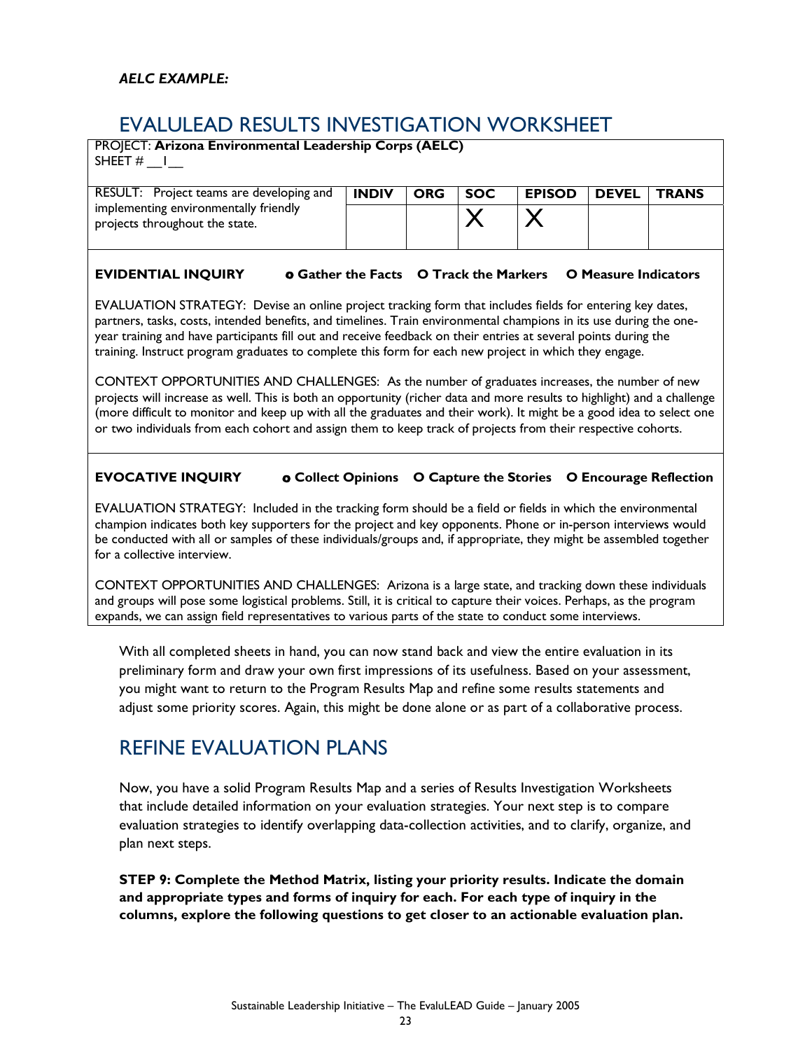***AELC EXAMPLE:***

## EVALULEAD RESULTS INVESTIGATION WORKSHEET

PROJECT: **Arizona Environmental Leadership Corps (AELC)**
SHEET # __1__

| RESULT: Project teams are developing and implementing environmentally friendly projects throughout the state. | INDIV | ORG | SOC | EPISOD | DEVEL | TRANS |
|---|---|---|---|---|---|---|
| | | | X | X | | |

**EVIDENTIAL INQUIRY** ⚬ **Gather the Facts** O **Track the Markers** O **Measure Indicators**

EVALUATION STRATEGY: Devise an online project tracking form that includes fields for entering key dates, partners, tasks, costs, intended benefits, and timelines. Train environmental champions in its use during the one-year training and have participants fill out and receive feedback on their entries at several points during the training. Instruct program graduates to complete this form for each new project in which they engage.

CONTEXT OPPORTUNITIES AND CHALLENGES: As the number of graduates increases, the number of new projects will increase as well. This is both an opportunity (richer data and more results to highlight) and a challenge (more difficult to monitor and keep up with all the graduates and their work). It might be a good idea to select one or two individuals from each cohort and assign them to keep track of projects from their respective cohorts.

**EVOCATIVE INQUIRY** ⚬ **Collect Opinions** O **Capture the Stories** O **Encourage Reflection**

EVALUATION STRATEGY: Included in the tracking form should be a field or fields in which the environmental champion indicates both key supporters for the project and key opponents. Phone or in-person interviews would be conducted with all or samples of these individuals/groups and, if appropriate, they might be assembled together for a collective interview.

CONTEXT OPPORTUNITIES AND CHALLENGES: Arizona is a large state, and tracking down these individuals and groups will pose some logistical problems. Still, it is critical to capture their voices. Perhaps, as the program expands, we can assign field representatives to various parts of the state to conduct some interviews.

With all completed sheets in hand, you can now stand back and view the entire evaluation in its preliminary form and draw your own first impressions of its usefulness. Based on your assessment, you might want to return to the Program Results Map and refine some results statements and adjust some priority scores. Again, this might be done alone or as part of a collaborative process.

## REFINE EVALUATION PLANS

Now, you have a solid Program Results Map and a series of Results Investigation Worksheets that include detailed information on your evaluation strategies. Your next step is to compare evaluation strategies to identify overlapping data-collection activities, and to clarify, organize, and plan next steps.

**STEP 9: Complete the Method Matrix, listing your priority results. Indicate the domain and appropriate types and forms of inquiry for each. For each type of inquiry in the columns, explore the following questions to get closer to an actionable evaluation plan.**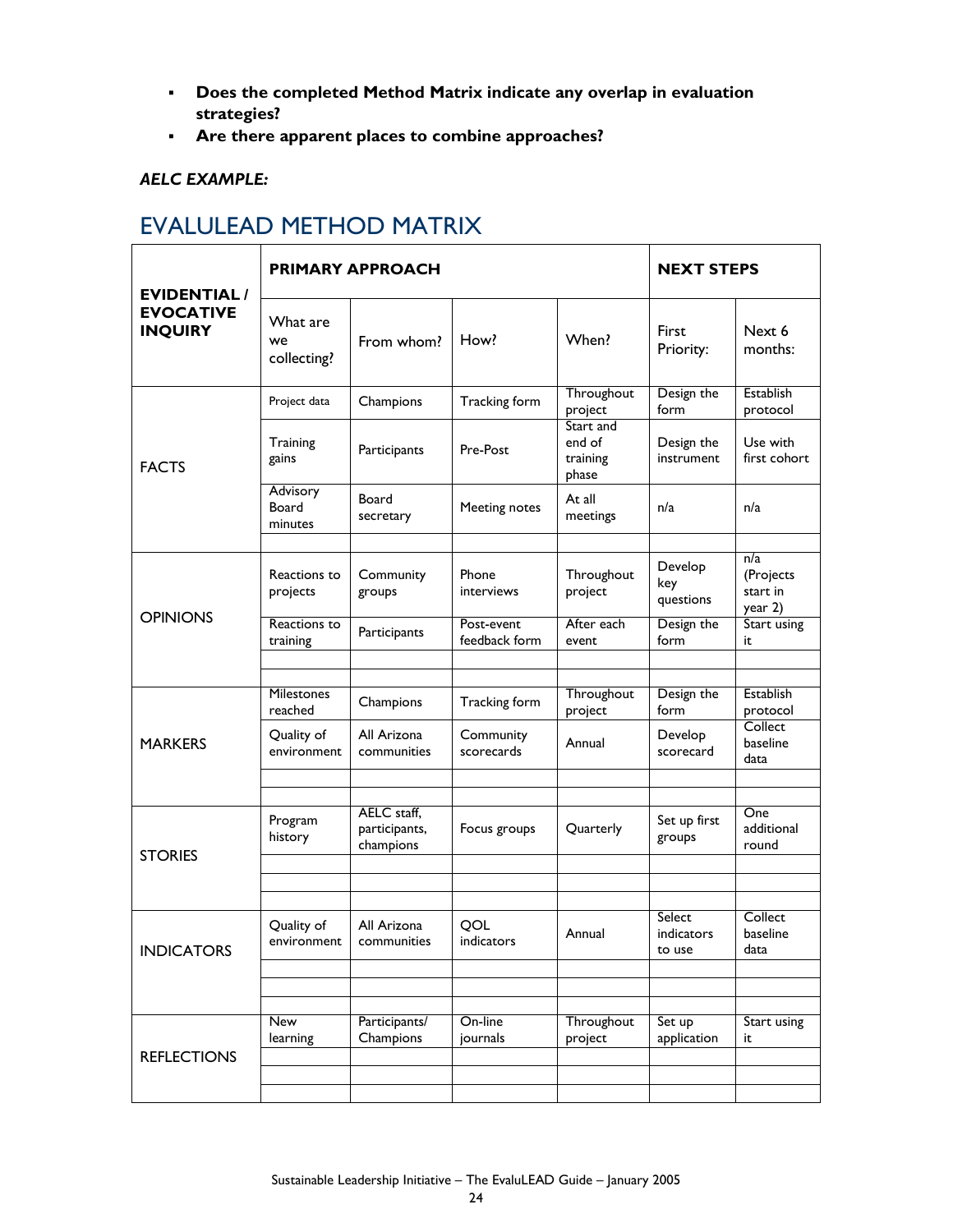- **Does the completed Method Matrix indicate any overlap in evaluation strategies?**
- **Are there apparent places to combine approaches?**

***AELC EXAMPLE:***

## EVALULEAD METHOD MATRIX

| **EVIDENTIAL / EVOCATIVE INQUIRY** | **PRIMARY APPROACH** | | | | **NEXT STEPS** | |
|---|---|---|---|---|---|---|
| | What are we collecting? | From whom? | How? | When? | First Priority: | Next 6 months: |
| FACTS | Project data | Champions | Tracking form | Throughout project | Design the form | Establish protocol |
| | Training gains | Participants | Pre-Post | Start and end of training phase | Design the instrument | Use with first cohort |
| | Advisory Board minutes | Board secretary | Meeting notes | At all meetings | n/a | n/a |
| | | | | | | |
| OPINIONS | Reactions to projects | Community groups | Phone interviews | Throughout project | Develop key questions | n/a (Projects start in year 2) |
| | Reactions to training | Participants | Post-event feedback form | After each event | Design the form | Start using it |
| | | | | | | |
| | | | | | | |
| MARKERS | Milestones reached | Champions | Tracking form | Throughout project | Design the form | Establish protocol |
| | Quality of environment | All Arizona communities | Community scorecards | Annual | Develop scorecard | Collect baseline data |
| | | | | | | |
| | | | | | | |
| STORIES | Program history | AELC staff, participants, champions | Focus groups | Quarterly | Set up first groups | One additional round |
| | | | | | | |
| | | | | | | |
| | | | | | | |
| INDICATORS | Quality of environment | All Arizona communities | QOL indicators | Annual | Select indicators to use | Collect baseline data |
| | | | | | | |
| | | | | | | |
| | | | | | | |
| REFLECTIONS | New learning | Participants/ Champions | On-line journals | Throughout project | Set up application | Start using it |
| | | | | | | |
| | | | | | | |
| | | | | | | |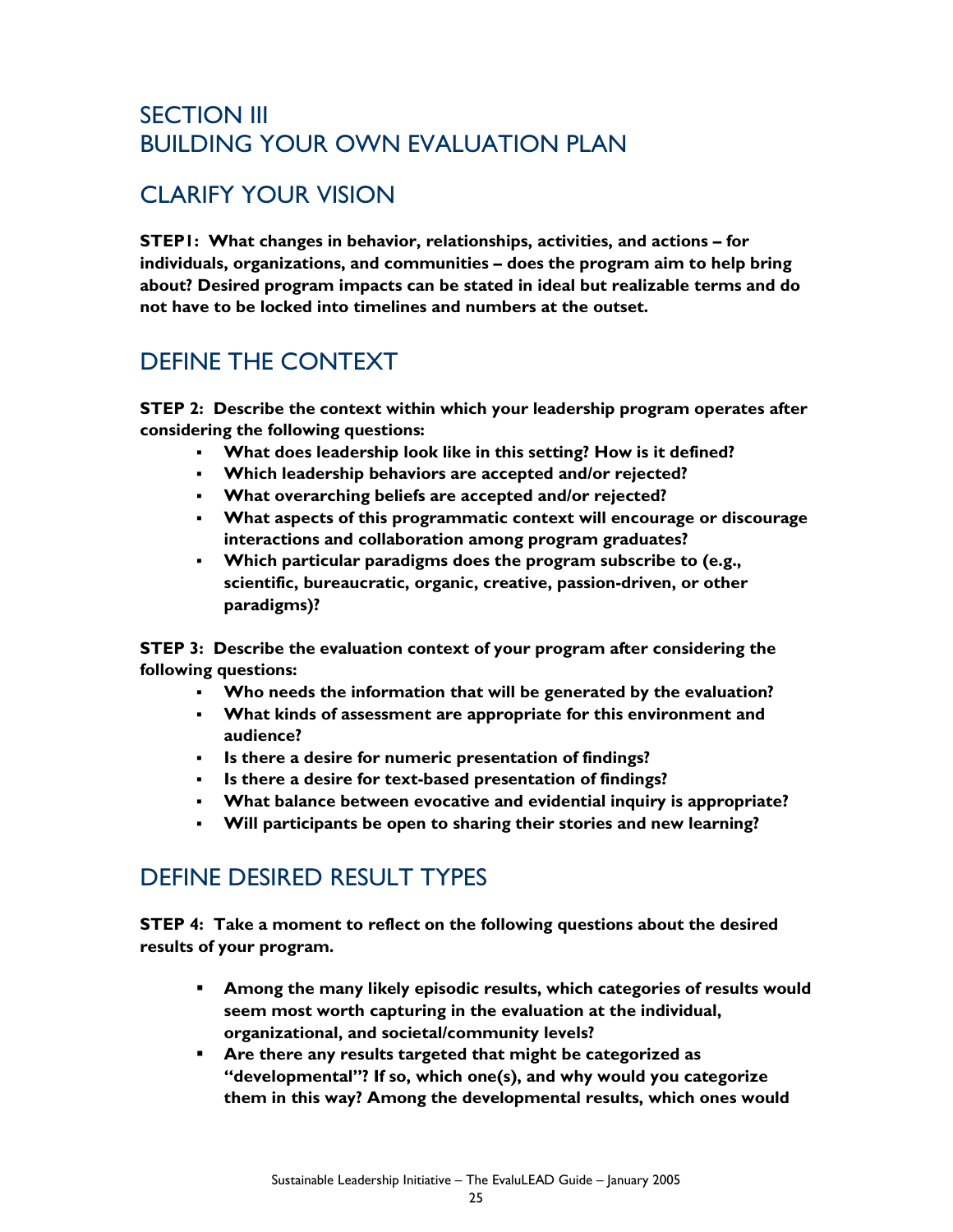# SECTION III
# BUILDING YOUR OWN EVALUATION PLAN

## CLARIFY YOUR VISION

**STEP1: What changes in behavior, relationships, activities, and actions – for individuals, organizations, and communities – does the program aim to help bring about? Desired program impacts can be stated in ideal but realizable terms and do not have to be locked into timelines and numbers at the outset.**

## DEFINE THE CONTEXT

**STEP 2: Describe the context within which your leadership program operates after considering the following questions:**

- **What does leadership look like in this setting? How is it defined?**
- **Which leadership behaviors are accepted and/or rejected?**
- **What overarching beliefs are accepted and/or rejected?**
- **What aspects of this programmatic context will encourage or discourage interactions and collaboration among program graduates?**
- **Which particular paradigms does the program subscribe to (e.g., scientific, bureaucratic, organic, creative, passion-driven, or other paradigms)?**

**STEP 3: Describe the evaluation context of your program after considering the following questions:**

- **Who needs the information that will be generated by the evaluation?**
- **What kinds of assessment are appropriate for this environment and audience?**
- **Is there a desire for numeric presentation of findings?**
- **Is there a desire for text-based presentation of findings?**
- **What balance between evocative and evidential inquiry is appropriate?**
- **Will participants be open to sharing their stories and new learning?**

## DEFINE DESIRED RESULT TYPES

**STEP 4: Take a moment to reflect on the following questions about the desired results of your program.**

- **Among the many likely episodic results, which categories of results would seem most worth capturing in the evaluation at the individual, organizational, and societal/community levels?**
- **Are there any results targeted that might be categorized as "developmental"? If so, which one(s), and why would you categorize them in this way? Among the developmental results, which ones would**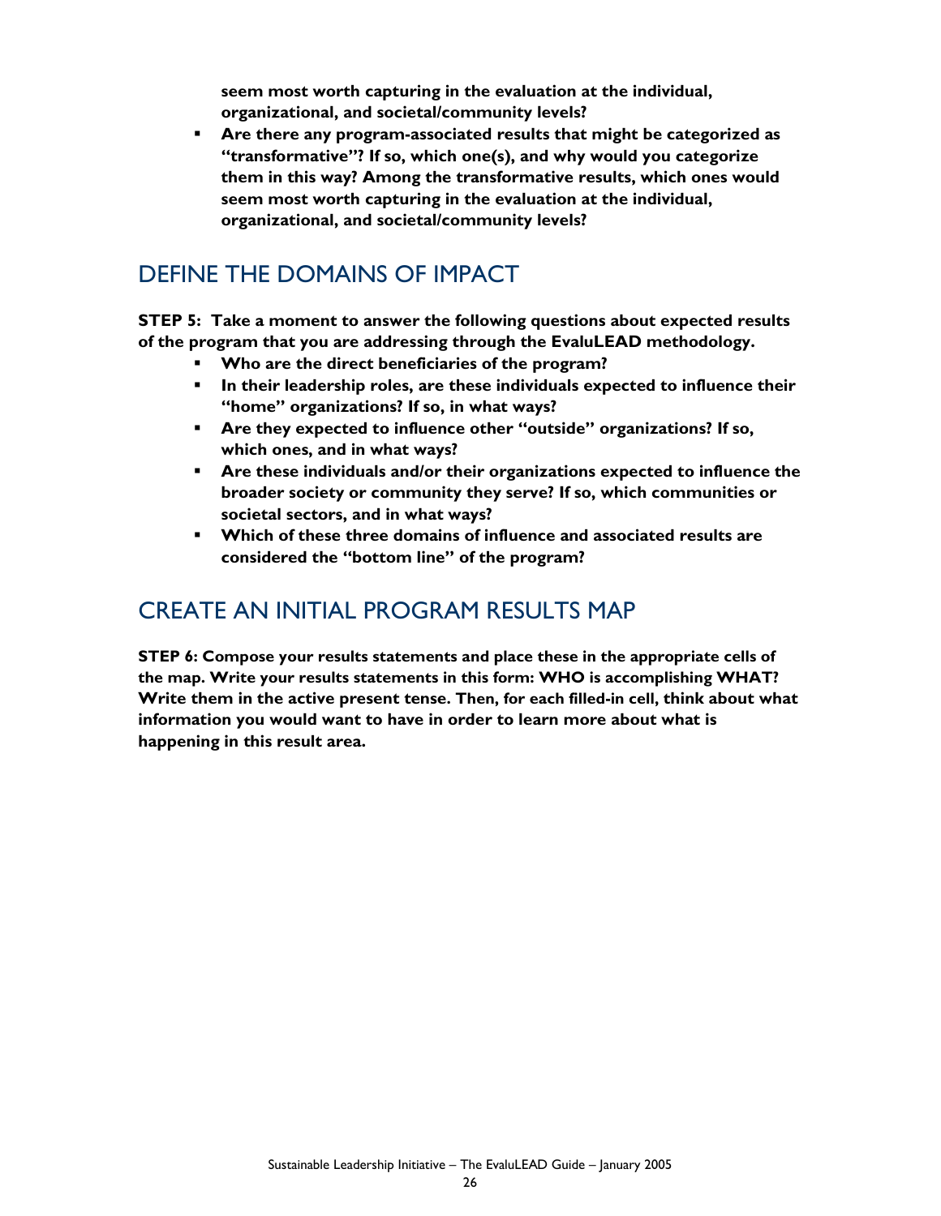**seem most worth capturing in the evaluation at the individual, organizational, and societal/community levels?**

- **Are there any program-associated results that might be categorized as "transformative"? If so, which one(s), and why would you categorize them in this way? Among the transformative results, which ones would seem most worth capturing in the evaluation at the individual, organizational, and societal/community levels?**

## DEFINE THE DOMAINS OF IMPACT

**STEP 5: Take a moment to answer the following questions about expected results of the program that you are addressing through the EvaluLEAD methodology.**

- **Who are the direct beneficiaries of the program?**
- **In their leadership roles, are these individuals expected to influence their "home" organizations? If so, in what ways?**
- **Are they expected to influence other "outside" organizations? If so, which ones, and in what ways?**
- **Are these individuals and/or their organizations expected to influence the broader society or community they serve? If so, which communities or societal sectors, and in what ways?**
- **Which of these three domains of influence and associated results are considered the "bottom line" of the program?**

## CREATE AN INITIAL PROGRAM RESULTS MAP

**STEP 6: Compose your results statements and place these in the appropriate cells of the map. Write your results statements in this form: WHO is accomplishing WHAT? Write them in the active present tense. Then, for each filled-in cell, think about what information you would want to have in order to learn more about what is happening in this result area.**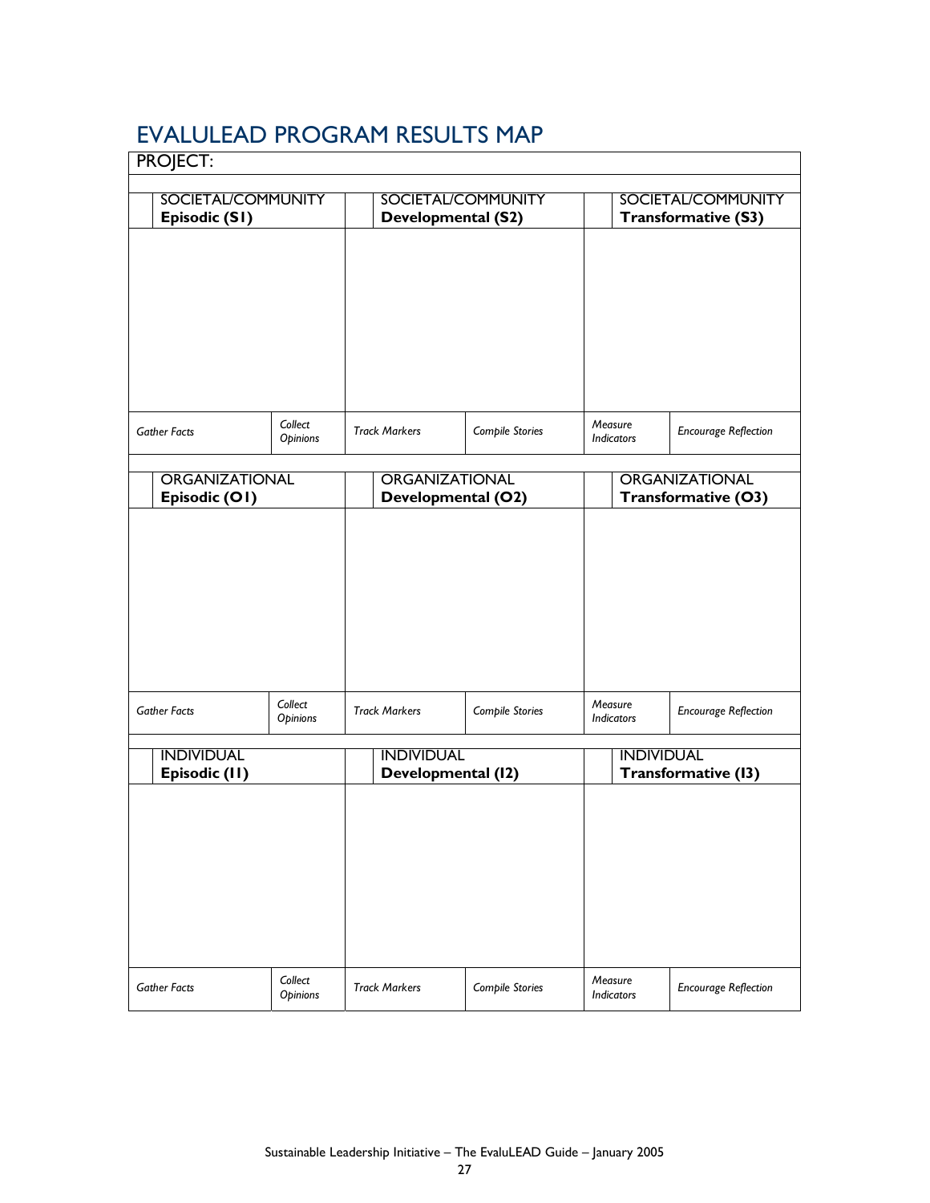# EVALULEAD PROGRAM RESULTS MAP

PROJECT:

| SOCIETAL/COMMUNITY **Episodic (S1)** | | SOCIETAL/COMMUNITY **Developmental (S2)** | | SOCIETAL/COMMUNITY **Transformative (S3)** | |
|---|---|---|---|---|---|
| | | | | | |
| *Gather Facts* | *Collect Opinions* | *Track Markers* | *Compile Stories* | *Measure Indicators* | *Encourage Reflection* |

| ORGANIZATIONAL **Episodic (O1)** | | ORGANIZATIONAL **Developmental (O2)** | | ORGANIZATIONAL **Transformative (O3)** | |
|---|---|---|---|---|---|
| | | | | | |
| *Gather Facts* | *Collect Opinions* | *Track Markers* | *Compile Stories* | *Measure Indicators* | *Encourage Reflection* |

| INDIVIDUAL **Episodic (I1)** | | INDIVIDUAL **Developmental (I2)** | | INDIVIDUAL **Transformative (I3)** | |
|---|---|---|---|---|---|
| | | | | | |
| *Gather Facts* | *Collect Opinions* | *Track Markers* | *Compile Stories* | *Measure Indicators* | *Encourage Reflection* |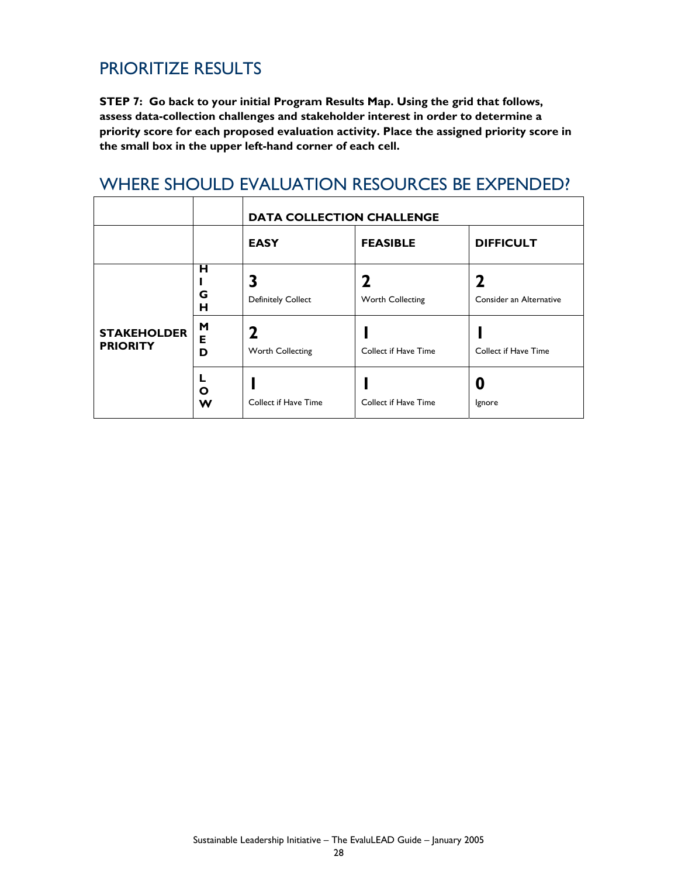## PRIORITIZE RESULTS

**STEP 7: Go back to your initial Program Results Map. Using the grid that follows, assess data-collection challenges and stakeholder interest in order to determine a priority score for each proposed evaluation activity. Place the assigned priority score in the small box in the upper left-hand corner of each cell.**

## WHERE SHOULD EVALUATION RESOURCES BE EXPENDED?

| | | **DATA COLLECTION CHALLENGE** | | |
|---|---|---|---|---|
| | | **EASY** | **FEASIBLE** | **DIFFICULT** |
| **STAKEHOLDER PRIORITY** | **HIGH** | **3** Definitely Collect | **2** Worth Collecting | **2** Consider an Alternative |
| | **MED** | **2** Worth Collecting | **1** Collect if Have Time | **1** Collect if Have Time |
| | **LOW** | **1** Collect if Have Time | **1** Collect if Have Time | **0** Ignore |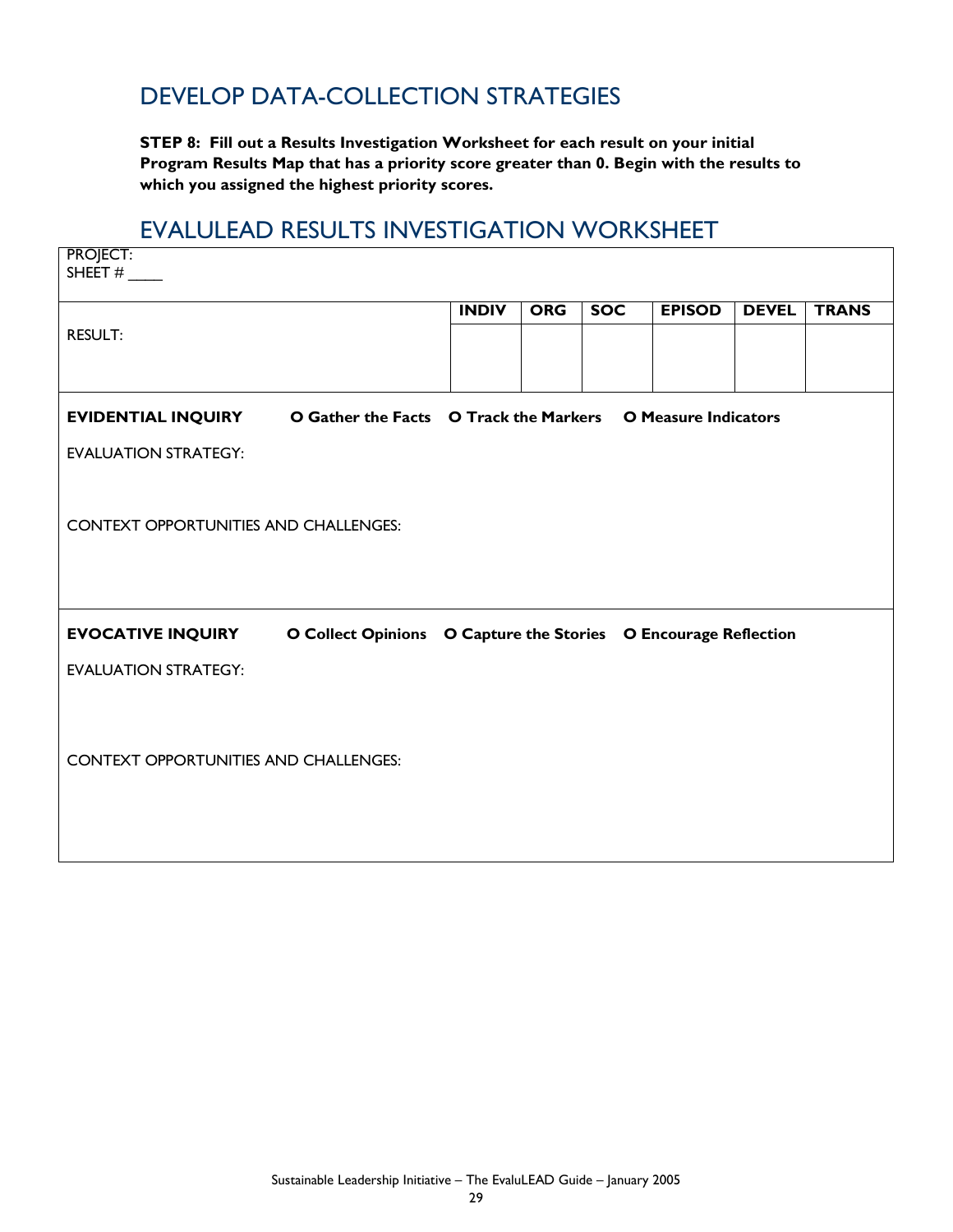## DEVELOP DATA-COLLECTION STRATEGIES

**STEP 8: Fill out a Results Investigation Worksheet for each result on your initial Program Results Map that has a priority score greater than 0. Begin with the results to which you assigned the highest priority scores.**

## EVALULEAD RESULTS INVESTIGATION WORKSHEET

PROJECT:
SHEET # ____

| RESULT: | INDIV | ORG | SOC | EPISOD | DEVEL | TRANS |
|---|---|---|---|---|---|---|
| | | | | | | |

**EVIDENTIAL INQUIRY** **O Gather the Facts** **O Track the Markers** **O Measure Indicators**

EVALUATION STRATEGY:

CONTEXT OPPORTUNITIES AND CHALLENGES:

**EVOCATIVE INQUIRY** **O Collect Opinions** **O Capture the Stories** **O Encourage Reflection**

EVALUATION STRATEGY:

CONTEXT OPPORTUNITIES AND CHALLENGES: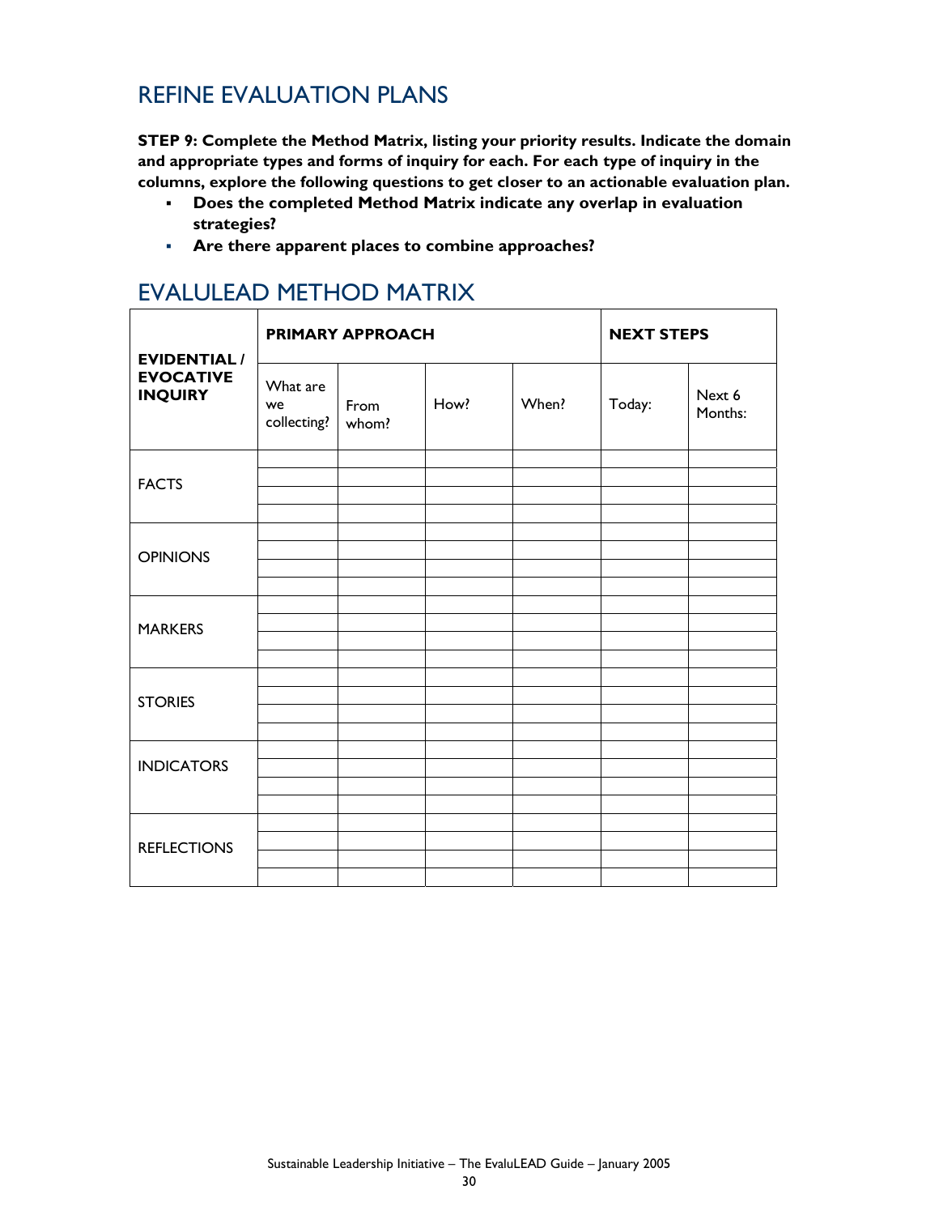## REFINE EVALUATION PLANS

**STEP 9: Complete the Method Matrix, listing your priority results. Indicate the domain and appropriate types and forms of inquiry for each. For each type of inquiry in the columns, explore the following questions to get closer to an actionable evaluation plan.**

- **Does the completed Method Matrix indicate any overlap in evaluation strategies?**
- **Are there apparent places to combine approaches?**

## EVALULEAD METHOD MATRIX

| **EVIDENTIAL / EVOCATIVE INQUIRY** | **PRIMARY APPROACH** | | | | **NEXT STEPS** | |
|---|---|---|---|---|---|---|
| | What are we collecting? | From whom? | How? | When? | Today: | Next 6 Months: |
| FACTS | | | | | | |
| | | | | | | |
| | | | | | | |
| | | | | | | |
| OPINIONS | | | | | | |
| | | | | | | |
| | | | | | | |
| | | | | | | |
| MARKERS | | | | | | |
| | | | | | | |
| | | | | | | |
| | | | | | | |
| STORIES | | | | | | |
| | | | | | | |
| | | | | | | |
| | | | | | | |
| INDICATORS | | | | | | |
| | | | | | | |
| | | | | | | |
| | | | | | | |
| REFLECTIONS | | | | | | |
| | | | | | | |
| | | | | | | |
| | | | | | | |

Sustainable Leadership Initiative – The EvaluLEAD Guide – January 2005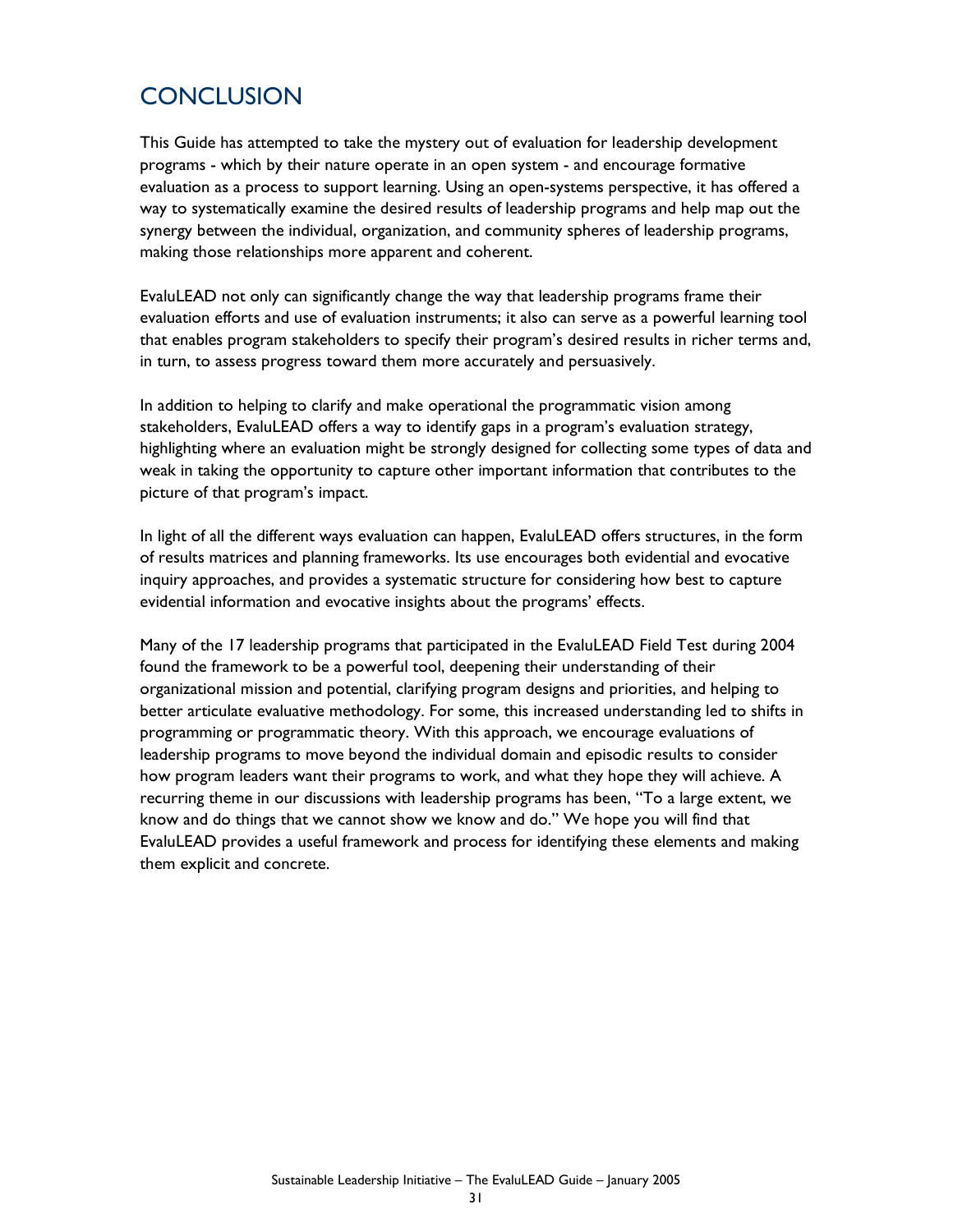## CONCLUSION

This Guide has attempted to take the mystery out of evaluation for leadership development programs - which by their nature operate in an open system - and encourage formative evaluation as a process to support learning. Using an open-systems perspective, it has offered a way to systematically examine the desired results of leadership programs and help map out the synergy between the individual, organization, and community spheres of leadership programs, making those relationships more apparent and coherent.

EvaluLEAD not only can significantly change the way that leadership programs frame their evaluation efforts and use of evaluation instruments; it also can serve as a powerful learning tool that enables program stakeholders to specify their program's desired results in richer terms and, in turn, to assess progress toward them more accurately and persuasively.

In addition to helping to clarify and make operational the programmatic vision among stakeholders, EvaluLEAD offers a way to identify gaps in a program's evaluation strategy, highlighting where an evaluation might be strongly designed for collecting some types of data and weak in taking the opportunity to capture other important information that contributes to the picture of that program's impact.

In light of all the different ways evaluation can happen, EvaluLEAD offers structures, in the form of results matrices and planning frameworks. Its use encourages both evidential and evocative inquiry approaches, and provides a systematic structure for considering how best to capture evidential information and evocative insights about the programs' effects.

Many of the 17 leadership programs that participated in the EvaluLEAD Field Test during 2004 found the framework to be a powerful tool, deepening their understanding of their organizational mission and potential, clarifying program designs and priorities, and helping to better articulate evaluative methodology. For some, this increased understanding led to shifts in programming or programmatic theory. With this approach, we encourage evaluations of leadership programs to move beyond the individual domain and episodic results to consider how program leaders want their programs to work, and what they hope they will achieve. A recurring theme in our discussions with leadership programs has been, "To a large extent, we know and do things that we cannot show we know and do." We hope you will find that EvaluLEAD provides a useful framework and process for identifying these elements and making them explicit and concrete.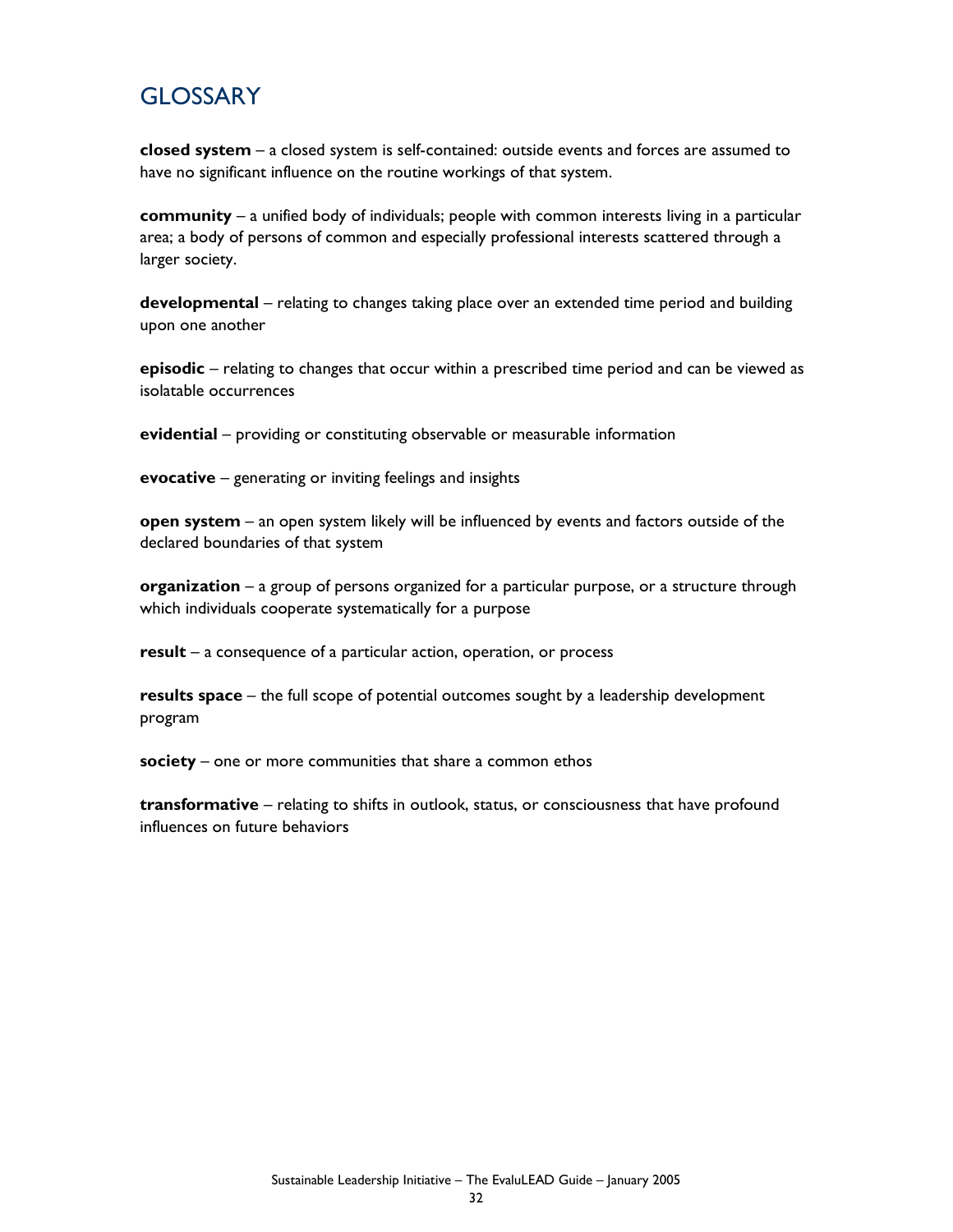# GLOSSARY

**closed system** – a closed system is self-contained: outside events and forces are assumed to have no significant influence on the routine workings of that system.

**community** – a unified body of individuals; people with common interests living in a particular area; a body of persons of common and especially professional interests scattered through a larger society.

**developmental** – relating to changes taking place over an extended time period and building upon one another

**episodic** – relating to changes that occur within a prescribed time period and can be viewed as isolatable occurrences

**evidential** – providing or constituting observable or measurable information

**evocative** – generating or inviting feelings and insights

**open system** – an open system likely will be influenced by events and factors outside of the declared boundaries of that system

**organization** – a group of persons organized for a particular purpose, or a structure through which individuals cooperate systematically for a purpose

**result** – a consequence of a particular action, operation, or process

**results space** – the full scope of potential outcomes sought by a leadership development program

**society** – one or more communities that share a common ethos

**transformative** – relating to shifts in outlook, status, or consciousness that have profound influences on future behaviors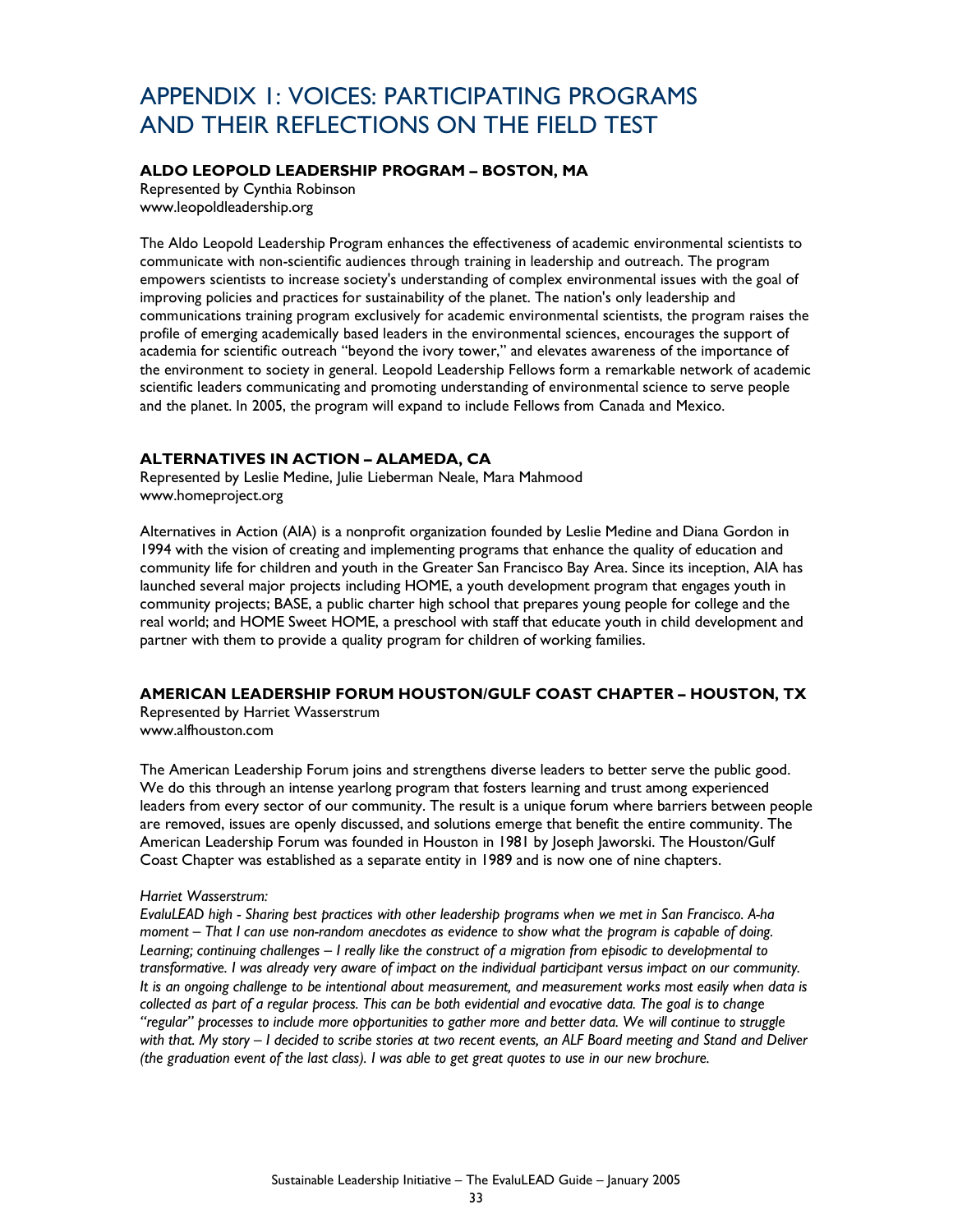# APPENDIX 1: VOICES: PARTICIPATING PROGRAMS AND THEIR REFLECTIONS ON THE FIELD TEST

### ALDO LEOPOLD LEADERSHIP PROGRAM – BOSTON, MA

Represented by Cynthia Robinson
www.leopoldleadership.org

The Aldo Leopold Leadership Program enhances the effectiveness of academic environmental scientists to communicate with non-scientific audiences through training in leadership and outreach. The program empowers scientists to increase society's understanding of complex environmental issues with the goal of improving policies and practices for sustainability of the planet. The nation's only leadership and communications training program exclusively for academic environmental scientists, the program raises the profile of emerging academically based leaders in the environmental sciences, encourages the support of academia for scientific outreach "beyond the ivory tower," and elevates awareness of the importance of the environment to society in general. Leopold Leadership Fellows form a remarkable network of academic scientific leaders communicating and promoting understanding of environmental science to serve people and the planet. In 2005, the program will expand to include Fellows from Canada and Mexico.

### ALTERNATIVES IN ACTION – ALAMEDA, CA

Represented by Leslie Medine, Julie Lieberman Neale, Mara Mahmood
www.homeproject.org

Alternatives in Action (AIA) is a nonprofit organization founded by Leslie Medine and Diana Gordon in 1994 with the vision of creating and implementing programs that enhance the quality of education and community life for children and youth in the Greater San Francisco Bay Area. Since its inception, AIA has launched several major projects including HOME, a youth development program that engages youth in community projects; BASE, a public charter high school that prepares young people for college and the real world; and HOME Sweet HOME, a preschool with staff that educate youth in child development and partner with them to provide a quality program for children of working families.

### AMERICAN LEADERSHIP FORUM HOUSTON/GULF COAST CHAPTER – HOUSTON, TX

Represented by Harriet Wasserstrum
www.alfhouston.com

The American Leadership Forum joins and strengthens diverse leaders to better serve the public good. We do this through an intense yearlong program that fosters learning and trust among experienced leaders from every sector of our community. The result is a unique forum where barriers between people are removed, issues are openly discussed, and solutions emerge that benefit the entire community. The American Leadership Forum was founded in Houston in 1981 by Joseph Jaworski. The Houston/Gulf Coast Chapter was established as a separate entity in 1989 and is now one of nine chapters.

*Harriet Wasserstrum:*

*EvaluLEAD high - Sharing best practices with other leadership programs when we met in San Francisco. A-ha moment – That I can use non-random anecdotes as evidence to show what the program is capable of doing. Learning; continuing challenges – I really like the construct of a migration from episodic to developmental to transformative. I was already very aware of impact on the individual participant versus impact on our community. It is an ongoing challenge to be intentional about measurement, and measurement works most easily when data is collected as part of a regular process. This can be both evidential and evocative data. The goal is to change "regular" processes to include more opportunities to gather more and better data. We will continue to struggle with that. My story – I decided to scribe stories at two recent events, an ALF Board meeting and Stand and Deliver (the graduation event of the last class). I was able to get great quotes to use in our new brochure.*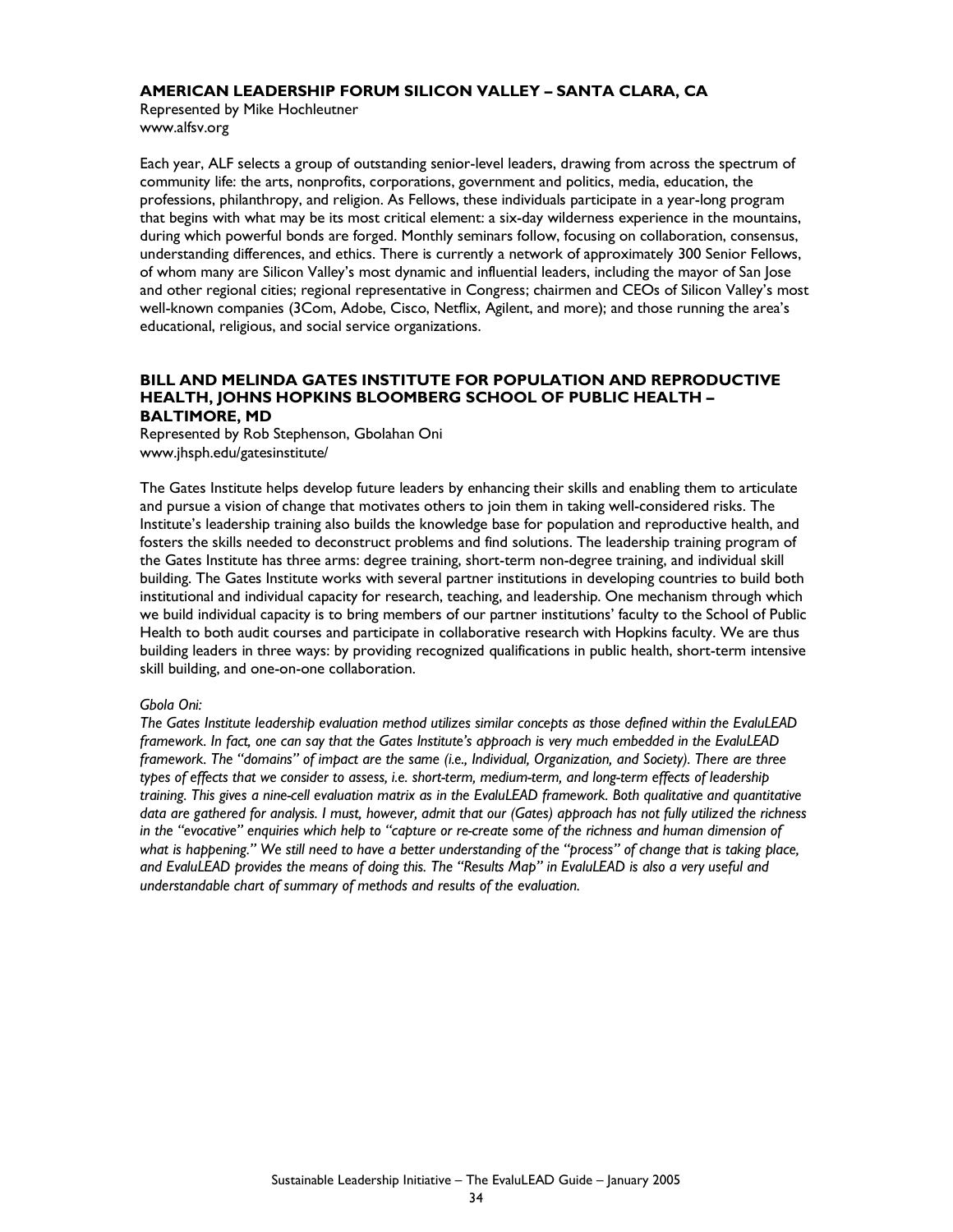### AMERICAN LEADERSHIP FORUM SILICON VALLEY – SANTA CLARA, CA

Represented by Mike Hochleutner
www.alfsv.org

Each year, ALF selects a group of outstanding senior-level leaders, drawing from across the spectrum of community life: the arts, nonprofits, corporations, government and politics, media, education, the professions, philanthropy, and religion. As Fellows, these individuals participate in a year-long program that begins with what may be its most critical element: a six-day wilderness experience in the mountains, during which powerful bonds are forged. Monthly seminars follow, focusing on collaboration, consensus, understanding differences, and ethics. There is currently a network of approximately 300 Senior Fellows, of whom many are Silicon Valley's most dynamic and influential leaders, including the mayor of San Jose and other regional cities; regional representative in Congress; chairmen and CEOs of Silicon Valley's most well-known companies (3Com, Adobe, Cisco, Netflix, Agilent, and more); and those running the area's educational, religious, and social service organizations.

### BILL AND MELINDA GATES INSTITUTE FOR POPULATION AND REPRODUCTIVE HEALTH, JOHNS HOPKINS BLOOMBERG SCHOOL OF PUBLIC HEALTH – BALTIMORE, MD

Represented by Rob Stephenson, Gbolahan Oni
www.jhsph.edu/gatesinstitute/

The Gates Institute helps develop future leaders by enhancing their skills and enabling them to articulate and pursue a vision of change that motivates others to join them in taking well-considered risks. The Institute's leadership training also builds the knowledge base for population and reproductive health, and fosters the skills needed to deconstruct problems and find solutions. The leadership training program of the Gates Institute has three arms: degree training, short-term non-degree training, and individual skill building. The Gates Institute works with several partner institutions in developing countries to build both institutional and individual capacity for research, teaching, and leadership. One mechanism through which we build individual capacity is to bring members of our partner institutions' faculty to the School of Public Health to both audit courses and participate in collaborative research with Hopkins faculty. We are thus building leaders in three ways: by providing recognized qualifications in public health, short-term intensive skill building, and one-on-one collaboration.

*Gbola Oni:*

*The Gates Institute leadership evaluation method utilizes similar concepts as those defined within the EvaluLEAD framework. In fact, one can say that the Gates Institute's approach is very much embedded in the EvaluLEAD framework. The "domains" of impact are the same (i.e., Individual, Organization, and Society). There are three types of effects that we consider to assess, i.e. short-term, medium-term, and long-term effects of leadership training. This gives a nine-cell evaluation matrix as in the EvaluLEAD framework. Both qualitative and quantitative data are gathered for analysis. I must, however, admit that our (Gates) approach has not fully utilized the richness in the "evocative" enquiries which help to "capture or re-create some of the richness and human dimension of what is happening." We still need to have a better understanding of the "process" of change that is taking place, and EvaluLEAD provides the means of doing this. The "Results Map" in EvaluLEAD is also a very useful and understandable chart of summary of methods and results of the evaluation.*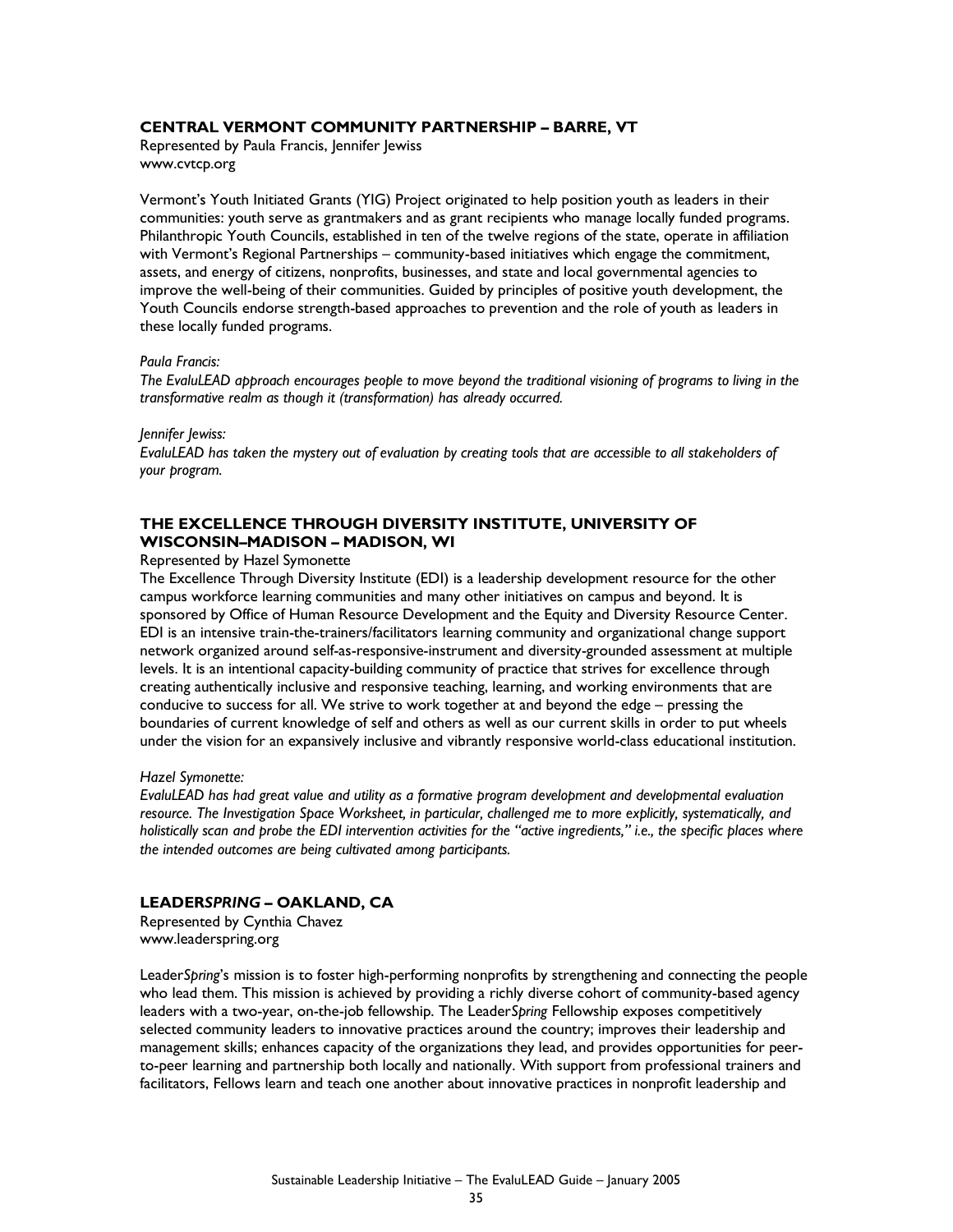### CENTRAL VERMONT COMMUNITY PARTNERSHIP – BARRE, VT

Represented by Paula Francis, Jennifer Jewiss
www.cvtcp.org

Vermont's Youth Initiated Grants (YIG) Project originated to help position youth as leaders in their communities: youth serve as grantmakers and as grant recipients who manage locally funded programs. Philanthropic Youth Councils, established in ten of the twelve regions of the state, operate in affiliation with Vermont's Regional Partnerships – community-based initiatives which engage the commitment, assets, and energy of citizens, nonprofits, businesses, and state and local governmental agencies to improve the well-being of their communities. Guided by principles of positive youth development, the Youth Councils endorse strength-based approaches to prevention and the role of youth as leaders in these locally funded programs.

*Paula Francis:*
*The EvaluLEAD approach encourages people to move beyond the traditional visioning of programs to living in the transformative realm as though it (transformation) has already occurred.*

*Jennifer Jewiss:*
*EvaluLEAD has taken the mystery out of evaluation by creating tools that are accessible to all stakeholders of your program.*

### THE EXCELLENCE THROUGH DIVERSITY INSTITUTE, UNIVERSITY OF WISCONSIN–MADISON – MADISON, WI

Represented by Hazel Symonette
The Excellence Through Diversity Institute (EDI) is a leadership development resource for the other campus workforce learning communities and many other initiatives on campus and beyond. It is sponsored by Office of Human Resource Development and the Equity and Diversity Resource Center. EDI is an intensive train-the-trainers/facilitators learning community and organizational change support network organized around self-as-responsive-instrument and diversity-grounded assessment at multiple levels. It is an intentional capacity-building community of practice that strives for excellence through creating authentically inclusive and responsive teaching, learning, and working environments that are conducive to success for all. We strive to work together at and beyond the edge – pressing the boundaries of current knowledge of self and others as well as our current skills in order to put wheels under the vision for an expansively inclusive and vibrantly responsive world-class educational institution.

*Hazel Symonette:*
*EvaluLEAD has had great value and utility as a formative program development and developmental evaluation resource. The Investigation Space Worksheet, in particular, challenged me to more explicitly, systematically, and holistically scan and probe the EDI intervention activities for the "active ingredients," i.e., the specific places where the intended outcomes are being cultivated among participants.*

### LEADER*SPRING* – OAKLAND, CA

Represented by Cynthia Chavez
www.leaderspring.org

Leader*Spring*'s mission is to foster high-performing nonprofits by strengthening and connecting the people who lead them. This mission is achieved by providing a richly diverse cohort of community-based agency leaders with a two-year, on-the-job fellowship. The Leader*Spring* Fellowship exposes competitively selected community leaders to innovative practices around the country; improves their leadership and management skills; enhances capacity of the organizations they lead, and provides opportunities for peer-to-peer learning and partnership both locally and nationally. With support from professional trainers and facilitators, Fellows learn and teach one another about innovative practices in nonprofit leadership and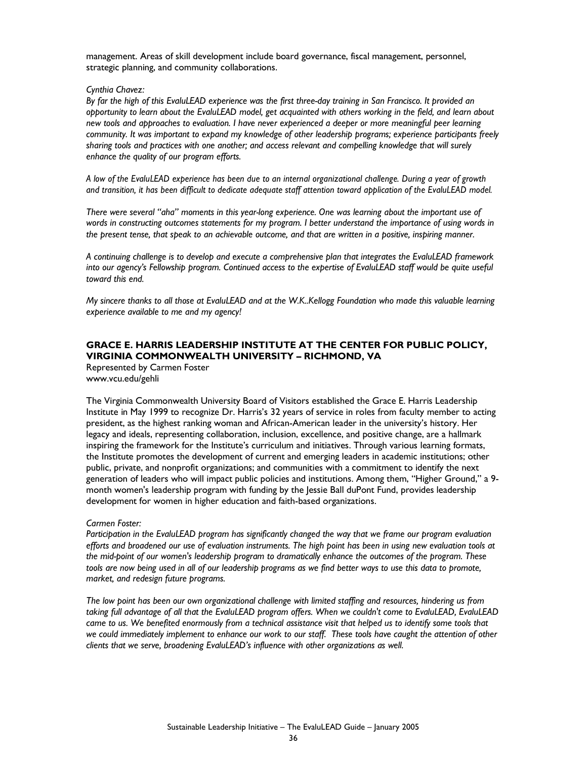management. Areas of skill development include board governance, fiscal management, personnel, strategic planning, and community collaborations.

*Cynthia Chavez:*

*By far the high of this EvaluLEAD experience was the first three-day training in San Francisco. It provided an opportunity to learn about the EvaluLEAD model, get acquainted with others working in the field, and learn about new tools and approaches to evaluation. I have never experienced a deeper or more meaningful peer learning community. It was important to expand my knowledge of other leadership programs; experience participants freely sharing tools and practices with one another; and access relevant and compelling knowledge that will surely enhance the quality of our program efforts.*

*A low of the EvaluLEAD experience has been due to an internal organizational challenge. During a year of growth and transition, it has been difficult to dedicate adequate staff attention toward application of the EvaluLEAD model.*

*There were several "aha" moments in this year-long experience. One was learning about the important use of words in constructing outcomes statements for my program. I better understand the importance of using words in the present tense, that speak to an achievable outcome, and that are written in a positive, inspiring manner.*

*A continuing challenge is to develop and execute a comprehensive plan that integrates the EvaluLEAD framework into our agency's Fellowship program. Continued access to the expertise of EvaluLEAD staff would be quite useful toward this end.*

*My sincere thanks to all those at EvaluLEAD and at the W.K..Kellogg Foundation who made this valuable learning experience available to me and my agency!*

### GRACE E. HARRIS LEADERSHIP INSTITUTE AT THE CENTER FOR PUBLIC POLICY, VIRGINIA COMMONWEALTH UNIVERSITY – RICHMOND, VA

Represented by Carmen Foster
www.vcu.edu/gehli

The Virginia Commonwealth University Board of Visitors established the Grace E. Harris Leadership Institute in May 1999 to recognize Dr. Harris's 32 years of service in roles from faculty member to acting president, as the highest ranking woman and African-American leader in the university's history. Her legacy and ideals, representing collaboration, inclusion, excellence, and positive change, are a hallmark inspiring the framework for the Institute's curriculum and initiatives. Through various learning formats, the Institute promotes the development of current and emerging leaders in academic institutions; other public, private, and nonprofit organizations; and communities with a commitment to identify the next generation of leaders who will impact public policies and institutions. Among them, "Higher Ground," a 9-month women's leadership program with funding by the Jessie Ball duPont Fund, provides leadership development for women in higher education and faith-based organizations.

*Carmen Foster:*

*Participation in the EvaluLEAD program has significantly changed the way that we frame our program evaluation efforts and broadened our use of evaluation instruments. The high point has been in using new evaluation tools at the mid-point of our women's leadership program to dramatically enhance the outcomes of the program. These tools are now being used in all of our leadership programs as we find better ways to use this data to promote, market, and redesign future programs.*

*The low point has been our own organizational challenge with limited staffing and resources, hindering us from taking full advantage of all that the EvaluLEAD program offers. When we couldn't come to EvaluLEAD, EvaluLEAD came to us. We benefited enormously from a technical assistance visit that helped us to identify some tools that we could immediately implement to enhance our work to our staff. These tools have caught the attention of other clients that we serve, broadening EvaluLEAD's influence with other organizations as well.*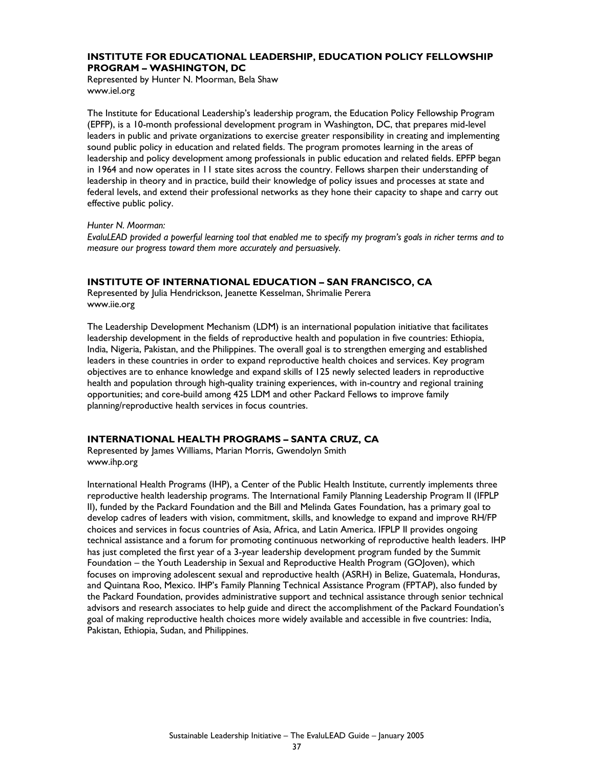### INSTITUTE FOR EDUCATIONAL LEADERSHIP, EDUCATION POLICY FELLOWSHIP PROGRAM – WASHINGTON, DC

Represented by Hunter N. Moorman, Bela Shaw
www.iel.org

The Institute for Educational Leadership's leadership program, the Education Policy Fellowship Program (EPFP), is a 10-month professional development program in Washington, DC, that prepares mid-level leaders in public and private organizations to exercise greater responsibility in creating and implementing sound public policy in education and related fields. The program promotes learning in the areas of leadership and policy development among professionals in public education and related fields. EPFP began in 1964 and now operates in 11 state sites across the country. Fellows sharpen their understanding of leadership in theory and in practice, build their knowledge of policy issues and processes at state and federal levels, and extend their professional networks as they hone their capacity to shape and carry out effective public policy.

*Hunter N. Moorman:*
*EvaluLEAD provided a powerful learning tool that enabled me to specify my program's goals in richer terms and to measure our progress toward them more accurately and persuasively.*

### INSTITUTE OF INTERNATIONAL EDUCATION – SAN FRANCISCO, CA

Represented by Julia Hendrickson, Jeanette Kesselman, Shrimalie Perera
www.iie.org

The Leadership Development Mechanism (LDM) is an international population initiative that facilitates leadership development in the fields of reproductive health and population in five countries: Ethiopia, India, Nigeria, Pakistan, and the Philippines. The overall goal is to strengthen emerging and established leaders in these countries in order to expand reproductive health choices and services. Key program objectives are to enhance knowledge and expand skills of 125 newly selected leaders in reproductive health and population through high-quality training experiences, with in-country and regional training opportunities; and core-build among 425 LDM and other Packard Fellows to improve family planning/reproductive health services in focus countries.

### INTERNATIONAL HEALTH PROGRAMS – SANTA CRUZ, CA

Represented by James Williams, Marian Morris, Gwendolyn Smith
www.ihp.org

International Health Programs (IHP), a Center of the Public Health Institute, currently implements three reproductive health leadership programs. The International Family Planning Leadership Program II (IFPLP II), funded by the Packard Foundation and the Bill and Melinda Gates Foundation, has a primary goal to develop cadres of leaders with vision, commitment, skills, and knowledge to expand and improve RH/FP choices and services in focus countries of Asia, Africa, and Latin America. IFPLP II provides ongoing technical assistance and a forum for promoting continuous networking of reproductive health leaders. IHP has just completed the first year of a 3-year leadership development program funded by the Summit Foundation – the Youth Leadership in Sexual and Reproductive Health Program (GOJoven), which focuses on improving adolescent sexual and reproductive health (ASRH) in Belize, Guatemala, Honduras, and Quintana Roo, Mexico. IHP's Family Planning Technical Assistance Program (FPTAP), also funded by the Packard Foundation, provides administrative support and technical assistance through senior technical advisors and research associates to help guide and direct the accomplishment of the Packard Foundation's goal of making reproductive health choices more widely available and accessible in five countries: India, Pakistan, Ethiopia, Sudan, and Philippines.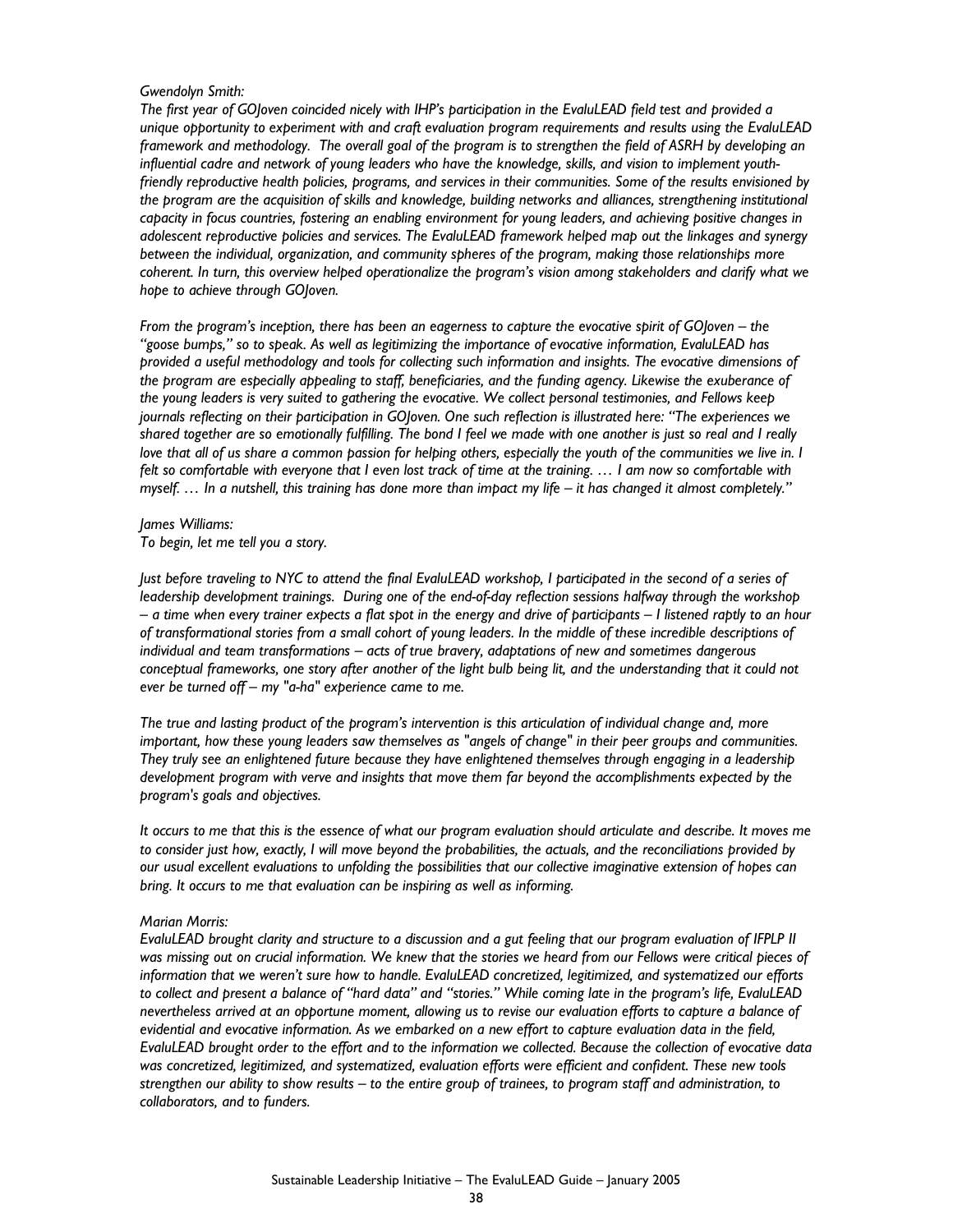*Gwendolyn Smith:*
*The first year of GOJoven coincided nicely with IHP's participation in the EvaluLEAD field test and provided a unique opportunity to experiment with and craft evaluation program requirements and results using the EvaluLEAD framework and methodology. The overall goal of the program is to strengthen the field of ASRH by developing an influential cadre and network of young leaders who have the knowledge, skills, and vision to implement youth-friendly reproductive health policies, programs, and services in their communities. Some of the results envisioned by the program are the acquisition of skills and knowledge, building networks and alliances, strengthening institutional capacity in focus countries, fostering an enabling environment for young leaders, and achieving positive changes in adolescent reproductive policies and services. The EvaluLEAD framework helped map out the linkages and synergy between the individual, organization, and community spheres of the program, making those relationships more coherent. In turn, this overview helped operationalize the program's vision among stakeholders and clarify what we hope to achieve through GOJoven.*

*From the program's inception, there has been an eagerness to capture the evocative spirit of GOJoven – the "goose bumps," so to speak. As well as legitimizing the importance of evocative information, EvaluLEAD has provided a useful methodology and tools for collecting such information and insights. The evocative dimensions of the program are especially appealing to staff, beneficiaries, and the funding agency. Likewise the exuberance of the young leaders is very suited to gathering the evocative. We collect personal testimonies, and Fellows keep journals reflecting on their participation in GOJoven. One such reflection is illustrated here: "The experiences we shared together are so emotionally fulfilling. The bond I feel we made with one another is just so real and I really love that all of us share a common passion for helping others, especially the youth of the communities we live in. I felt so comfortable with everyone that I even lost track of time at the training. … I am now so comfortable with myself. … In a nutshell, this training has done more than impact my life – it has changed it almost completely."*

*James Williams:*
*To begin, let me tell you a story.*

*Just before traveling to NYC to attend the final EvaluLEAD workshop, I participated in the second of a series of leadership development trainings. During one of the end-of-day reflection sessions halfway through the workshop – a time when every trainer expects a flat spot in the energy and drive of participants – I listened raptly to an hour of transformational stories from a small cohort of young leaders. In the middle of these incredible descriptions of individual and team transformations – acts of true bravery, adaptations of new and sometimes dangerous conceptual frameworks, one story after another of the light bulb being lit, and the understanding that it could not ever be turned off – my "a-ha" experience came to me.*

*The true and lasting product of the program's intervention is this articulation of individual change and, more important, how these young leaders saw themselves as "angels of change" in their peer groups and communities. They truly see an enlightened future because they have enlightened themselves through engaging in a leadership development program with verve and insights that move them far beyond the accomplishments expected by the program's goals and objectives.*

*It occurs to me that this is the essence of what our program evaluation should articulate and describe. It moves me to consider just how, exactly, I will move beyond the probabilities, the actuals, and the reconciliations provided by our usual excellent evaluations to unfolding the possibilities that our collective imaginative extension of hopes can bring. It occurs to me that evaluation can be inspiring as well as informing.*

*Marian Morris:*
*EvaluLEAD brought clarity and structure to a discussion and a gut feeling that our program evaluation of IFPLP II was missing out on crucial information. We knew that the stories we heard from our Fellows were critical pieces of information that we weren't sure how to handle. EvaluLEAD concretized, legitimized, and systematized our efforts to collect and present a balance of "hard data" and "stories." While coming late in the program's life, EvaluLEAD nevertheless arrived at an opportune moment, allowing us to revise our evaluation efforts to capture a balance of evidential and evocative information. As we embarked on a new effort to capture evaluation data in the field, EvaluLEAD brought order to the effort and to the information we collected. Because the collection of evocative data was concretized, legitimized, and systematized, evaluation efforts were efficient and confident. These new tools strengthen our ability to show results – to the entire group of trainees, to program staff and administration, to collaborators, and to funders.*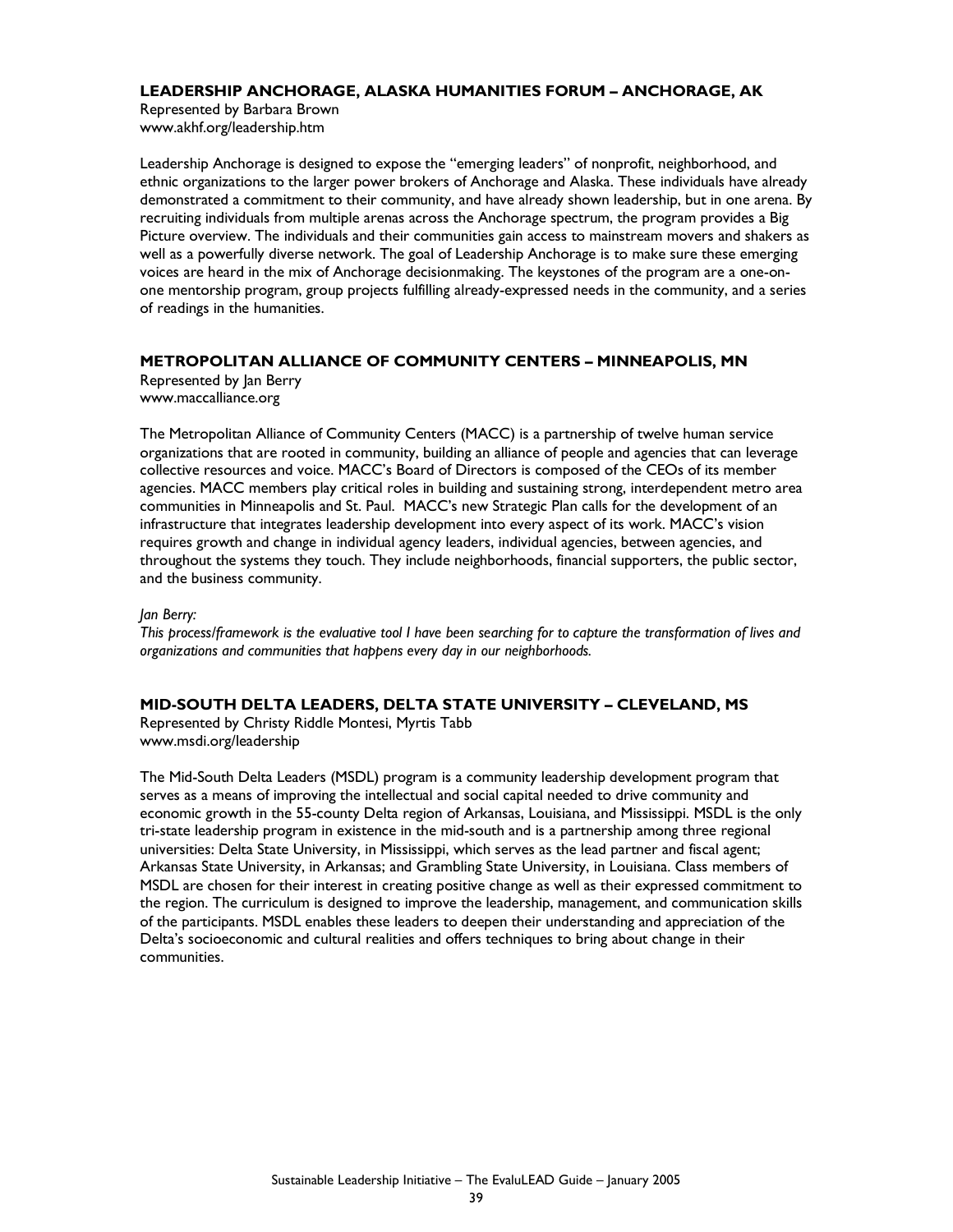### LEADERSHIP ANCHORAGE, ALASKA HUMANITIES FORUM – ANCHORAGE, AK

Represented by Barbara Brown
www.akhf.org/leadership.htm

Leadership Anchorage is designed to expose the "emerging leaders" of nonprofit, neighborhood, and ethnic organizations to the larger power brokers of Anchorage and Alaska. These individuals have already demonstrated a commitment to their community, and have already shown leadership, but in one arena. By recruiting individuals from multiple arenas across the Anchorage spectrum, the program provides a Big Picture overview. The individuals and their communities gain access to mainstream movers and shakers as well as a powerfully diverse network. The goal of Leadership Anchorage is to make sure these emerging voices are heard in the mix of Anchorage decisionmaking. The keystones of the program are a one-on-one mentorship program, group projects fulfilling already-expressed needs in the community, and a series of readings in the humanities.

### METROPOLITAN ALLIANCE OF COMMUNITY CENTERS – MINNEAPOLIS, MN

Represented by Jan Berry
www.maccalliance.org

The Metropolitan Alliance of Community Centers (MACC) is a partnership of twelve human service organizations that are rooted in community, building an alliance of people and agencies that can leverage collective resources and voice. MACC's Board of Directors is composed of the CEOs of its member agencies. MACC members play critical roles in building and sustaining strong, interdependent metro area communities in Minneapolis and St. Paul. MACC's new Strategic Plan calls for the development of an infrastructure that integrates leadership development into every aspect of its work. MACC's vision requires growth and change in individual agency leaders, individual agencies, between agencies, and throughout the systems they touch. They include neighborhoods, financial supporters, the public sector, and the business community.

*Jan Berry:*
*This process/framework is the evaluative tool I have been searching for to capture the transformation of lives and organizations and communities that happens every day in our neighborhoods.*

### MID-SOUTH DELTA LEADERS, DELTA STATE UNIVERSITY – CLEVELAND, MS

Represented by Christy Riddle Montesi, Myrtis Tabb
www.msdi.org/leadership

The Mid-South Delta Leaders (MSDL) program is a community leadership development program that serves as a means of improving the intellectual and social capital needed to drive community and economic growth in the 55-county Delta region of Arkansas, Louisiana, and Mississippi. MSDL is the only tri-state leadership program in existence in the mid-south and is a partnership among three regional universities: Delta State University, in Mississippi, which serves as the lead partner and fiscal agent; Arkansas State University, in Arkansas; and Grambling State University, in Louisiana. Class members of MSDL are chosen for their interest in creating positive change as well as their expressed commitment to the region. The curriculum is designed to improve the leadership, management, and communication skills of the participants. MSDL enables these leaders to deepen their understanding and appreciation of the Delta's socioeconomic and cultural realities and offers techniques to bring about change in their communities.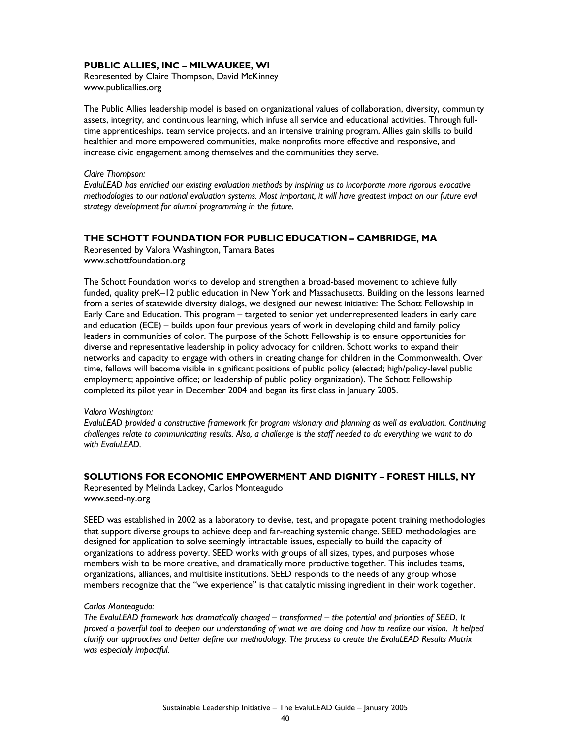### PUBLIC ALLIES, INC – MILWAUKEE, WI

Represented by Claire Thompson, David McKinney
www.publicallies.org

The Public Allies leadership model is based on organizational values of collaboration, diversity, community assets, integrity, and continuous learning, which infuse all service and educational activities. Through full-time apprenticeships, team service projects, and an intensive training program, Allies gain skills to build healthier and more empowered communities, make nonprofits more effective and responsive, and increase civic engagement among themselves and the communities they serve.

*Claire Thompson:*
*EvaluLEAD has enriched our existing evaluation methods by inspiring us to incorporate more rigorous evocative methodologies to our national evaluation systems. Most important, it will have greatest impact on our future eval strategy development for alumni programming in the future.*

### THE SCHOTT FOUNDATION FOR PUBLIC EDUCATION – CAMBRIDGE, MA

Represented by Valora Washington, Tamara Bates
www.schottfoundation.org

The Schott Foundation works to develop and strengthen a broad-based movement to achieve fully funded, quality preK–12 public education in New York and Massachusetts. Building on the lessons learned from a series of statewide diversity dialogs, we designed our newest initiative: The Schott Fellowship in Early Care and Education. This program – targeted to senior yet underrepresented leaders in early care and education (ECE) – builds upon four previous years of work in developing child and family policy leaders in communities of color. The purpose of the Schott Fellowship is to ensure opportunities for diverse and representative leadership in policy advocacy for children. Schott works to expand their networks and capacity to engage with others in creating change for children in the Commonwealth. Over time, fellows will become visible in significant positions of public policy (elected; high/policy-level public employment; appointive office; or leadership of public policy organization). The Schott Fellowship completed its pilot year in December 2004 and began its first class in January 2005.

*Valora Washington:*
*EvaluLEAD provided a constructive framework for program visionary and planning as well as evaluation. Continuing challenges relate to communicating results. Also, a challenge is the staff needed to do everything we want to do with EvaluLEAD.*

### SOLUTIONS FOR ECONOMIC EMPOWERMENT AND DIGNITY – FOREST HILLS, NY

Represented by Melinda Lackey, Carlos Monteagudo
www.seed-ny.org

SEED was established in 2002 as a laboratory to devise, test, and propagate potent training methodologies that support diverse groups to achieve deep and far-reaching systemic change. SEED methodologies are designed for application to solve seemingly intractable issues, especially to build the capacity of organizations to address poverty. SEED works with groups of all sizes, types, and purposes whose members wish to be more creative, and dramatically more productive together. This includes teams, organizations, alliances, and multisite institutions. SEED responds to the needs of any group whose members recognize that the "we experience" is that catalytic missing ingredient in their work together.

*Carlos Monteagudo:*
*The EvaluLEAD framework has dramatically changed – transformed – the potential and priorities of SEED. It proved a powerful tool to deepen our understanding of what we are doing and how to realize our vision. It helped clarify our approaches and better define our methodology. The process to create the EvaluLEAD Results Matrix was especially impactful.*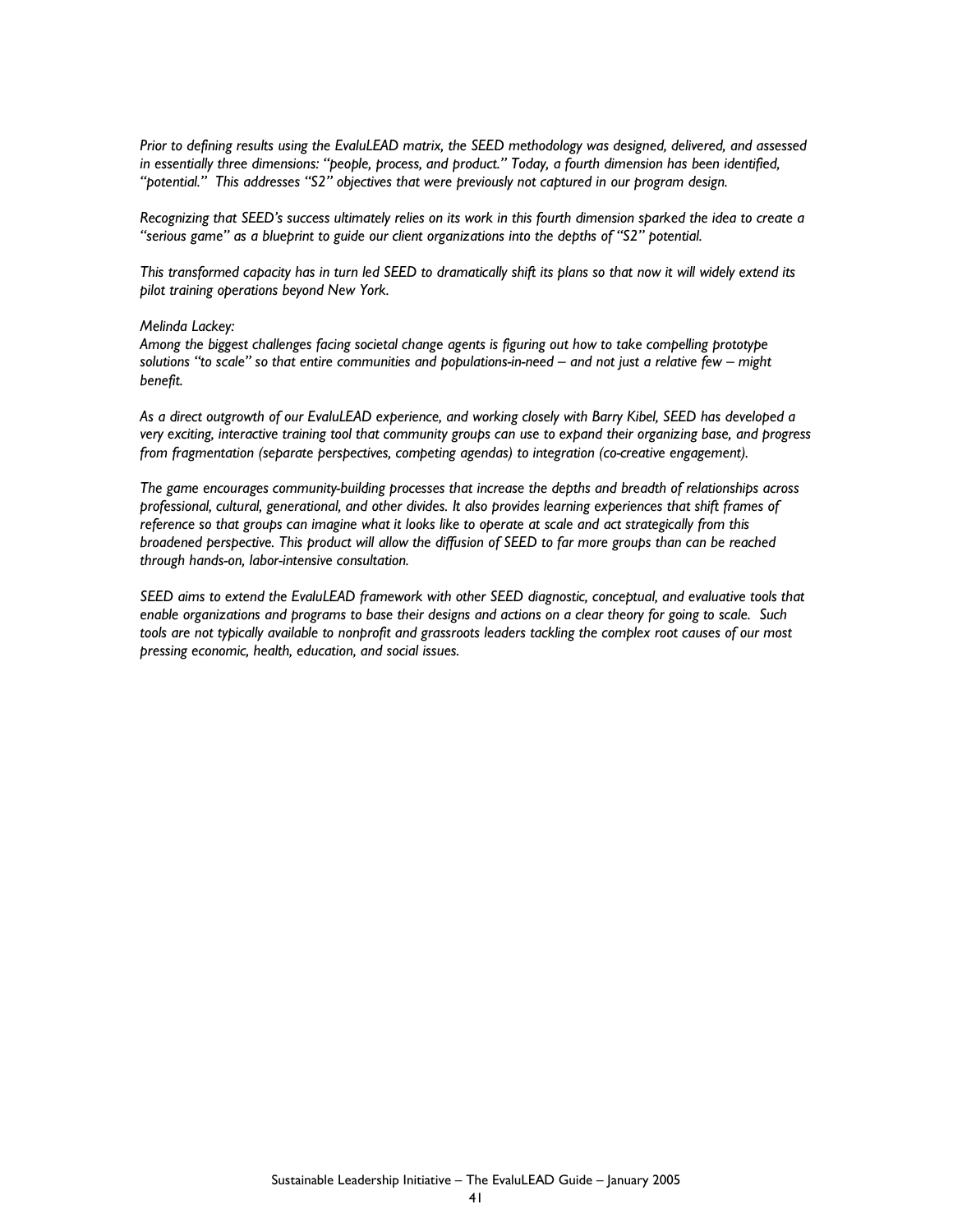*Prior to defining results using the EvaluLEAD matrix, the SEED methodology was designed, delivered, and assessed in essentially three dimensions: "people, process, and product." Today, a fourth dimension has been identified, "potential." This addresses "S2" objectives that were previously not captured in our program design.*

*Recognizing that SEED's success ultimately relies on its work in this fourth dimension sparked the idea to create a "serious game" as a blueprint to guide our client organizations into the depths of "S2" potential.*

*This transformed capacity has in turn led SEED to dramatically shift its plans so that now it will widely extend its pilot training operations beyond New York.*

*Melinda Lackey:*
*Among the biggest challenges facing societal change agents is figuring out how to take compelling prototype solutions "to scale" so that entire communities and populations-in-need – and not just a relative few – might benefit.*

*As a direct outgrowth of our EvaluLEAD experience, and working closely with Barry Kibel, SEED has developed a very exciting, interactive training tool that community groups can use to expand their organizing base, and progress from fragmentation (separate perspectives, competing agendas) to integration (co-creative engagement).*

*The game encourages community-building processes that increase the depths and breadth of relationships across professional, cultural, generational, and other divides. It also provides learning experiences that shift frames of reference so that groups can imagine what it looks like to operate at scale and act strategically from this broadened perspective. This product will allow the diffusion of SEED to far more groups than can be reached through hands-on, labor-intensive consultation.*

*SEED aims to extend the EvaluLEAD framework with other SEED diagnostic, conceptual, and evaluative tools that enable organizations and programs to base their designs and actions on a clear theory for going to scale. Such tools are not typically available to nonprofit and grassroots leaders tackling the complex root causes of our most pressing economic, health, education, and social issues.*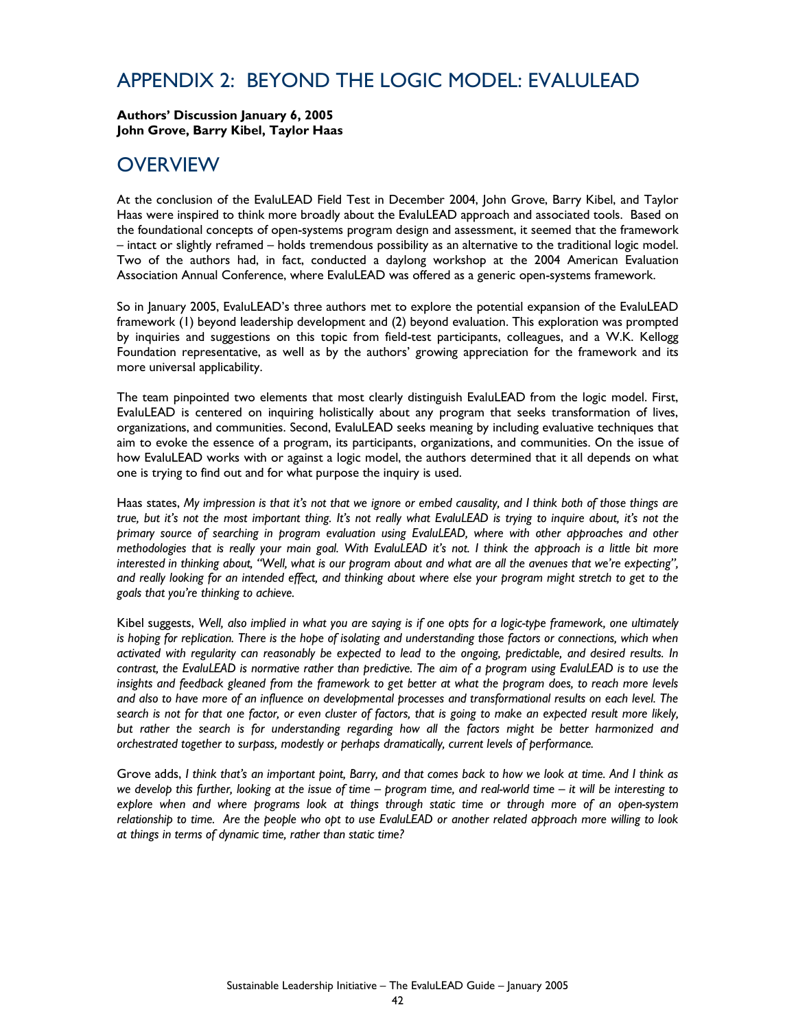# APPENDIX 2: BEYOND THE LOGIC MODEL: EVALULEAD

**Authors' Discussion January 6, 2005**
**John Grove, Barry Kibel, Taylor Haas**

# OVERVIEW

At the conclusion of the EvaluLEAD Field Test in December 2004, John Grove, Barry Kibel, and Taylor Haas were inspired to think more broadly about the EvaluLEAD approach and associated tools. Based on the foundational concepts of open-systems program design and assessment, it seemed that the framework – intact or slightly reframed – holds tremendous possibility as an alternative to the traditional logic model. Two of the authors had, in fact, conducted a daylong workshop at the 2004 American Evaluation Association Annual Conference, where EvaluLEAD was offered as a generic open-systems framework.

So in January 2005, EvaluLEAD's three authors met to explore the potential expansion of the EvaluLEAD framework (1) beyond leadership development and (2) beyond evaluation. This exploration was prompted by inquiries and suggestions on this topic from field-test participants, colleagues, and a W.K. Kellogg Foundation representative, as well as by the authors' growing appreciation for the framework and its more universal applicability.

The team pinpointed two elements that most clearly distinguish EvaluLEAD from the logic model. First, EvaluLEAD is centered on inquiring holistically about any program that seeks transformation of lives, organizations, and communities. Second, EvaluLEAD seeks meaning by including evaluative techniques that aim to evoke the essence of a program, its participants, organizations, and communities. On the issue of how EvaluLEAD works with or against a logic model, the authors determined that it all depends on what one is trying to find out and for what purpose the inquiry is used.

Haas states, *My impression is that it's not that we ignore or embed causality, and I think both of those things are true, but it's not the most important thing. It's not really what EvaluLEAD is trying to inquire about, it's not the primary source of searching in program evaluation using EvaluLEAD, where with other approaches and other methodologies that is really your main goal. With EvaluLEAD it's not. I think the approach is a little bit more interested in thinking about, "Well, what is our program about and what are all the avenues that we're expecting", and really looking for an intended effect, and thinking about where else your program might stretch to get to the goals that you're thinking to achieve.*

Kibel suggests, *Well, also implied in what you are saying is if one opts for a logic-type framework, one ultimately is hoping for replication. There is the hope of isolating and understanding those factors or connections, which when activated with regularity can reasonably be expected to lead to the ongoing, predictable, and desired results. In contrast, the EvaluLEAD is normative rather than predictive. The aim of a program using EvaluLEAD is to use the insights and feedback gleaned from the framework to get better at what the program does, to reach more levels and also to have more of an influence on developmental processes and transformational results on each level. The search is not for that one factor, or even cluster of factors, that is going to make an expected result more likely, but rather the search is for understanding regarding how all the factors might be better harmonized and orchestrated together to surpass, modestly or perhaps dramatically, current levels of performance.*

Grove adds, *I think that's an important point, Barry, and that comes back to how we look at time. And I think as we develop this further, looking at the issue of time – program time, and real-world time – it will be interesting to explore when and where programs look at things through static time or through more of an open-system relationship to time. Are the people who opt to use EvaluLEAD or another related approach more willing to look at things in terms of dynamic time, rather than static time?*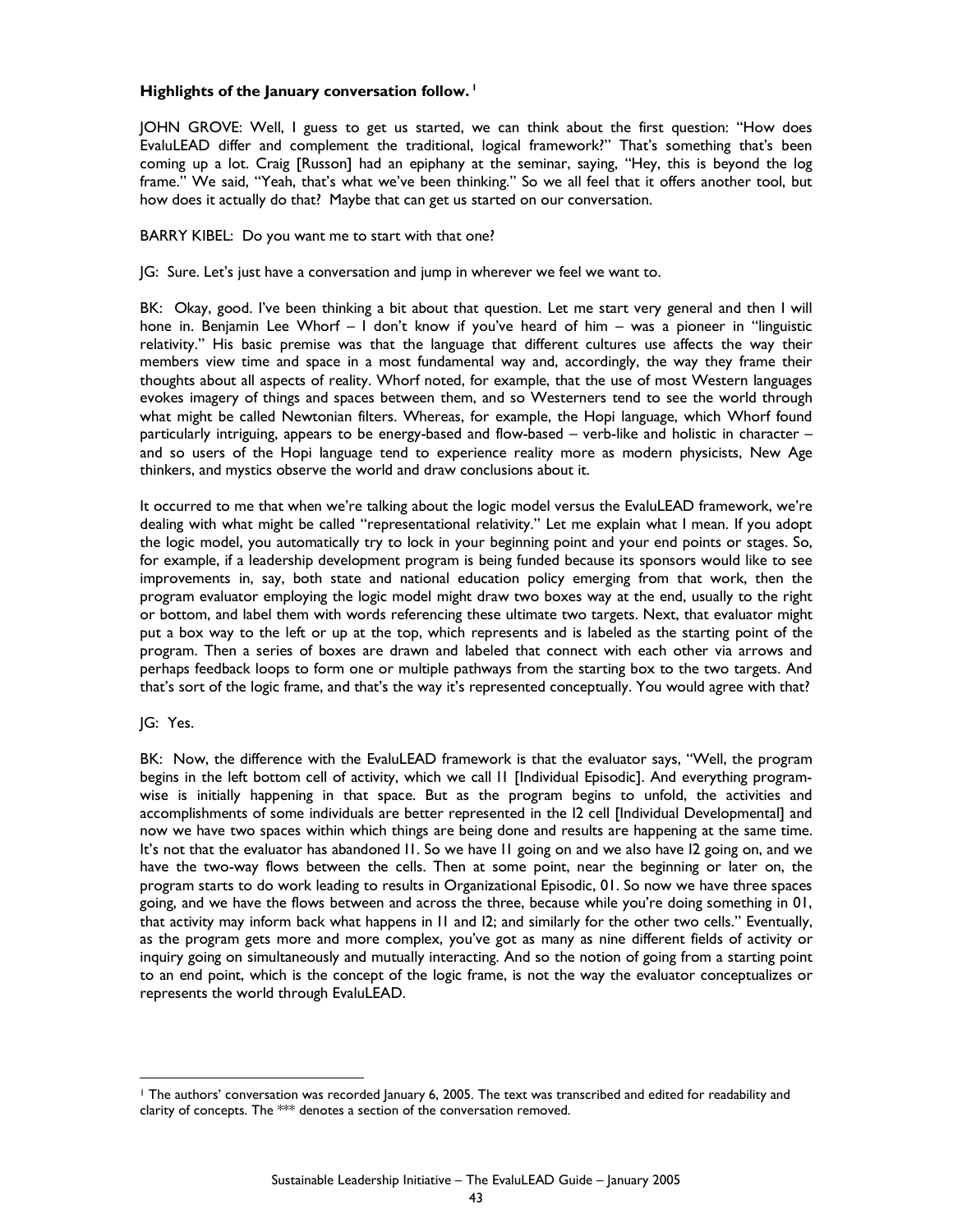**Highlights of the January conversation follow.** [1]

JOHN GROVE: Well, I guess to get us started, we can think about the first question: "How does EvaluLEAD differ and complement the traditional, logical framework?" That's something that's been coming up a lot. Craig [Russon] had an epiphany at the seminar, saying, "Hey, this is beyond the log frame." We said, "Yeah, that's what we've been thinking." So we all feel that it offers another tool, but how does it actually do that? Maybe that can get us started on our conversation.

BARRY KIBEL: Do you want me to start with that one?

JG: Sure. Let's just have a conversation and jump in wherever we feel we want to.

BK: Okay, good. I've been thinking a bit about that question. Let me start very general and then I will hone in. Benjamin Lee Whorf – I don't know if you've heard of him – was a pioneer in "linguistic relativity." His basic premise was that the language that different cultures use affects the way their members view time and space in a most fundamental way and, accordingly, the way they frame their thoughts about all aspects of reality. Whorf noted, for example, that the use of most Western languages evokes imagery of things and spaces between them, and so Westerners tend to see the world through what might be called Newtonian filters. Whereas, for example, the Hopi language, which Whorf found particularly intriguing, appears to be energy-based and flow-based – verb-like and holistic in character – and so users of the Hopi language tend to experience reality more as modern physicists, New Age thinkers, and mystics observe the world and draw conclusions about it.

It occurred to me that when we're talking about the logic model versus the EvaluLEAD framework, we're dealing with what might be called "representational relativity." Let me explain what I mean. If you adopt the logic model, you automatically try to lock in your beginning point and your end points or stages. So, for example, if a leadership development program is being funded because its sponsors would like to see improvements in, say, both state and national education policy emerging from that work, then the program evaluator employing the logic model might draw two boxes way at the end, usually to the right or bottom, and label them with words referencing these ultimate two targets. Next, that evaluator might put a box way to the left or up at the top, which represents and is labeled as the starting point of the program. Then a series of boxes are drawn and labeled that connect with each other via arrows and perhaps feedback loops to form one or multiple pathways from the starting box to the two targets. And that's sort of the logic frame, and that's the way it's represented conceptually. You would agree with that?

JG: Yes.

BK: Now, the difference with the EvaluLEAD framework is that the evaluator says, "Well, the program begins in the left bottom cell of activity, which we call I1 [Individual Episodic]. And everything program-wise is initially happening in that space. But as the program begins to unfold, the activities and accomplishments of some individuals are better represented in the I2 cell [Individual Developmental] and now we have two spaces within which things are being done and results are happening at the same time. It's not that the evaluator has abandoned I1. So we have I1 going on and we also have I2 going on, and we have the two-way flows between the cells. Then at some point, near the beginning or later on, the program starts to do work leading to results in Organizational Episodic, 01. So now we have three spaces going, and we have the flows between and across the three, because while you're doing something in 01, that activity may inform back what happens in I1 and I2; and similarly for the other two cells." Eventually, as the program gets more and more complex, you've got as many as nine different fields of activity or inquiry going on simultaneously and mutually interacting. And so the notion of going from a starting point to an end point, which is the concept of the logic frame, is not the way the evaluator conceptualizes or represents the world through EvaluLEAD.

---

[1] The authors' conversation was recorded January 6, 2005. The text was transcribed and edited for readability and clarity of concepts. The *** denotes a section of the conversation removed.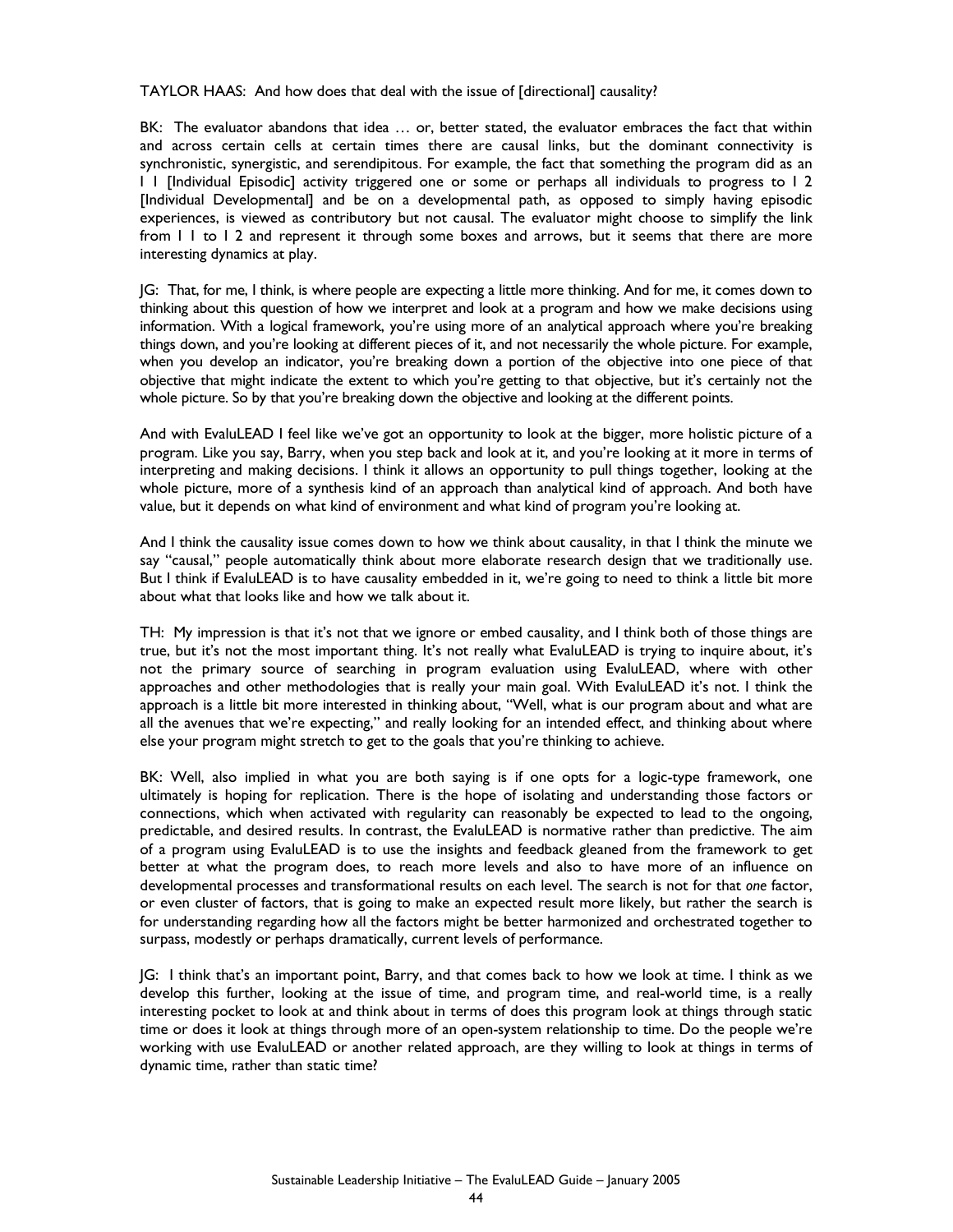TAYLOR HAAS: And how does that deal with the issue of [directional] causality?

BK: The evaluator abandons that idea … or, better stated, the evaluator embraces the fact that within and across certain cells at certain times there are causal links, but the dominant connectivity is synchronistic, synergistic, and serendipitous. For example, the fact that something the program did as an I 1 [Individual Episodic] activity triggered one or some or perhaps all individuals to progress to I 2 [Individual Developmental] and be on a developmental path, as opposed to simply having episodic experiences, is viewed as contributory but not causal. The evaluator might choose to simplify the link from I 1 to I 2 and represent it through some boxes and arrows, but it seems that there are more interesting dynamics at play.

JG: That, for me, I think, is where people are expecting a little more thinking. And for me, it comes down to thinking about this question of how we interpret and look at a program and how we make decisions using information. With a logical framework, you're using more of an analytical approach where you're breaking things down, and you're looking at different pieces of it, and not necessarily the whole picture. For example, when you develop an indicator, you're breaking down a portion of the objective into one piece of that objective that might indicate the extent to which you're getting to that objective, but it's certainly not the whole picture. So by that you're breaking down the objective and looking at the different points.

And with EvaluLEAD I feel like we've got an opportunity to look at the bigger, more holistic picture of a program. Like you say, Barry, when you step back and look at it, and you're looking at it more in terms of interpreting and making decisions. I think it allows an opportunity to pull things together, looking at the whole picture, more of a synthesis kind of an approach than analytical kind of approach. And both have value, but it depends on what kind of environment and what kind of program you're looking at.

And I think the causality issue comes down to how we think about causality, in that I think the minute we say "causal," people automatically think about more elaborate research design that we traditionally use. But I think if EvaluLEAD is to have causality embedded in it, we're going to need to think a little bit more about what that looks like and how we talk about it.

TH: My impression is that it's not that we ignore or embed causality, and I think both of those things are true, but it's not the most important thing. It's not really what EvaluLEAD is trying to inquire about, it's not the primary source of searching in program evaluation using EvaluLEAD, where with other approaches and other methodologies that is really your main goal. With EvaluLEAD it's not. I think the approach is a little bit more interested in thinking about, "Well, what is our program about and what are all the avenues that we're expecting," and really looking for an intended effect, and thinking about where else your program might stretch to get to the goals that you're thinking to achieve.

BK: Well, also implied in what you are both saying is if one opts for a logic-type framework, one ultimately is hoping for replication. There is the hope of isolating and understanding those factors or connections, which when activated with regularity can reasonably be expected to lead to the ongoing, predictable, and desired results. In contrast, the EvaluLEAD is normative rather than predictive. The aim of a program using EvaluLEAD is to use the insights and feedback gleaned from the framework to get better at what the program does, to reach more levels and also to have more of an influence on developmental processes and transformational results on each level. The search is not for that *one* factor, or even cluster of factors, that is going to make an expected result more likely, but rather the search is for understanding regarding how all the factors might be better harmonized and orchestrated together to surpass, modestly or perhaps dramatically, current levels of performance.

JG: I think that's an important point, Barry, and that comes back to how we look at time. I think as we develop this further, looking at the issue of time, and program time, and real-world time, is a really interesting pocket to look at and think about in terms of does this program look at things through static time or does it look at things through more of an open-system relationship to time. Do the people we're working with use EvaluLEAD or another related approach, are they willing to look at things in terms of dynamic time, rather than static time?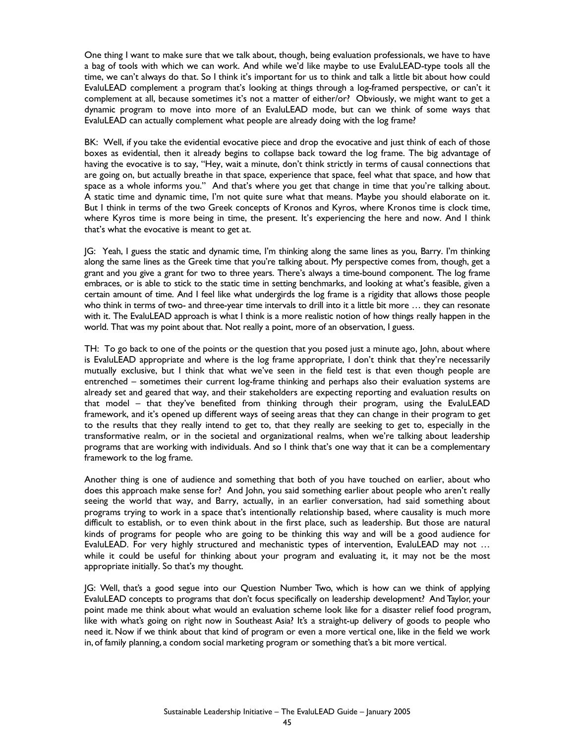One thing I want to make sure that we talk about, though, being evaluation professionals, we have to have a bag of tools with which we can work. And while we'd like maybe to use EvaluLEAD-type tools all the time, we can't always do that. So I think it's important for us to think and talk a little bit about how could EvaluLEAD complement a program that's looking at things through a log-framed perspective, or can't it complement at all, because sometimes it's not a matter of either/or? Obviously, we might want to get a dynamic program to move into more of an EvaluLEAD mode, but can we think of some ways that EvaluLEAD can actually complement what people are already doing with the log frame?

BK: Well, if you take the evidential evocative piece and drop the evocative and just think of each of those boxes as evidential, then it already begins to collapse back toward the log frame. The big advantage of having the evocative is to say, "Hey, wait a minute, don't think strictly in terms of causal connections that are going on, but actually breathe in that space, experience that space, feel what that space, and how that space as a whole informs you." And that's where you get that change in time that you're talking about. A static time and dynamic time, I'm not quite sure what that means. Maybe you should elaborate on it. But I think in terms of the two Greek concepts of Kronos and Kyros, where Kronos time is clock time, where Kyros time is more being in time, the present. It's experiencing the here and now. And I think that's what the evocative is meant to get at.

JG: Yeah, I guess the static and dynamic time, I'm thinking along the same lines as you, Barry. I'm thinking along the same lines as the Greek time that you're talking about. My perspective comes from, though, get a grant and you give a grant for two to three years. There's always a time-bound component. The log frame embraces, or is able to stick to the static time in setting benchmarks, and looking at what's feasible, given a certain amount of time. And I feel like what undergirds the log frame is a rigidity that allows those people who think in terms of two- and three-year time intervals to drill into it a little bit more … they can resonate with it. The EvaluLEAD approach is what I think is a more realistic notion of how things really happen in the world. That was my point about that. Not really a point, more of an observation, I guess.

TH: To go back to one of the points or the question that you posed just a minute ago, John, about where is EvaluLEAD appropriate and where is the log frame appropriate, I don't think that they're necessarily mutually exclusive, but I think that what we've seen in the field test is that even though people are entrenched – sometimes their current log-frame thinking and perhaps also their evaluation systems are already set and geared that way, and their stakeholders are expecting reporting and evaluation results on that model – that they've benefited from thinking through their program, using the EvaluLEAD framework, and it's opened up different ways of seeing areas that they can change in their program to get to the results that they really intend to get to, that they really are seeking to get to, especially in the transformative realm, or in the societal and organizational realms, when we're talking about leadership programs that are working with individuals. And so I think that's one way that it can be a complementary framework to the log frame.

Another thing is one of audience and something that both of you have touched on earlier, about who does this approach make sense for? And John, you said something earlier about people who aren't really seeing the world that way, and Barry, actually, in an earlier conversation, had said something about programs trying to work in a space that's intentionally relationship based, where causality is much more difficult to establish, or to even think about in the first place, such as leadership. But those are natural kinds of programs for people who are going to be thinking this way and will be a good audience for EvaluLEAD. For very highly structured and mechanistic types of intervention, EvaluLEAD may not … while it could be useful for thinking about your program and evaluating it, it may not be the most appropriate initially. So that's my thought.

JG: Well, that's a good segue into our Question Number Two, which is how can we think of applying EvaluLEAD concepts to programs that don't focus specifically on leadership development? And Taylor, your point made me think about what would an evaluation scheme look like for a disaster relief food program, like with what's going on right now in Southeast Asia? It's a straight-up delivery of goods to people who need it. Now if we think about that kind of program or even a more vertical one, like in the field we work in, of family planning, a condom social marketing program or something that's a bit more vertical.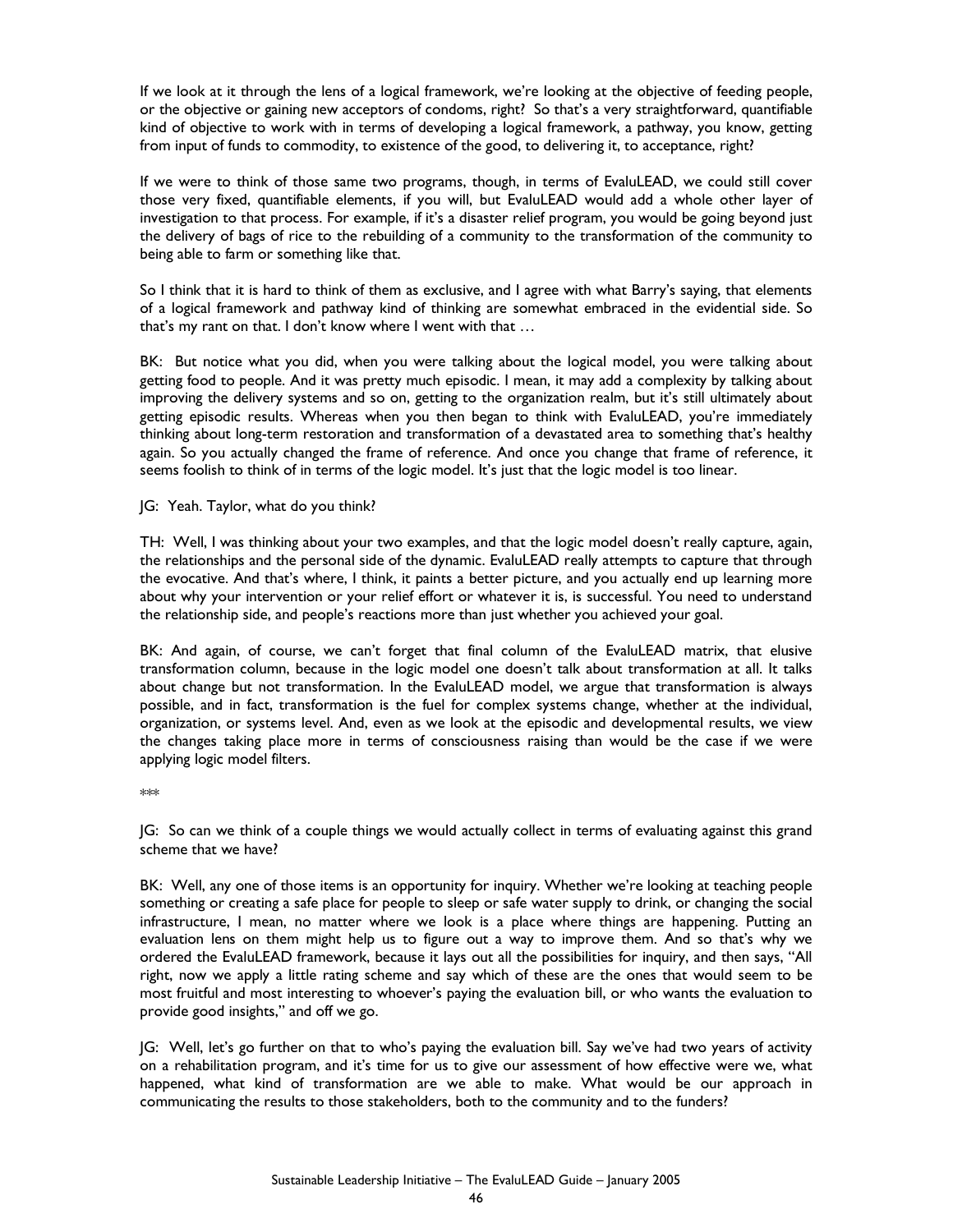If we look at it through the lens of a logical framework, we're looking at the objective of feeding people, or the objective or gaining new acceptors of condoms, right? So that's a very straightforward, quantifiable kind of objective to work with in terms of developing a logical framework, a pathway, you know, getting from input of funds to commodity, to existence of the good, to delivering it, to acceptance, right?

If we were to think of those same two programs, though, in terms of EvaluLEAD, we could still cover those very fixed, quantifiable elements, if you will, but EvaluLEAD would add a whole other layer of investigation to that process. For example, if it's a disaster relief program, you would be going beyond just the delivery of bags of rice to the rebuilding of a community to the transformation of the community to being able to farm or something like that.

So I think that it is hard to think of them as exclusive, and I agree with what Barry's saying, that elements of a logical framework and pathway kind of thinking are somewhat embraced in the evidential side. So that's my rant on that. I don't know where I went with that …

BK: But notice what you did, when you were talking about the logical model, you were talking about getting food to people. And it was pretty much episodic. I mean, it may add a complexity by talking about improving the delivery systems and so on, getting to the organization realm, but it's still ultimately about getting episodic results. Whereas when you then began to think with EvaluLEAD, you're immediately thinking about long-term restoration and transformation of a devastated area to something that's healthy again. So you actually changed the frame of reference. And once you change that frame of reference, it seems foolish to think of in terms of the logic model. It's just that the logic model is too linear.

JG: Yeah. Taylor, what do you think?

TH: Well, I was thinking about your two examples, and that the logic model doesn't really capture, again, the relationships and the personal side of the dynamic. EvaluLEAD really attempts to capture that through the evocative. And that's where, I think, it paints a better picture, and you actually end up learning more about why your intervention or your relief effort or whatever it is, is successful. You need to understand the relationship side, and people's reactions more than just whether you achieved your goal.

BK: And again, of course, we can't forget that final column of the EvaluLEAD matrix, that elusive transformation column, because in the logic model one doesn't talk about transformation at all. It talks about change but not transformation. In the EvaluLEAD model, we argue that transformation is always possible, and in fact, transformation is the fuel for complex systems change, whether at the individual, organization, or systems level. And, even as we look at the episodic and developmental results, we view the changes taking place more in terms of consciousness raising than would be the case if we were applying logic model filters.

***

JG: So can we think of a couple things we would actually collect in terms of evaluating against this grand scheme that we have?

BK: Well, any one of those items is an opportunity for inquiry. Whether we're looking at teaching people something or creating a safe place for people to sleep or safe water supply to drink, or changing the social infrastructure, I mean, no matter where we look is a place where things are happening. Putting an evaluation lens on them might help us to figure out a way to improve them. And so that's why we ordered the EvaluLEAD framework, because it lays out all the possibilities for inquiry, and then says, "All right, now we apply a little rating scheme and say which of these are the ones that would seem to be most fruitful and most interesting to whoever's paying the evaluation bill, or who wants the evaluation to provide good insights," and off we go.

JG: Well, let's go further on that to who's paying the evaluation bill. Say we've had two years of activity on a rehabilitation program, and it's time for us to give our assessment of how effective were we, what happened, what kind of transformation are we able to make. What would be our approach in communicating the results to those stakeholders, both to the community and to the funders?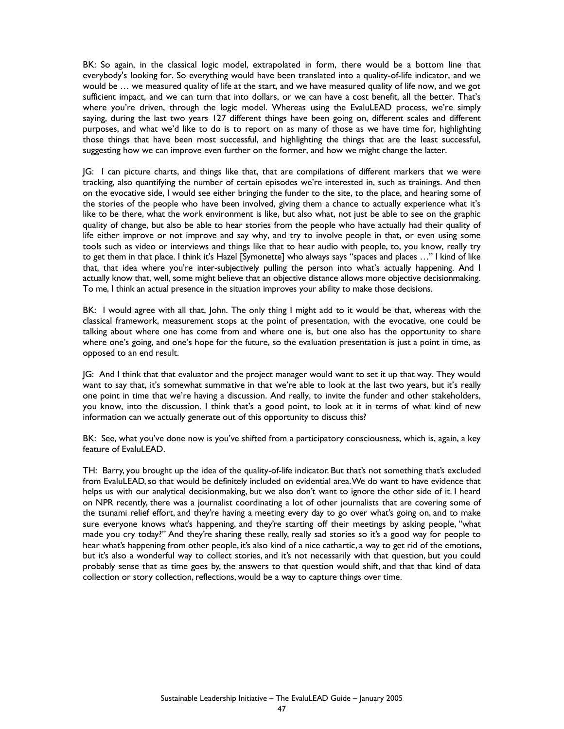BK: So again, in the classical logic model, extrapolated in form, there would be a bottom line that everybody's looking for. So everything would have been translated into a quality-of-life indicator, and we would be … we measured quality of life at the start, and we have measured quality of life now, and we got sufficient impact, and we can turn that into dollars, or we can have a cost benefit, all the better. That's where you're driven, through the logic model. Whereas using the EvaluLEAD process, we're simply saying, during the last two years 127 different things have been going on, different scales and different purposes, and what we'd like to do is to report on as many of those as we have time for, highlighting those things that have been most successful, and highlighting the things that are the least successful, suggesting how we can improve even further on the former, and how we might change the latter.

JG: I can picture charts, and things like that, that are compilations of different markers that we were tracking, also quantifying the number of certain episodes we're interested in, such as trainings. And then on the evocative side, I would see either bringing the funder to the site, to the place, and hearing some of the stories of the people who have been involved, giving them a chance to actually experience what it's like to be there, what the work environment is like, but also what, not just be able to see on the graphic quality of change, but also be able to hear stories from the people who have actually had their quality of life either improve or not improve and say why, and try to involve people in that, or even using some tools such as video or interviews and things like that to hear audio with people, to, you know, really try to get them in that place. I think it's Hazel [Symonette] who always says "spaces and places …" I kind of like that, that idea where you're inter-subjectively pulling the person into what's actually happening. And I actually know that, well, some might believe that an objective distance allows more objective decisionmaking. To me, I think an actual presence in the situation improves your ability to make those decisions.

BK: I would agree with all that, John. The only thing I might add to it would be that, whereas with the classical framework, measurement stops at the point of presentation, with the evocative, one could be talking about where one has come from and where one is, but one also has the opportunity to share where one's going, and one's hope for the future, so the evaluation presentation is just a point in time, as opposed to an end result.

JG: And I think that that evaluator and the project manager would want to set it up that way. They would want to say that, it's somewhat summative in that we're able to look at the last two years, but it's really one point in time that we're having a discussion. And really, to invite the funder and other stakeholders, you know, into the discussion. I think that's a good point, to look at it in terms of what kind of new information can we actually generate out of this opportunity to discuss this?

BK: See, what you've done now is you've shifted from a participatory consciousness, which is, again, a key feature of EvaluLEAD.

TH: Barry, you brought up the idea of the quality-of-life indicator. But that's not something that's excluded from EvaluLEAD, so that would be definitely included on evidential area. We do want to have evidence that helps us with our analytical decisionmaking, but we also don't want to ignore the other side of it. I heard on NPR recently, there was a journalist coordinating a lot of other journalists that are covering some of the tsunami relief effort, and they're having a meeting every day to go over what's going on, and to make sure everyone knows what's happening, and they're starting off their meetings by asking people, "what made you cry today?" And they're sharing these really, really sad stories so it's a good way for people to hear what's happening from other people, it's also kind of a nice cathartic, a way to get rid of the emotions, but it's also a wonderful way to collect stories, and it's not necessarily with that question, but you could probably sense that as time goes by, the answers to that question would shift, and that that kind of data collection or story collection, reflections, would be a way to capture things over time.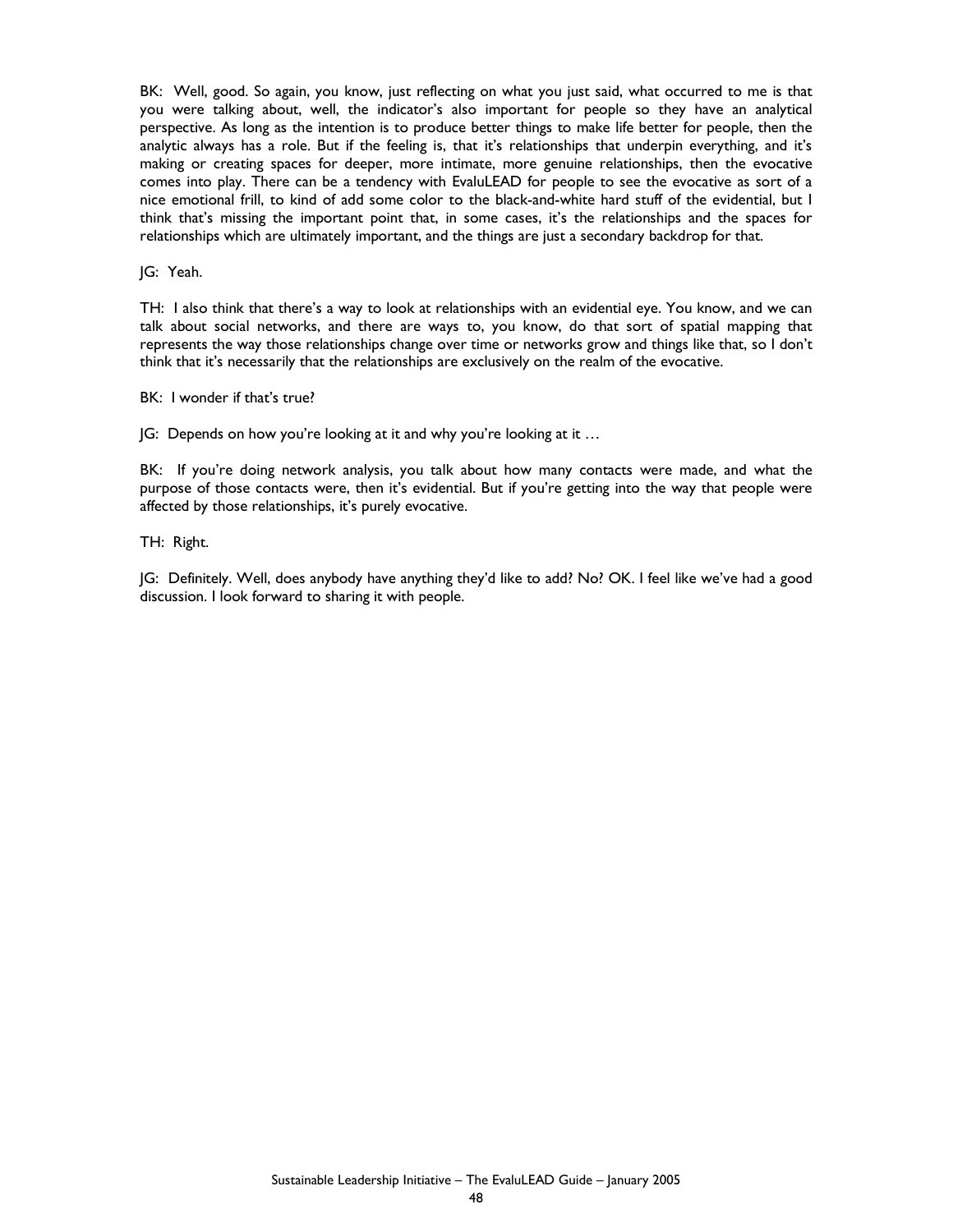BK: Well, good. So again, you know, just reflecting on what you just said, what occurred to me is that you were talking about, well, the indicator's also important for people so they have an analytical perspective. As long as the intention is to produce better things to make life better for people, then the analytic always has a role. But if the feeling is, that it's relationships that underpin everything, and it's making or creating spaces for deeper, more intimate, more genuine relationships, then the evocative comes into play. There can be a tendency with EvaluLEAD for people to see the evocative as sort of a nice emotional frill, to kind of add some color to the black-and-white hard stuff of the evidential, but I think that's missing the important point that, in some cases, it's the relationships and the spaces for relationships which are ultimately important, and the things are just a secondary backdrop for that.

JG: Yeah.

TH: I also think that there's a way to look at relationships with an evidential eye. You know, and we can talk about social networks, and there are ways to, you know, do that sort of spatial mapping that represents the way those relationships change over time or networks grow and things like that, so I don't think that it's necessarily that the relationships are exclusively on the realm of the evocative.

BK: I wonder if that's true?

JG: Depends on how you're looking at it and why you're looking at it …

BK: If you're doing network analysis, you talk about how many contacts were made, and what the purpose of those contacts were, then it's evidential. But if you're getting into the way that people were affected by those relationships, it's purely evocative.

TH: Right.

JG: Definitely. Well, does anybody have anything they'd like to add? No? OK. I feel like we've had a good discussion. I look forward to sharing it with people.